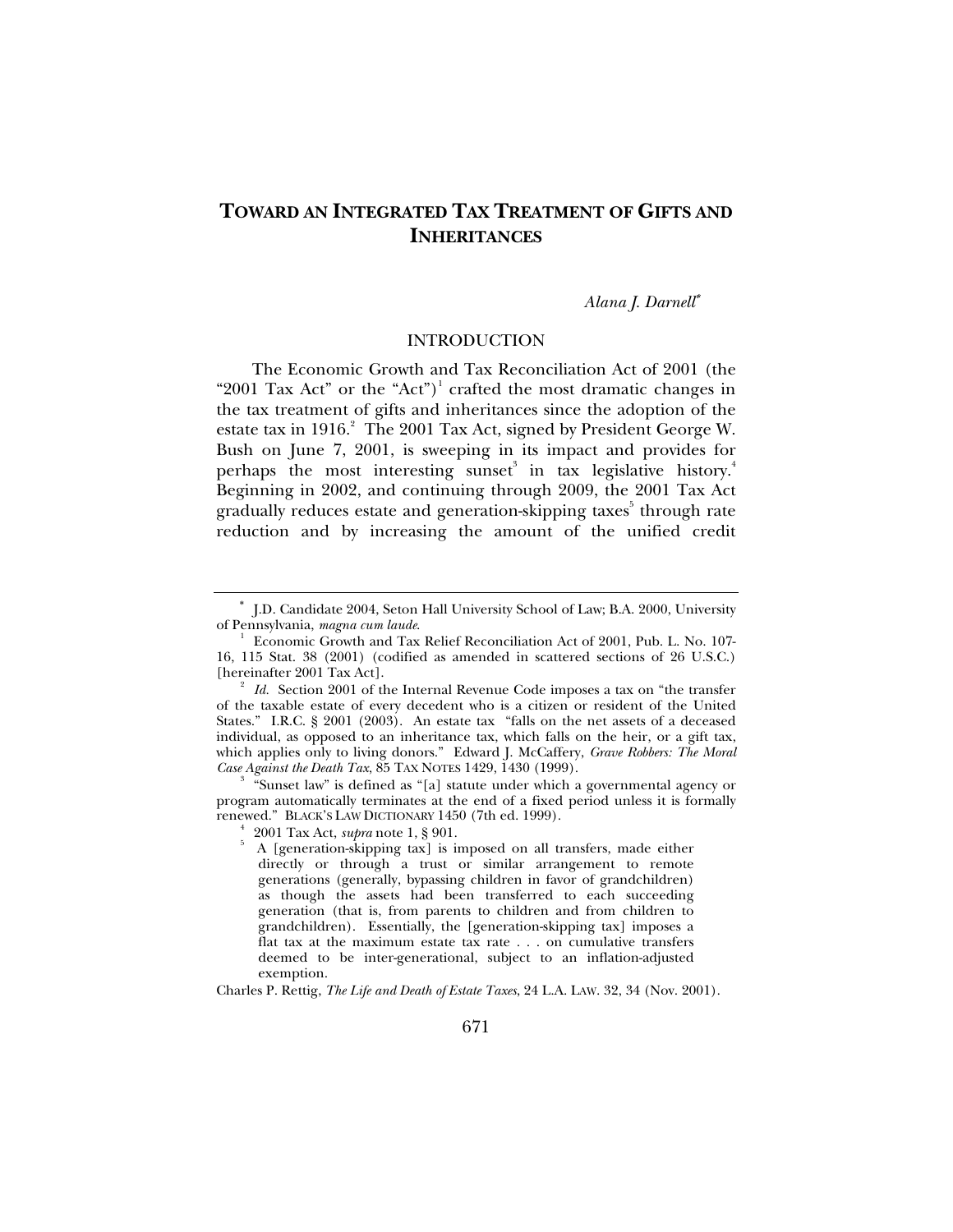# TOWARD AN INTEGRATED TAX TREATMENT OF GIFTS AND INHERITANCES

*Alana J. Darnell*[*]

## INTRODUCTION

The Economic Growth and Tax Reconciliation Act of 2001 (the "2001 Tax Act" or the "Act")[1] crafted the most dramatic changes in the tax treatment of gifts and inheritances since the adoption of the estate tax in 1916.[2] The 2001 Tax Act, signed by President George W. Bush on June 7, 2001, is sweeping in its impact and provides for perhaps the most interesting sunset[3] in tax legislative history.[4] Beginning in 2002, and continuing through 2009, the 2001 Tax Act gradually reduces estate and generation-skipping taxes[5] through rate reduction and by increasing the amount of the unified credit

---

[*] J.D. Candidate 2004, Seton Hall University School of Law; B.A. 2000, University of Pennsylvania, *magna cum laude*.

[1] Economic Growth and Tax Relief Reconciliation Act of 2001, Pub. L. No. 107-16, 115 Stat. 38 (2001) (codified as amended in scattered sections of 26 U.S.C.) [hereinafter 2001 Tax Act].

[2] *Id.* Section 2001 of the Internal Revenue Code imposes a tax on "the transfer of the taxable estate of every decedent who is a citizen or resident of the United States." I.R.C. § 2001 (2003). An estate tax "falls on the net assets of a deceased individual, as opposed to an inheritance tax, which falls on the heir, or a gift tax, which applies only to living donors." Edward J. McCaffery, *Grave Robbers: The Moral Case Against the Death Tax*, 85 TAX NOTES 1429, 1430 (1999).

[3] "Sunset law" is defined as "[a] statute under which a governmental agency or program automatically terminates at the end of a fixed period unless it is formally renewed." BLACK'S LAW DICTIONARY 1450 (7th ed. 1999).

[4] 2001 Tax Act, *supra* note 1, § 901.

[5]
> A [generation-skipping tax] is imposed on all transfers, made either directly or through a trust or similar arrangement to remote generations (generally, bypassing children in favor of grandchildren) as though the assets had been transferred to each succeeding generation (that is, from parents to children and from children to grandchildren). Essentially, the [generation-skipping tax] imposes a flat tax at the maximum estate tax rate . . . on cumulative transfers deemed to be inter-generational, subject to an inflation-adjusted exemption.

Charles P. Rettig, *The Life and Death of Estate Taxes*, 24 L.A. LAW. 32, 34 (Nov. 2001).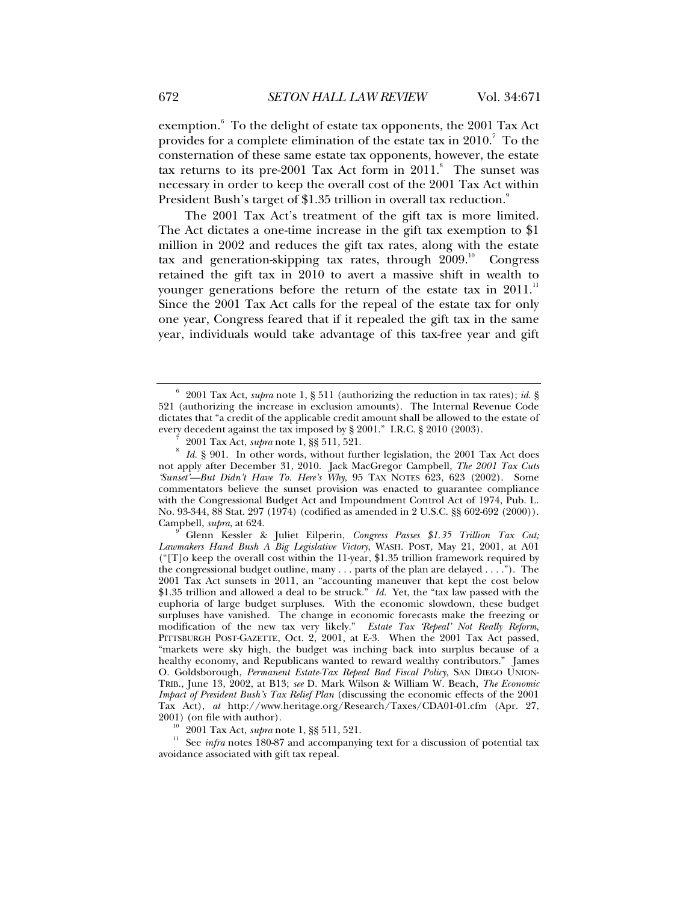exemption.[6] To the delight of estate tax opponents, the 2001 Tax Act provides for a complete elimination of the estate tax in 2010.[7] To the consternation of these same estate tax opponents, however, the estate tax returns to its pre-2001 Tax Act form in 2011.[8] The sunset was necessary in order to keep the overall cost of the 2001 Tax Act within President Bush's target of $1.35 trillion in overall tax reduction.[9]

The 2001 Tax Act's treatment of the gift tax is more limited. The Act dictates a one-time increase in the gift tax exemption to $1 million in 2002 and reduces the gift tax rates, along with the estate tax and generation-skipping tax rates, through 2009.[10] Congress retained the gift tax in 2010 to avert a massive shift in wealth to younger generations before the return of the estate tax in 2011.[11] Since the 2001 Tax Act calls for the repeal of the estate tax for only one year, Congress feared that if it repealed the gift tax in the same year, individuals would take advantage of this tax-free year and gift

---

[6] 2001 Tax Act, *supra* note 1, § 511 (authorizing the reduction in tax rates); *id.* § 521 (authorizing the increase in exclusion amounts). The Internal Revenue Code dictates that "a credit of the applicable credit amount shall be allowed to the estate of every decedent against the tax imposed by § 2001." I.R.C. § 2010 (2003).

[7] 2001 Tax Act, *supra* note 1, §§ 511, 521.

[8] *Id.* § 901. In other words, without further legislation, the 2001 Tax Act does not apply after December 31, 2010. Jack MacGregor Campbell, *The 2001 Tax Cuts 'Sunset'—But Didn't Have To. Here's Why*, 95 TAX NOTES 623, 623 (2002). Some commentators believe the sunset provision was enacted to guarantee compliance with the Congressional Budget Act and Impoundment Control Act of 1974, Pub. L. No. 93-344, 88 Stat. 297 (1974) (codified as amended in 2 U.S.C. §§ 602-692 (2000)). Campbell, *supra*, at 624.

[9] Glenn Kessler & Juliet Eilperin, *Congress Passes $1.35 Trillion Tax Cut; Lawmakers Hand Bush A Big Legislative Victory*, WASH. POST, May 21, 2001, at A01 ("[T]o keep the overall cost within the 11-year, $1.35 trillion framework required by the congressional budget outline, many . . . parts of the plan are delayed . . . ."). The 2001 Tax Act sunsets in 2011, an "accounting maneuver that kept the cost below $1.35 trillion and allowed a deal to be struck." *Id.* Yet, the "tax law passed with the euphoria of large budget surpluses. With the economic slowdown, these budget surpluses have vanished. The change in economic forecasts make the freezing or modification of the new tax very likely." *Estate Tax 'Repeal' Not Really Reform*, PITTSBURGH POST-GAZETTE, Oct. 2, 2001, at E-3. When the 2001 Tax Act passed, "markets were sky high, the budget was inching back into surplus because of a healthy economy, and Republicans wanted to reward wealthy contributors." James O. Goldsborough, *Permanent Estate-Tax Repeal Bad Fiscal Policy*, SAN DIEGO UNION-TRIB., June 13, 2002, at B13; *see* D. Mark Wilson & William W. Beach, *The Economic Impact of President Bush's Tax Relief Plan* (discussing the economic effects of the 2001 Tax Act), *at* http://www.heritage.org/Research/Taxes/CDA01-01.cfm (Apr. 27, 2001) (on file with author).

[10] 2001 Tax Act, *supra* note 1, §§ 511, 521.

[11] See *infra* notes 180-87 and accompanying text for a discussion of potential tax avoidance associated with gift tax repeal.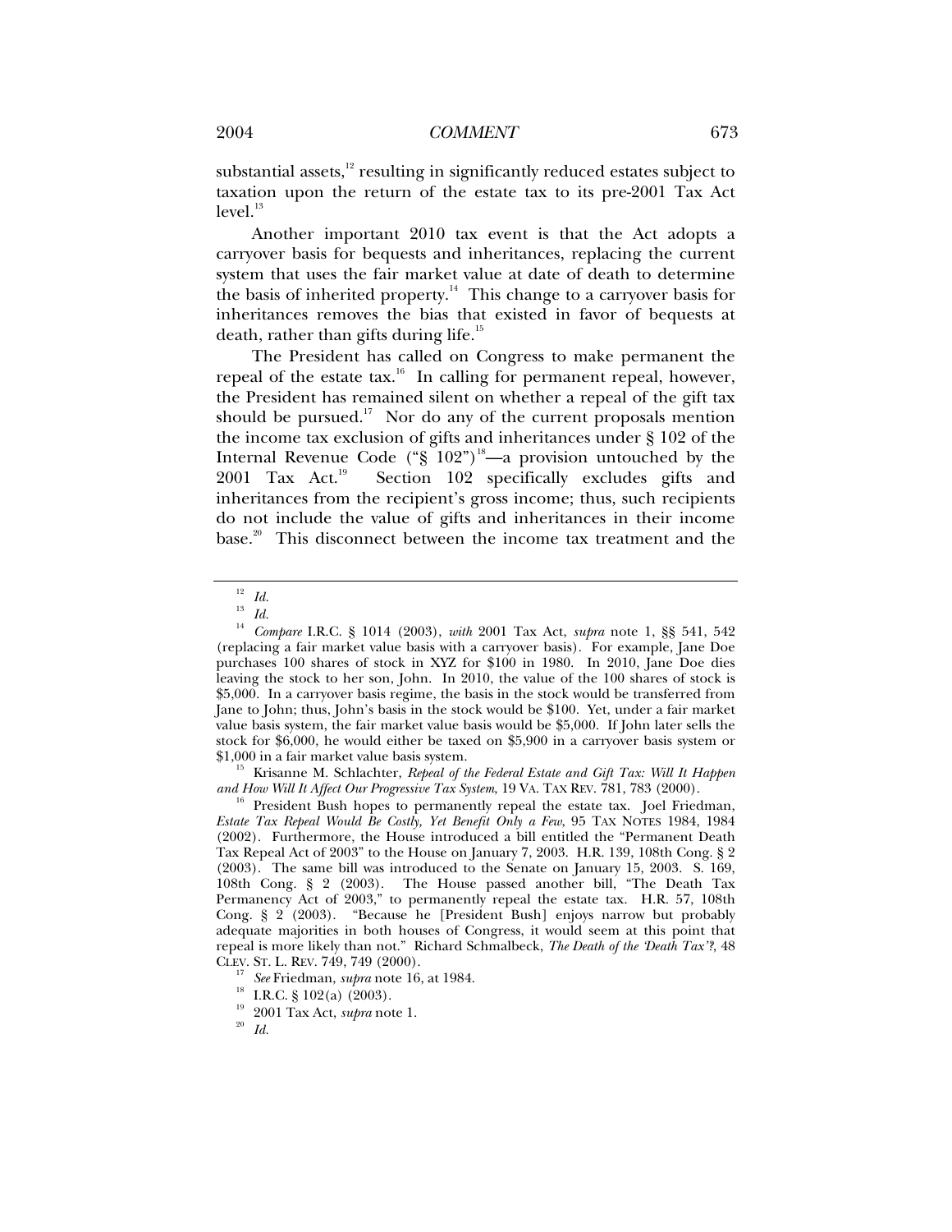substantial assets,[12] resulting in significantly reduced estates subject to taxation upon the return of the estate tax to its pre-2001 Tax Act level.[13]

Another important 2010 tax event is that the Act adopts a carryover basis for bequests and inheritances, replacing the current system that uses the fair market value at date of death to determine the basis of inherited property.[14] This change to a carryover basis for inheritances removes the bias that existed in favor of bequests at death, rather than gifts during life.[15]

The President has called on Congress to make permanent the repeal of the estate tax.[16] In calling for permanent repeal, however, the President has remained silent on whether a repeal of the gift tax should be pursued.[17] Nor do any of the current proposals mention the income tax exclusion of gifts and inheritances under § 102 of the Internal Revenue Code ("§ 102")[18]—a provision untouched by the 2001 Tax Act.[19] Section 102 specifically excludes gifts and inheritances from the recipient's gross income; thus, such recipients do not include the value of gifts and inheritances in their income base.[20] This disconnect between the income tax treatment and the

---

[12] *Id.*

[13] *Id.*

[14] *Compare* I.R.C. § 1014 (2003), *with* 2001 Tax Act, *supra* note 1, §§ 541, 542 (replacing a fair market value basis with a carryover basis). For example, Jane Doe purchases 100 shares of stock in XYZ for $100 in 1980. In 2010, Jane Doe dies leaving the stock to her son, John. In 2010, the value of the 100 shares of stock is $5,000. In a carryover basis regime, the basis in the stock would be transferred from Jane to John; thus, John's basis in the stock would be $100. Yet, under a fair market value basis system, the fair market value basis would be $5,000. If John later sells the stock for $6,000, he would either be taxed on $5,900 in a carryover basis system or $1,000 in a fair market value basis system.

[15] Krisanne M. Schlachter, *Repeal of the Federal Estate and Gift Tax: Will It Happen and How Will It Affect Our Progressive Tax System*, 19 VA. TAX REV. 781, 783 (2000).

[16] President Bush hopes to permanently repeal the estate tax. Joel Friedman, *Estate Tax Repeal Would Be Costly, Yet Benefit Only a Few*, 95 TAX NOTES 1984, 1984 (2002). Furthermore, the House introduced a bill entitled the "Permanent Death Tax Repeal Act of 2003" to the House on January 7, 2003. H.R. 139, 108th Cong. § 2 (2003). The same bill was introduced to the Senate on January 15, 2003. S. 169, 108th Cong. § 2 (2003). The House passed another bill, "The Death Tax Permanency Act of 2003," to permanently repeal the estate tax. H.R. 57, 108th Cong. § 2 (2003). "Because he [President Bush] enjoys narrow but probably adequate majorities in both houses of Congress, it would seem at this point that repeal is more likely than not." Richard Schmalbeck, *The Death of the 'Death Tax'?*, 48 CLEV. ST. L. REV. 749, 749 (2000).

[17] *See* Friedman, *supra* note 16, at 1984.

[18] I.R.C. § 102(a) (2003).

[19] 2001 Tax Act, *supra* note 1.

[20] *Id.*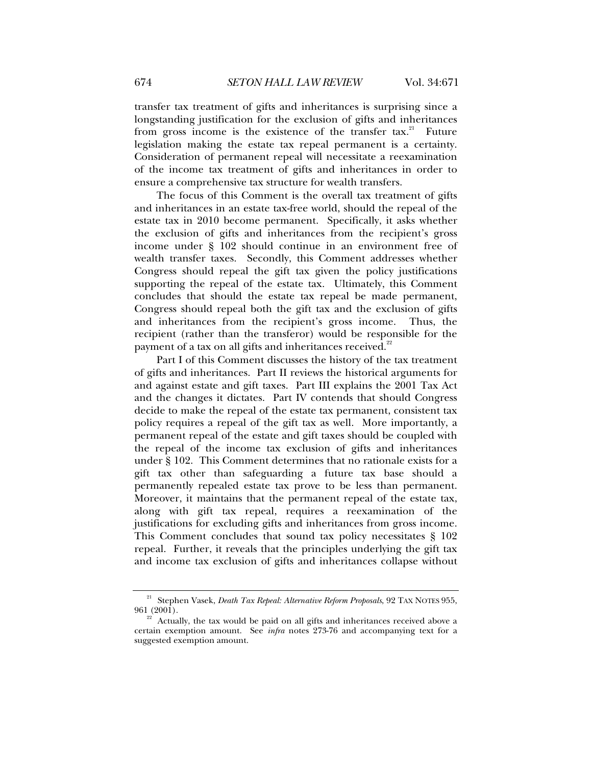transfer tax treatment of gifts and inheritances is surprising since a longstanding justification for the exclusion of gifts and inheritances from gross income is the existence of the transfer tax.[21] Future legislation making the estate tax repeal permanent is a certainty. Consideration of permanent repeal will necessitate a reexamination of the income tax treatment of gifts and inheritances in order to ensure a comprehensive tax structure for wealth transfers.

The focus of this Comment is the overall tax treatment of gifts and inheritances in an estate tax-free world, should the repeal of the estate tax in 2010 become permanent. Specifically, it asks whether the exclusion of gifts and inheritances from the recipient's gross income under § 102 should continue in an environment free of wealth transfer taxes. Secondly, this Comment addresses whether Congress should repeal the gift tax given the policy justifications supporting the repeal of the estate tax. Ultimately, this Comment concludes that should the estate tax repeal be made permanent, Congress should repeal both the gift tax and the exclusion of gifts and inheritances from the recipient's gross income. Thus, the recipient (rather than the transferor) would be responsible for the payment of a tax on all gifts and inheritances received.[22]

Part I of this Comment discusses the history of the tax treatment of gifts and inheritances. Part II reviews the historical arguments for and against estate and gift taxes. Part III explains the 2001 Tax Act and the changes it dictates. Part IV contends that should Congress decide to make the repeal of the estate tax permanent, consistent tax policy requires a repeal of the gift tax as well. More importantly, a permanent repeal of the estate and gift taxes should be coupled with the repeal of the income tax exclusion of gifts and inheritances under § 102. This Comment determines that no rationale exists for a gift tax other than safeguarding a future tax base should a permanently repealed estate tax prove to be less than permanent. Moreover, it maintains that the permanent repeal of the estate tax, along with gift tax repeal, requires a reexamination of the justifications for excluding gifts and inheritances from gross income. This Comment concludes that sound tax policy necessitates § 102 repeal. Further, it reveals that the principles underlying the gift tax and income tax exclusion of gifts and inheritances collapse without

---

[21] Stephen Vasek, *Death Tax Repeal: Alternative Reform Proposals*, 92 TAX NOTES 955, 961 (2001).

[22] Actually, the tax would be paid on all gifts and inheritances received above a certain exemption amount. See *infra* notes 273-76 and accompanying text for a suggested exemption amount.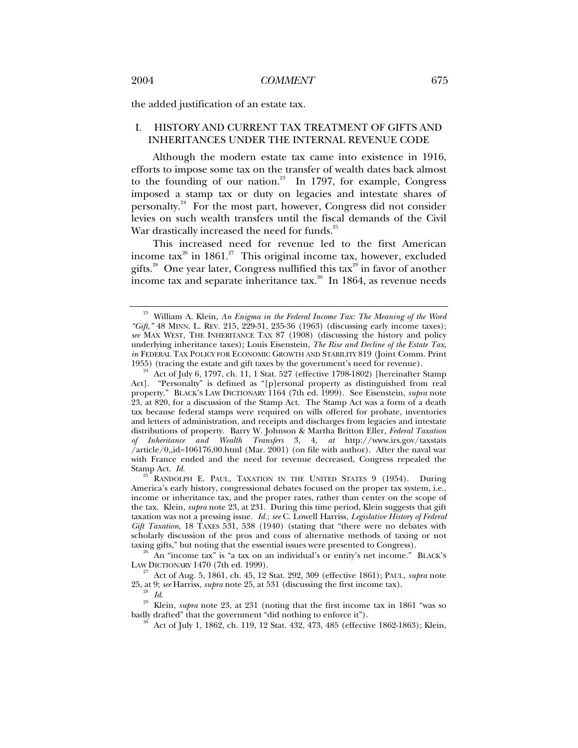the added justification of an estate tax.

## I. HISTORY AND CURRENT TAX TREATMENT OF GIFTS AND INHERITANCES UNDER THE INTERNAL REVENUE CODE

Although the modern estate tax came into existence in 1916, efforts to impose some tax on the transfer of wealth dates back almost to the founding of our nation.[23] In 1797, for example, Congress imposed a stamp tax or duty on legacies and intestate shares of personalty.[24] For the most part, however, Congress did not consider levies on such wealth transfers until the fiscal demands of the Civil War drastically increased the need for funds.[25]

This increased need for revenue led to the first American income tax[26] in 1861.[27] This original income tax, however, excluded gifts.[28] One year later, Congress nullified this tax[29] in favor of another income tax and separate inheritance tax.[30] In 1864, as revenue needs

---

[23] William A. Klein, *An Enigma in the Federal Income Tax: The Meaning of the Word "Gift*,*"* 48 MINN. L. REV. 215, 229-31, 235-36 (1963) (discussing early income taxes); *see* MAX WEST, THE INHERITANCE TAX 87 (1908) (discussing the history and policy underlying inheritance taxes); Louis Eisenstein, *The Rise and Decline of the Estate Tax*, *in* FEDERAL TAX POLICY FOR ECONOMIC GROWTH AND STABILITY 819 (Joint Comm. Print 1955) (tracing the estate and gift taxes by the government's need for revenue).

[24] Act of July 6, 1797, ch. 11, 1 Stat. 527 (effective 1798-1802) [hereinafter Stamp Act]. "Personalty" is defined as "[p]ersonal property as distinguished from real property." BLACK'S LAW DICTIONARY 1164 (7th ed. 1999). See Eisenstein, *supra* note 23, at 820, for a discussion of the Stamp Act. The Stamp Act was a form of a death tax because federal stamps were required on wills offered for probate, inventories and letters of administration, and receipts and discharges from legacies and intestate distributions of property. Barry W. Johnson & Martha Britton Eller, *Federal Taxation of Inheritance and Wealth Transfers* 3, 4, *at* http://www.irs.gov/taxstats/article/0,,id=106176,00.html (Mar. 2001) (on file with author). After the naval war with France ended and the need for revenue decreased, Congress repealed the Stamp Act. *Id.*

[25] RANDOLPH E. PAUL, TAXATION IN THE UNITED STATES 9 (1954). During America's early history, congressional debates focused on the proper tax system, i.e., income or inheritance tax, and the proper rates, rather than center on the scope of the tax. Klein, *supra* note 23, at 231. During this time period, Klein suggests that gift taxation was not a pressing issue. *Id.*; *see* C. Lowell Harriss, *Legislative History of Federal Gift Taxation*, 18 TAXES 531, 538 (1940) (stating that "there were no debates with scholarly discussion of the pros and cons of alternative methods of taxing or not taxing gifts," but noting that the essential issues were presented to Congress).

[26] An "income tax" is "a tax on an individual's or entity's net income." BLACK'S LAW DICTIONARY 1470 (7th ed. 1999).

[27] Act of Aug. 5, 1861, ch. 45, 12 Stat. 292, 309 (effective 1861); PAUL, *supra* note 25, at 9; *see* Harriss, *supra* note 25, at 531 (discussing the first income tax).

[28] *Id.*

[29] Klein, *supra* note 23, at 231 (noting that the first income tax in 1861 "was so badly drafted" that the government "did nothing to enforce it").

[30] Act of July 1, 1862, ch. 119, 12 Stat. 432, 473, 485 (effective 1862-1863); Klein,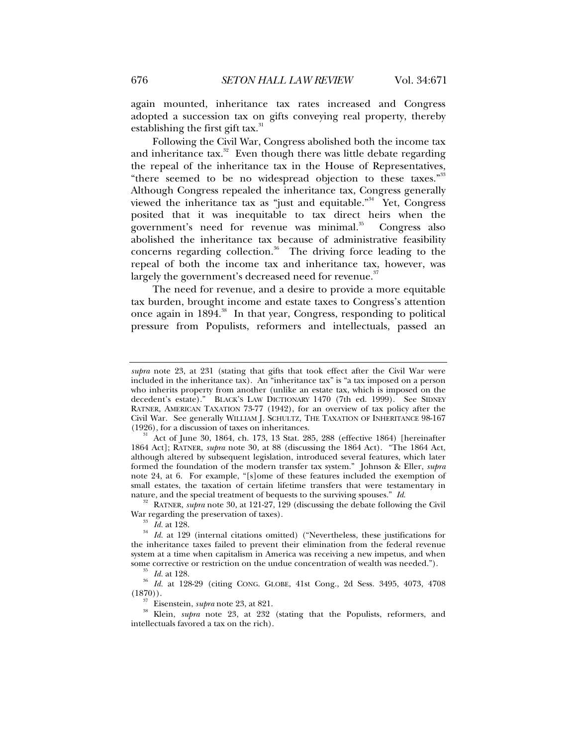again mounted, inheritance tax rates increased and Congress adopted a succession tax on gifts conveying real property, thereby establishing the first gift tax.[31]

Following the Civil War, Congress abolished both the income tax and inheritance tax.[32] Even though there was little debate regarding the repeal of the inheritance tax in the House of Representatives, "there seemed to be no widespread objection to these taxes."[33] Although Congress repealed the inheritance tax, Congress generally viewed the inheritance tax as "just and equitable."[34] Yet, Congress posited that it was inequitable to tax direct heirs when the government's need for revenue was minimal.[35] Congress also abolished the inheritance tax because of administrative feasibility concerns regarding collection.[36] The driving force leading to the repeal of both the income tax and inheritance tax, however, was largely the government's decreased need for revenue.[37]

The need for revenue, and a desire to provide a more equitable tax burden, brought income and estate taxes to Congress's attention once again in 1894.[38] In that year, Congress, responding to political pressure from Populists, reformers and intellectuals, passed an

---

*supra* note 23, at 231 (stating that gifts that took effect after the Civil War were included in the inheritance tax). An "inheritance tax" is "a tax imposed on a person who inherits property from another (unlike an estate tax, which is imposed on the decedent's estate)." BLACK'S LAW DICTIONARY 1470 (7th ed. 1999). See SIDNEY RATNER, AMERICAN TAXATION 73-77 (1942), for an overview of tax policy after the Civil War. See generally WILLIAM J. SCHULTZ, THE TAXATION OF INHERITANCE 98-167 (1926), for a discussion of taxes on inheritances.

[31] Act of June 30, 1864, ch. 173, 13 Stat. 285, 288 (effective 1864) [hereinafter 1864 Act]; RATNER, *supra* note 30, at 88 (discussing the 1864 Act). "The 1864 Act, although altered by subsequent legislation, introduced several features, which later formed the foundation of the modern transfer tax system." Johnson & Eller, *supra* note 24, at 6. For example, "[s]ome of these features included the exemption of small estates, the taxation of certain lifetime transfers that were testamentary in nature, and the special treatment of bequests to the surviving spouses." *Id.*

[32] RATNER, *supra* note 30, at 121-27, 129 (discussing the debate following the Civil War regarding the preservation of taxes).

[33] *Id.* at 128.

[34] *Id.* at 129 (internal citations omitted) ("Nevertheless, these justifications for the inheritance taxes failed to prevent their elimination from the federal revenue system at a time when capitalism in America was receiving a new impetus, and when some corrective or restriction on the undue concentration of wealth was needed.").

[35] *Id.* at 128.

[36] *Id.* at 128-29 (citing CONG. GLOBE, 41st Cong., 2d Sess. 3495, 4073, 4708 (1870)).

[37] Eisenstein, *supra* note 23, at 821.

[38] Klein, *supra* note 23, at 232 (stating that the Populists, reformers, and intellectuals favored a tax on the rich).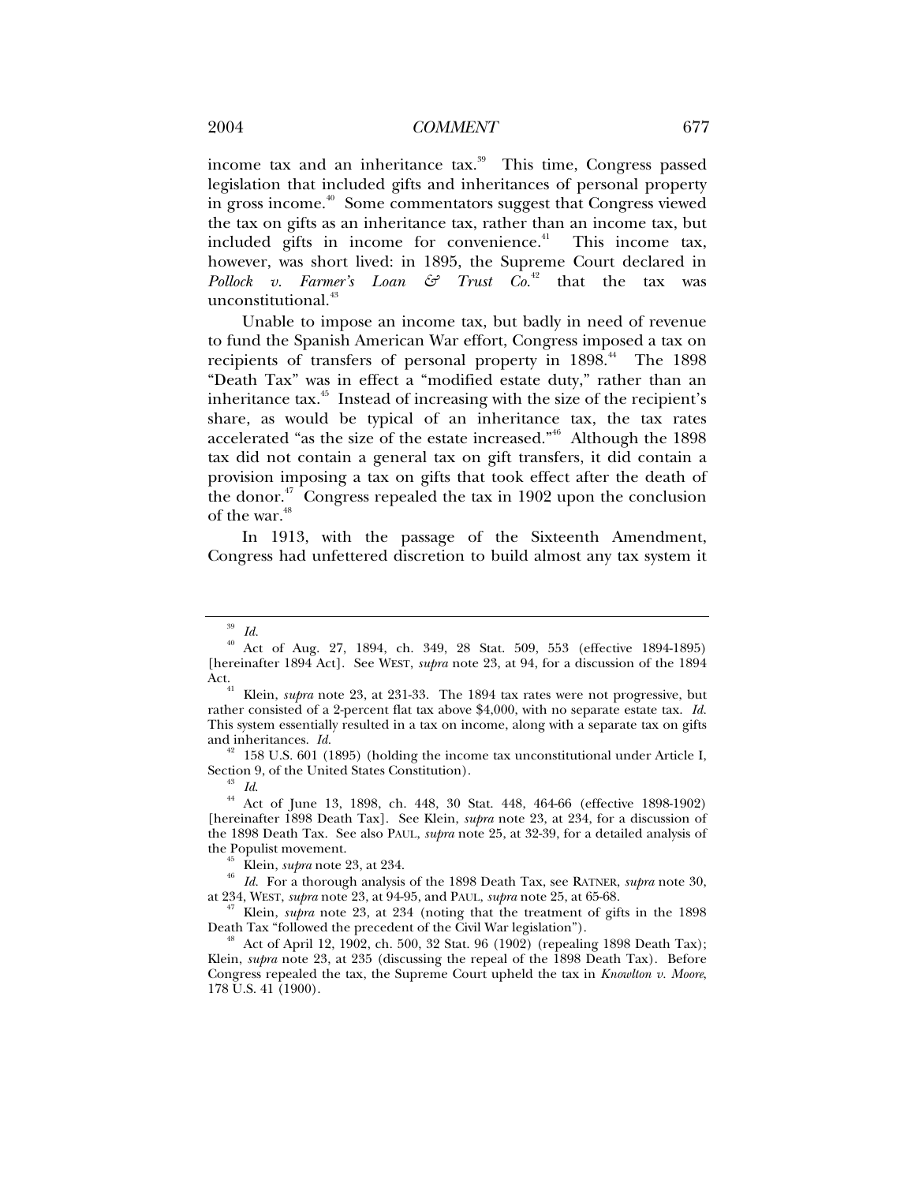income tax and an inheritance tax.[39] This time, Congress passed legislation that included gifts and inheritances of personal property in gross income.[40] Some commentators suggest that Congress viewed the tax on gifts as an inheritance tax, rather than an income tax, but included gifts in income for convenience.[41] This income tax, however, was short lived: in 1895, the Supreme Court declared in *Pollock v. Farmer's Loan & Trust Co.*[42] that the tax was unconstitutional.[43]

Unable to impose an income tax, but badly in need of revenue to fund the Spanish American War effort, Congress imposed a tax on recipients of transfers of personal property in 1898.[44] The 1898 "Death Tax" was in effect a "modified estate duty," rather than an inheritance tax.[45] Instead of increasing with the size of the recipient's share, as would be typical of an inheritance tax, the tax rates accelerated "as the size of the estate increased."[46] Although the 1898 tax did not contain a general tax on gift transfers, it did contain a provision imposing a tax on gifts that took effect after the death of the donor.[47] Congress repealed the tax in 1902 upon the conclusion of the war.[48]

In 1913, with the passage of the Sixteenth Amendment, Congress had unfettered discretion to build almost any tax system it

---

[39] *Id.*

[40] Act of Aug. 27, 1894, ch. 349, 28 Stat. 509, 553 (effective 1894-1895) [hereinafter 1894 Act]. See WEST, *supra* note 23, at 94, for a discussion of the 1894 Act.

[41] Klein, *supra* note 23, at 231-33. The 1894 tax rates were not progressive, but rather consisted of a 2-percent flat tax above $4,000, with no separate estate tax. *Id.* This system essentially resulted in a tax on income, along with a separate tax on gifts and inheritances. *Id.*

[42] 158 U.S. 601 (1895) (holding the income tax unconstitutional under Article I, Section 9, of the United States Constitution).

[43] *Id.*

[44] Act of June 13, 1898, ch. 448, 30 Stat. 448, 464-66 (effective 1898-1902) [hereinafter 1898 Death Tax]. See Klein, *supra* note 23, at 234, for a discussion of the 1898 Death Tax. See also PAUL, *supra* note 25, at 32-39, for a detailed analysis of the Populist movement.

[45] Klein, *supra* note 23, at 234.

[46] *Id.* For a thorough analysis of the 1898 Death Tax, see RATNER, *supra* note 30, at 234, WEST, *supra* note 23, at 94-95, and PAUL, *supra* note 25, at 65-68.

[47] Klein, *supra* note 23, at 234 (noting that the treatment of gifts in the 1898 Death Tax "followed the precedent of the Civil War legislation").

[48] Act of April 12, 1902, ch. 500, 32 Stat. 96 (1902) (repealing 1898 Death Tax); Klein, *supra* note 23, at 235 (discussing the repeal of the 1898 Death Tax). Before Congress repealed the tax, the Supreme Court upheld the tax in *Knowlton v. Moore*, 178 U.S. 41 (1900).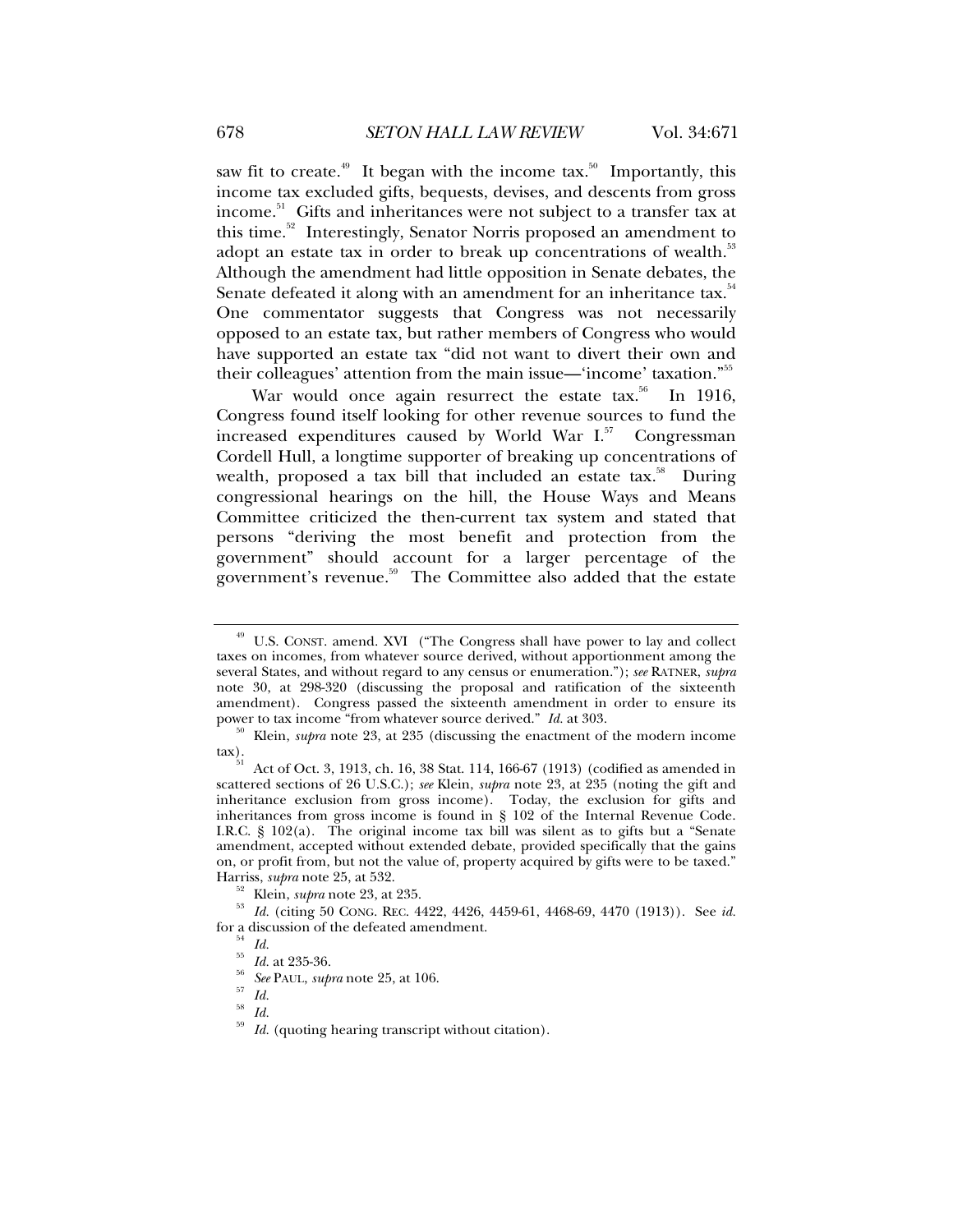saw fit to create.[49] It began with the income tax.[50] Importantly, this income tax excluded gifts, bequests, devises, and descents from gross income.[51] Gifts and inheritances were not subject to a transfer tax at this time.[52] Interestingly, Senator Norris proposed an amendment to adopt an estate tax in order to break up concentrations of wealth.[53] Although the amendment had little opposition in Senate debates, the Senate defeated it along with an amendment for an inheritance tax.[54] One commentator suggests that Congress was not necessarily opposed to an estate tax, but rather members of Congress who would have supported an estate tax "did not want to divert their own and their colleagues' attention from the main issue—'income' taxation."[55]

War would once again resurrect the estate tax.[56] In 1916, Congress found itself looking for other revenue sources to fund the increased expenditures caused by World War I.[57] Congressman Cordell Hull, a longtime supporter of breaking up concentrations of wealth, proposed a tax bill that included an estate tax.[58] During congressional hearings on the hill, the House Ways and Means Committee criticized the then-current tax system and stated that persons "deriving the most benefit and protection from the government" should account for a larger percentage of the government's revenue.[59] The Committee also added that the estate

---

[49] U.S. CONST. amend. XVI ("The Congress shall have power to lay and collect taxes on incomes, from whatever source derived, without apportionment among the several States, and without regard to any census or enumeration."); *see* RATNER, *supra* note 30, at 298-320 (discussing the proposal and ratification of the sixteenth amendment). Congress passed the sixteenth amendment in order to ensure its power to tax income "from whatever source derived." *Id.* at 303.

[50] Klein, *supra* note 23, at 235 (discussing the enactment of the modern income tax).

[51] Act of Oct. 3, 1913, ch. 16, 38 Stat. 114, 166-67 (1913) (codified as amended in scattered sections of 26 U.S.C.); *see* Klein, *supra* note 23, at 235 (noting the gift and inheritance exclusion from gross income). Today, the exclusion for gifts and inheritances from gross income is found in § 102 of the Internal Revenue Code. I.R.C. § 102(a). The original income tax bill was silent as to gifts but a "Senate amendment, accepted without extended debate, provided specifically that the gains on, or profit from, but not the value of, property acquired by gifts were to be taxed." Harriss, *supra* note 25, at 532.

[52] Klein, *supra* note 23, at 235.

[53] *Id.* (citing 50 CONG. REC. 4422, 4426, 4459-61, 4468-69, 4470 (1913)). See *id.* for a discussion of the defeated amendment.

[54] *Id.*

[55] *Id.* at 235-36.

[56] *See* PAUL, *supra* note 25, at 106.

[57] *Id.*

[58] *Id.*

[59] *Id.* (quoting hearing transcript without citation).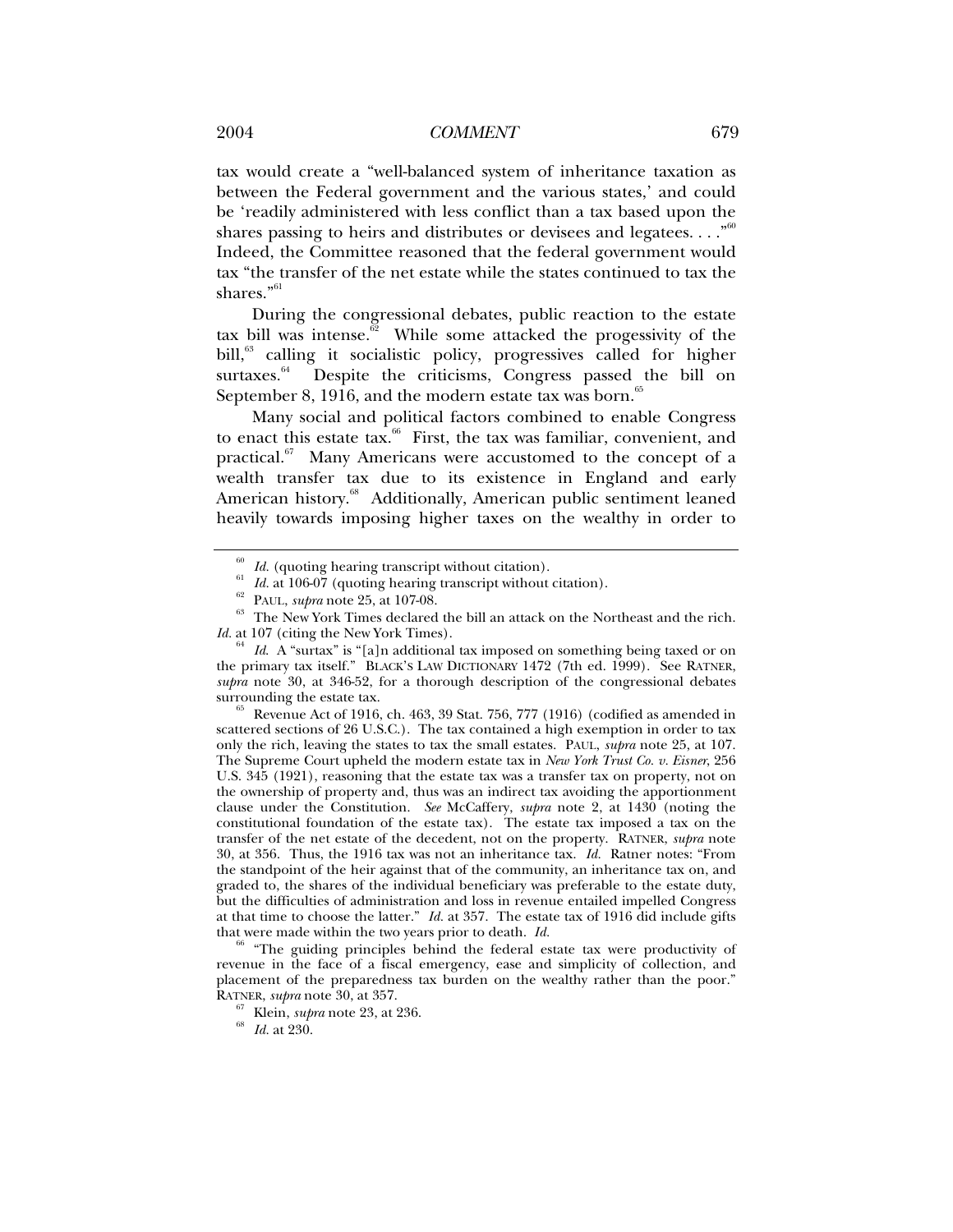tax would create a "well-balanced system of inheritance taxation as between the Federal government and the various states,' and could be 'readily administered with less conflict than a tax based upon the shares passing to heirs and distributes or devisees and legatees. . . ."[60] Indeed, the Committee reasoned that the federal government would tax "the transfer of the net estate while the states continued to tax the shares."[61]

During the congressional debates, public reaction to the estate tax bill was intense.[62] While some attacked the progessivity of the bill,[63] calling it socialistic policy, progressives called for higher surtaxes.[64] Despite the criticisms, Congress passed the bill on September 8, 1916, and the modern estate tax was born.[65]

Many social and political factors combined to enable Congress to enact this estate tax.[66] First, the tax was familiar, convenient, and practical.[67] Many Americans were accustomed to the concept of a wealth transfer tax due to its existence in England and early American history.[68] Additionally, American public sentiment leaned heavily towards imposing higher taxes on the wealthy in order to

---

[60] *Id.* (quoting hearing transcript without citation).

[61] *Id.* at 106-07 (quoting hearing transcript without citation).

[62] PAUL, *supra* note 25, at 107-08.

[63] The New York Times declared the bill an attack on the Northeast and the rich. *Id.* at 107 (citing the New York Times).

[64] *Id.* A "surtax" is "[a]n additional tax imposed on something being taxed or on the primary tax itself." BLACK'S LAW DICTIONARY 1472 (7th ed. 1999). See RATNER, *supra* note 30, at 346-52, for a thorough description of the congressional debates surrounding the estate tax.

[65] Revenue Act of 1916, ch. 463, 39 Stat. 756, 777 (1916) (codified as amended in scattered sections of 26 U.S.C.). The tax contained a high exemption in order to tax only the rich, leaving the states to tax the small estates. PAUL, *supra* note 25, at 107. The Supreme Court upheld the modern estate tax in *New York Trust Co. v. Eisner*, 256 U.S. 345 (1921), reasoning that the estate tax was a transfer tax on property, not on the ownership of property and, thus was an indirect tax avoiding the apportionment clause under the Constitution. *See* McCaffery, *supra* note 2, at 1430 (noting the constitutional foundation of the estate tax). The estate tax imposed a tax on the transfer of the net estate of the decedent, not on the property. RATNER, *supra* note 30, at 356. Thus, the 1916 tax was not an inheritance tax. *Id.* Ratner notes: "From the standpoint of the heir against that of the community, an inheritance tax on, and graded to, the shares of the individual beneficiary was preferable to the estate duty, but the difficulties of administration and loss in revenue entailed impelled Congress at that time to choose the latter." *Id.* at 357. The estate tax of 1916 did include gifts that were made within the two years prior to death. *Id.*

[66] "The guiding principles behind the federal estate tax were productivity of revenue in the face of a fiscal emergency, ease and simplicity of collection, and placement of the preparedness tax burden on the wealthy rather than the poor." RATNER, *supra* note 30, at 357.

[67] Klein, *supra* note 23, at 236.

[68] *Id.* at 230.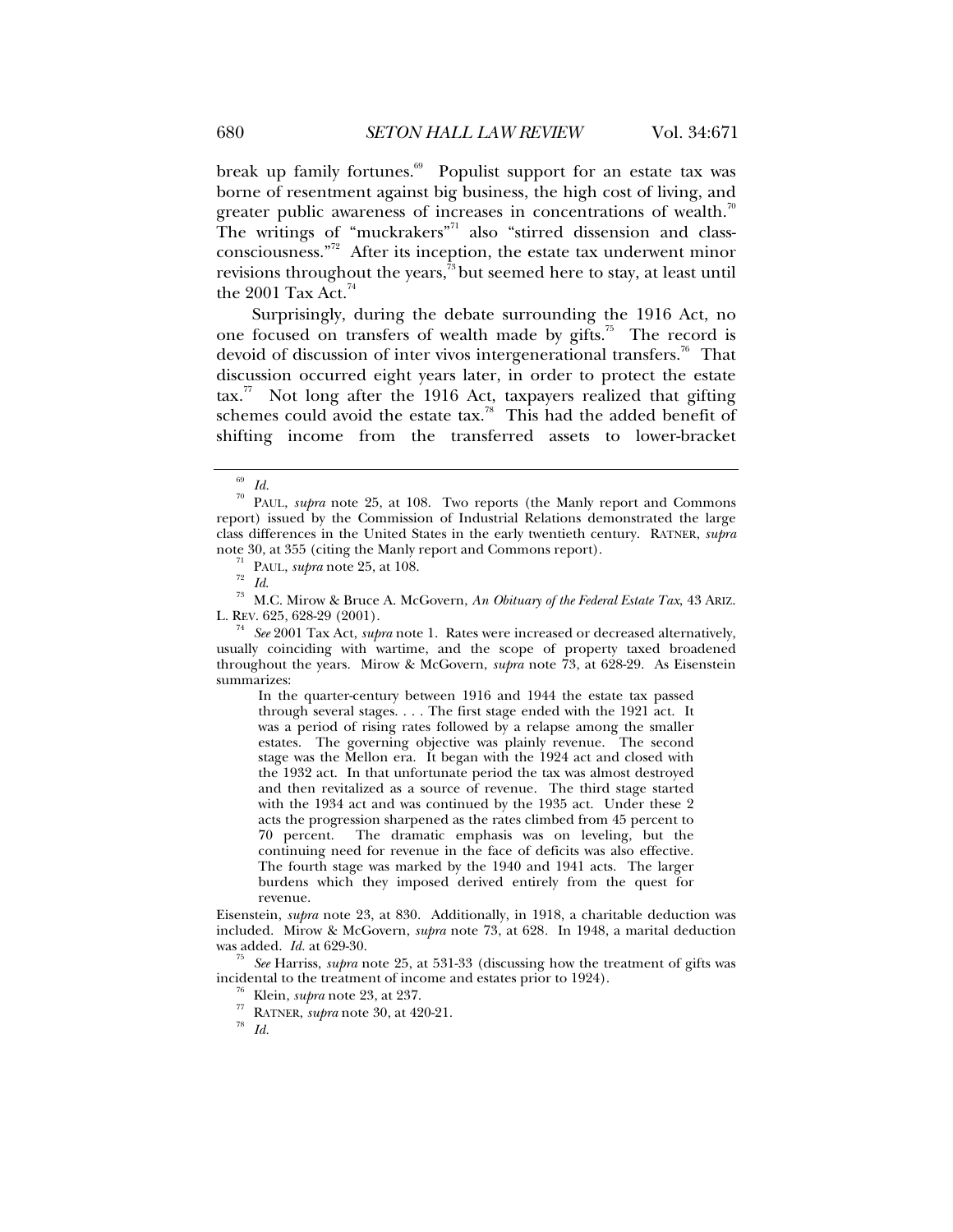break up family fortunes.[69] Populist support for an estate tax was borne of resentment against big business, the high cost of living, and greater public awareness of increases in concentrations of wealth.[70] The writings of "muckrakers"[71] also "stirred dissension and class-consciousness."[72] After its inception, the estate tax underwent minor revisions throughout the years,[73] but seemed here to stay, at least until the 2001 Tax Act.[74]

Surprisingly, during the debate surrounding the 1916 Act, no one focused on transfers of wealth made by gifts.[75] The record is devoid of discussion of inter vivos intergenerational transfers.[76] That discussion occurred eight years later, in order to protect the estate tax.[77] Not long after the 1916 Act, taxpayers realized that gifting schemes could avoid the estate tax.[78] This had the added benefit of shifting income from the transferred assets to lower-bracket

---

[69] *Id.*

[70] PAUL, *supra* note 25, at 108. Two reports (the Manly report and Commons report) issued by the Commission of Industrial Relations demonstrated the large class differences in the United States in the early twentieth century. RATNER, *supra* note 30, at 355 (citing the Manly report and Commons report).

[71] PAUL, *supra* note 25, at 108.

[72] *Id.*

[73] M.C. Mirow & Bruce A. McGovern, *An Obituary of the Federal Estate Tax*, 43 ARIZ. L. REV. 625, 628-29 (2001).

[74] *See* 2001 Tax Act, *supra* note 1. Rates were increased or decreased alternatively, usually coinciding with wartime, and the scope of property taxed broadened throughout the years. Mirow & McGovern, *supra* note 73, at 628-29. As Eisenstein summarizes:

> In the quarter-century between 1916 and 1944 the estate tax passed through several stages. . . . The first stage ended with the 1921 act. It was a period of rising rates followed by a relapse among the smaller estates. The governing objective was plainly revenue. The second stage was the Mellon era. It began with the 1924 act and closed with the 1932 act. In that unfortunate period the tax was almost destroyed and then revitalized as a source of revenue. The third stage started with the 1934 act and was continued by the 1935 act. Under these 2 acts the progression sharpened as the rates climbed from 45 percent to 70 percent. The dramatic emphasis was on leveling, but the continuing need for revenue in the face of deficits was also effective. The fourth stage was marked by the 1940 and 1941 acts. The larger burdens which they imposed derived entirely from the quest for revenue.

Eisenstein, *supra* note 23, at 830. Additionally, in 1918, a charitable deduction was included. Mirow & McGovern, *supra* note 73, at 628. In 1948, a marital deduction was added. *Id.* at 629-30.

[75] *See* Harriss, *supra* note 25, at 531-33 (discussing how the treatment of gifts was incidental to the treatment of income and estates prior to 1924).

[76] Klein, *supra* note 23, at 237.

[77] RATNER, *supra* note 30, at 420-21.

[78] *Id.*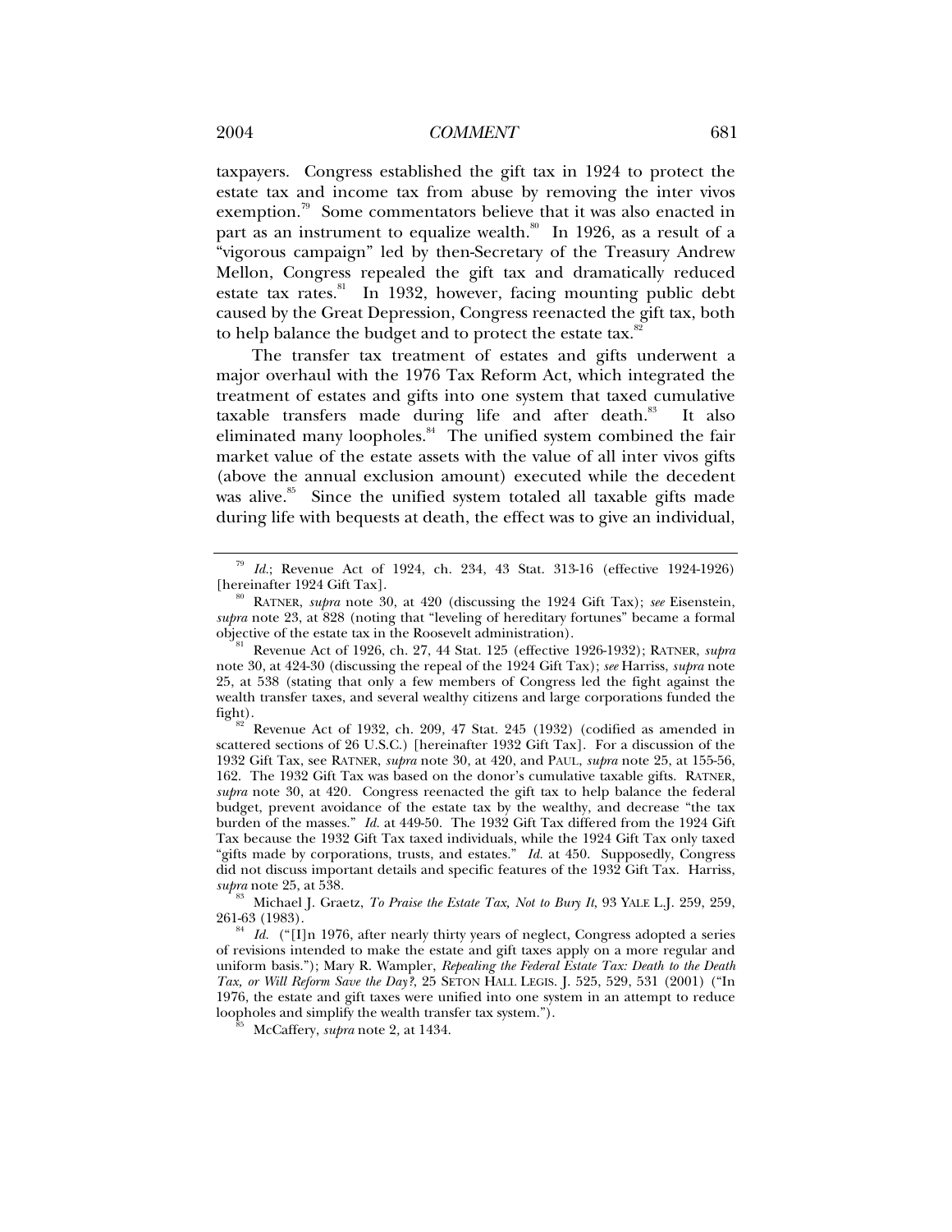taxpayers. Congress established the gift tax in 1924 to protect the estate tax and income tax from abuse by removing the inter vivos exemption.[79] Some commentators believe that it was also enacted in part as an instrument to equalize wealth.[80] In 1926, as a result of a "vigorous campaign" led by then-Secretary of the Treasury Andrew Mellon, Congress repealed the gift tax and dramatically reduced estate tax rates.[81] In 1932, however, facing mounting public debt caused by the Great Depression, Congress reenacted the gift tax, both to help balance the budget and to protect the estate tax.[82]

The transfer tax treatment of estates and gifts underwent a major overhaul with the 1976 Tax Reform Act, which integrated the treatment of estates and gifts into one system that taxed cumulative taxable transfers made during life and after death.[83] It also eliminated many loopholes.[84] The unified system combined the fair market value of the estate assets with the value of all inter vivos gifts (above the annual exclusion amount) executed while the decedent was alive.[85] Since the unified system totaled all taxable gifts made during life with bequests at death, the effect was to give an individual,

---

[79] *Id.*; Revenue Act of 1924, ch. 234, 43 Stat. 313-16 (effective 1924-1926) [hereinafter 1924 Gift Tax].

[80] RATNER, *supra* note 30, at 420 (discussing the 1924 Gift Tax); *see* Eisenstein, *supra* note 23, at 828 (noting that "leveling of hereditary fortunes" became a formal objective of the estate tax in the Roosevelt administration).

[81] Revenue Act of 1926, ch. 27, 44 Stat. 125 (effective 1926-1932); RATNER, *supra* note 30, at 424-30 (discussing the repeal of the 1924 Gift Tax); *see* Harriss, *supra* note 25, at 538 (stating that only a few members of Congress led the fight against the wealth transfer taxes, and several wealthy citizens and large corporations funded the fight).

[82] Revenue Act of 1932, ch. 209, 47 Stat. 245 (1932) (codified as amended in scattered sections of 26 U.S.C.) [hereinafter 1932 Gift Tax]. For a discussion of the 1932 Gift Tax, see RATNER, *supra* note 30, at 420, and PAUL, *supra* note 25, at 155-56, 162. The 1932 Gift Tax was based on the donor's cumulative taxable gifts. RATNER, *supra* note 30, at 420. Congress reenacted the gift tax to help balance the federal budget, prevent avoidance of the estate tax by the wealthy, and decrease "the tax burden of the masses." *Id.* at 449-50. The 1932 Gift Tax differed from the 1924 Gift Tax because the 1932 Gift Tax taxed individuals, while the 1924 Gift Tax only taxed "gifts made by corporations, trusts, and estates." *Id.* at 450. Supposedly, Congress did not discuss important details and specific features of the 1932 Gift Tax. Harriss, *supra* note 25, at 538.

[83] Michael J. Graetz, *To Praise the Estate Tax, Not to Bury It*, 93 YALE L.J. 259, 259, 261-63 (1983).

[84] *Id.* ("[I]n 1976, after nearly thirty years of neglect, Congress adopted a series of revisions intended to make the estate and gift taxes apply on a more regular and uniform basis."); Mary R. Wampler, *Repealing the Federal Estate Tax: Death to the Death Tax, or Will Reform Save the Day?*, 25 SETON HALL LEGIS. J. 525, 529, 531 (2001) ("In 1976, the estate and gift taxes were unified into one system in an attempt to reduce loopholes and simplify the wealth transfer tax system.").

[85] McCaffery, *supra* note 2, at 1434.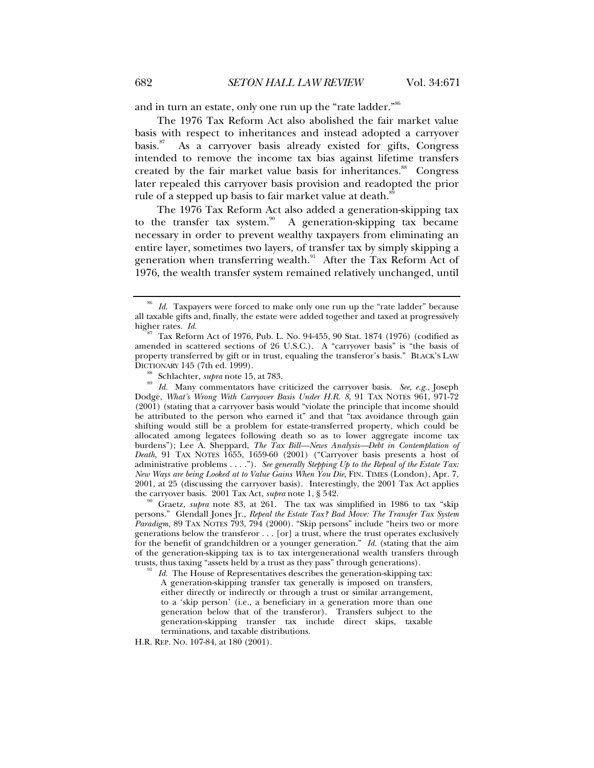and in turn an estate, only one run up the "rate ladder."[86]

The 1976 Tax Reform Act also abolished the fair market value basis with respect to inheritances and instead adopted a carryover basis.[87] As a carryover basis already existed for gifts, Congress intended to remove the income tax bias against lifetime transfers created by the fair market value basis for inheritances.[88] Congress later repealed this carryover basis provision and readopted the prior rule of a stepped up basis to fair market value at death.[89]

The 1976 Tax Reform Act also added a generation-skipping tax to the transfer tax system.[90] A generation-skipping tax became necessary in order to prevent wealthy taxpayers from eliminating an entire layer, sometimes two layers, of transfer tax by simply skipping a generation when transferring wealth.[91] After the Tax Reform Act of 1976, the wealth transfer system remained relatively unchanged, until

---

[86] *Id.* Taxpayers were forced to make only one run up the "rate ladder" because all taxable gifts and, finally, the estate were added together and taxed at progressively higher rates. *Id.*

[87] Tax Reform Act of 1976, Pub. L. No. 94-455, 90 Stat. 1874 (1976) (codified as amended in scattered sections of 26 U.S.C.). A "carryover basis" is "the basis of property transferred by gift or in trust, equaling the transferor's basis." BLACK'S LAW DICTIONARY 145 (7th ed. 1999).

[88] Schlachter, *supra* note 15, at 783.

[89] *Id.* Many commentators have criticized the carryover basis. *See, e.g.*, Joseph Dodge, *What's Wrong With Carryover Basis Under H.R. 8*, 91 TAX NOTES 961, 971-72 (2001) (stating that a carryover basis would "violate the principle that income should be attributed to the person who earned it" and that "tax avoidance through gain shifting would still be a problem for estate-transferred property, which could be allocated among legatees following death so as to lower aggregate income tax burdens"); Lee A. Sheppard, *The Tax Bill—News Analysis—Debt in Contemplation of Death*, 91 TAX NOTES 1655, 1659-60 (2001) ("Carryover basis presents a host of administrative problems . . . ."). *See generally Stepping Up to the Repeal of the Estate Tax: New Ways are being Looked at to Value Gains When You Die*, FIN. TIMES (London), Apr. 7, 2001, at 25 (discussing the carryover basis). Interestingly, the 2001 Tax Act applies the carryover basis. 2001 Tax Act, *supra* note 1, § 542.

[90] Graetz, *supra* note 83, at 261. The tax was simplified in 1986 to tax "skip persons." Glendall Jones Jr., *Repeal the Estate Tax? Bad Move: The Transfer Tax System Paradigm,* 89 TAX NOTES 793, 794 (2000). "Skip persons" include "heirs two or more generations below the transferor . . . [or] a trust, where the trust operates exclusively for the benefit of grandchildren or a younger generation." *Id.* (stating that the aim of the generation-skipping tax is to tax intergenerational wealth transfers through trusts, thus taxing "assets held by a trust as they pass" through generations).

[91] *Id.* The House of Representatives describes the generation-skipping tax:

> A generation-skipping transfer tax generally is imposed on transfers, either directly or indirectly or through a trust or similar arrangement, to a 'skip person' (i.e., a beneficiary in a generation more than one generation below that of the transferor). Transfers subject to the generation-skipping transfer tax include direct skips, taxable terminations, and taxable distributions.

H.R. REP. NO. 107-84, at 180 (2001).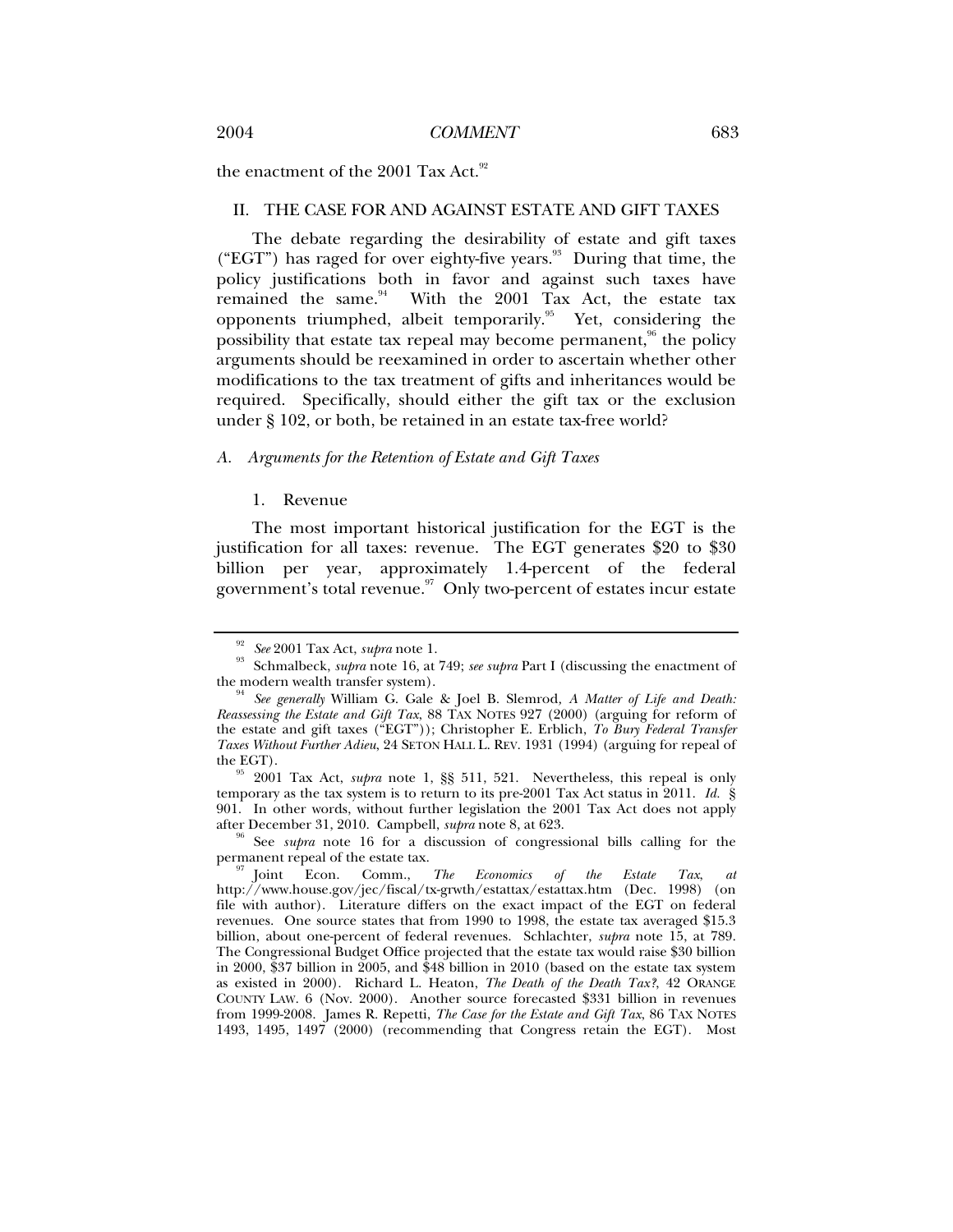the enactment of the 2001 Tax Act.[92]

## II. THE CASE FOR AND AGAINST ESTATE AND GIFT TAXES

The debate regarding the desirability of estate and gift taxes ("EGT") has raged for over eighty-five years.[93] During that time, the policy justifications both in favor and against such taxes have remained the same.[94] With the 2001 Tax Act, the estate tax opponents triumphed, albeit temporarily.[95] Yet, considering the possibility that estate tax repeal may become permanent,[96] the policy arguments should be reexamined in order to ascertain whether other modifications to the tax treatment of gifts and inheritances would be required. Specifically, should either the gift tax or the exclusion under § 102, or both, be retained in an estate tax-free world?

### *A. Arguments for the Retention of Estate and Gift Taxes*

#### 1. Revenue

The most important historical justification for the EGT is the justification for all taxes: revenue. The EGT generates $20 to $30 billion per year, approximately 1.4-percent of the federal government's total revenue.[97] Only two-percent of estates incur estate

---

[92] *See* 2001 Tax Act, *supra* note 1.

[93] Schmalbeck, *supra* note 16, at 749; *see supra* Part I (discussing the enactment of the modern wealth transfer system).

[94] *See generally* William G. Gale & Joel B. Slemrod, *A Matter of Life and Death: Reassessing the Estate and Gift Tax*, 88 TAX NOTES 927 (2000) (arguing for reform of the estate and gift taxes ("EGT")); Christopher E. Erblich, *To Bury Federal Transfer Taxes Without Further Adieu*, 24 SETON HALL L. REV. 1931 (1994) (arguing for repeal of the EGT).

[95] 2001 Tax Act, *supra* note 1, §§ 511, 521. Nevertheless, this repeal is only temporary as the tax system is to return to its pre-2001 Tax Act status in 2011. *Id.* § 901. In other words, without further legislation the 2001 Tax Act does not apply after December 31, 2010. Campbell, *supra* note 8, at 623.

[96] See *supra* note 16 for a discussion of congressional bills calling for the permanent repeal of the estate tax.

[97] Joint Econ. Comm., *The Economics of the Estate Tax*, *at* http://www.house.gov/jec/fiscal/tx-grwth/estattax/estattax.htm (Dec. 1998) (on file with author). Literature differs on the exact impact of the EGT on federal revenues. One source states that from 1990 to 1998, the estate tax averaged $15.3 billion, about one-percent of federal revenues. Schlachter, *supra* note 15, at 789. The Congressional Budget Office projected that the estate tax would raise $30 billion in 2000, $37 billion in 2005, and $48 billion in 2010 (based on the estate tax system as existed in 2000). Richard L. Heaton, *The Death of the Death Tax?*, 42 ORANGE COUNTY LAW. 6 (Nov. 2000). Another source forecasted $331 billion in revenues from 1999-2008. James R. Repetti, *The Case for the Estate and Gift Tax*, 86 TAX NOTES 1493, 1495, 1497 (2000) (recommending that Congress retain the EGT). Most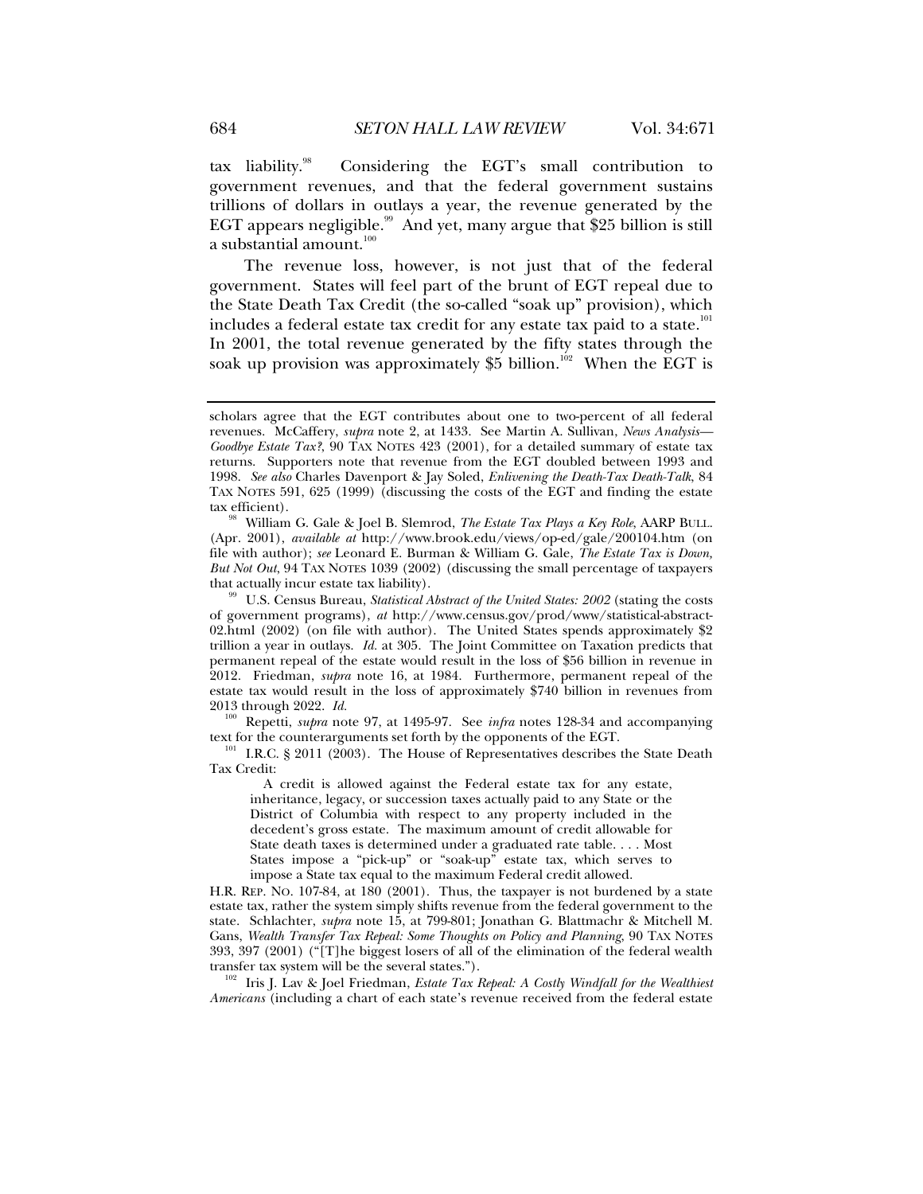tax liability.[98] Considering the EGT's small contribution to government revenues, and that the federal government sustains trillions of dollars in outlays a year, the revenue generated by the EGT appears negligible.[99] And yet, many argue that $25 billion is still a substantial amount.[100]

The revenue loss, however, is not just that of the federal government. States will feel part of the brunt of EGT repeal due to the State Death Tax Credit (the so-called "soak up" provision), which includes a federal estate tax credit for any estate tax paid to a state.[101] In 2001, the total revenue generated by the fifty states through the soak up provision was approximately $5 billion.[102] When the EGT is

---

scholars agree that the EGT contributes about one to two-percent of all federal revenues. McCaffery, *supra* note 2, at 1433. See Martin A. Sullivan, *News Analysis—Goodbye Estate Tax?*, 90 TAX NOTES 423 (2001), for a detailed summary of estate tax returns. Supporters note that revenue from the EGT doubled between 1993 and 1998. *See also* Charles Davenport & Jay Soled, *Enlivening the Death-Tax Death-Talk*, 84 TAX NOTES 591, 625 (1999) (discussing the costs of the EGT and finding the estate tax efficient).

[98] William G. Gale & Joel B. Slemrod, *The Estate Tax Plays a Key Role*, AARP BULL. (Apr. 2001), *available at* http://www.brook.edu/views/op-ed/gale/200104.htm (on file with author); *see* Leonard E. Burman & William G. Gale, *The Estate Tax is Down, But Not Out*, 94 TAX NOTES 1039 (2002) (discussing the small percentage of taxpayers that actually incur estate tax liability).

[99] U.S. Census Bureau, *Statistical Abstract of the United States: 2002* (stating the costs of government programs), *at* http://www.census.gov/prod/www/statistical-abstract-02.html (2002) (on file with author). The United States spends approximately $2 trillion a year in outlays. *Id.* at 305. The Joint Committee on Taxation predicts that permanent repeal of the estate would result in the loss of $56 billion in revenue in 2012. Friedman, *supra* note 16, at 1984. Furthermore, permanent repeal of the estate tax would result in the loss of approximately $740 billion in revenues from 2013 through 2022. *Id.*

[100] Repetti, *supra* note 97, at 1495-97. See *infra* notes 128-34 and accompanying text for the counterarguments set forth by the opponents of the EGT.

[101] I.R.C. § 2011 (2003). The House of Representatives describes the State Death Tax Credit:

> A credit is allowed against the Federal estate tax for any estate, inheritance, legacy, or succession taxes actually paid to any State or the District of Columbia with respect to any property included in the decedent's gross estate. The maximum amount of credit allowable for State death taxes is determined under a graduated rate table. . . . Most States impose a "pick-up" or "soak-up" estate tax, which serves to impose a State tax equal to the maximum Federal credit allowed.

H.R. REP. NO. 107-84, at 180 (2001). Thus, the taxpayer is not burdened by a state estate tax, rather the system simply shifts revenue from the federal government to the state. Schlachter, *supra* note 15, at 799-801; Jonathan G. Blattmachr & Mitchell M. Gans, *Wealth Transfer Tax Repeal: Some Thoughts on Policy and Planning*, 90 TAX NOTES 393, 397 (2001) ("[T]he biggest losers of all of the elimination of the federal wealth transfer tax system will be the several states.").

[102] Iris J. Lav & Joel Friedman, *Estate Tax Repeal: A Costly Windfall for the Wealthiest Americans* (including a chart of each state's revenue received from the federal estate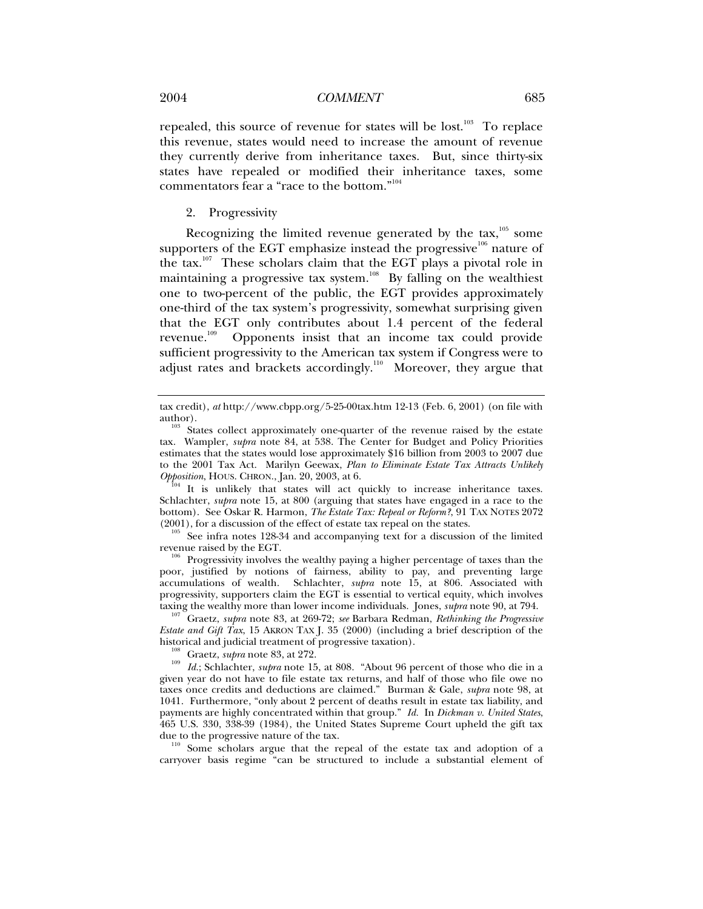repealed, this source of revenue for states will be lost.[103] To replace this revenue, states would need to increase the amount of revenue they currently derive from inheritance taxes. But, since thirty-six states have repealed or modified their inheritance taxes, some commentators fear a "race to the bottom."[104]

2. Progressivity

Recognizing the limited revenue generated by the tax,[105] some supporters of the EGT emphasize instead the progressive[106] nature of the tax.[107] These scholars claim that the EGT plays a pivotal role in maintaining a progressive tax system.[108] By falling on the wealthiest one to two-percent of the public, the EGT provides approximately one-third of the tax system's progressivity, somewhat surprising given that the EGT only contributes about 1.4 percent of the federal revenue.[109] Opponents insist that an income tax could provide sufficient progressivity to the American tax system if Congress were to adjust rates and brackets accordingly.[110] Moreover, they argue that

---

tax credit), *at* http://www.cbpp.org/5-25-00tax.htm 12-13 (Feb. 6, 2001) (on file with author).

[103] States collect approximately one-quarter of the revenue raised by the estate tax. Wampler, *supra* note 84, at 538. The Center for Budget and Policy Priorities estimates that the states would lose approximately $16 billion from 2003 to 2007 due to the 2001 Tax Act. Marilyn Geewax, *Plan to Eliminate Estate Tax Attracts Unlikely Opposition*, HOUS. CHRON., Jan. 20, 2003, at 6.

[104] It is unlikely that states will act quickly to increase inheritance taxes. Schlachter, *supra* note 15, at 800 (arguing that states have engaged in a race to the bottom). See Oskar R. Harmon, *The Estate Tax: Repeal or Reform?*, 91 TAX NOTES 2072 (2001), for a discussion of the effect of estate tax repeal on the states.

[105] See infra notes 128-34 and accompanying text for a discussion of the limited revenue raised by the EGT.

[106] Progressivity involves the wealthy paying a higher percentage of taxes than the poor, justified by notions of fairness, ability to pay, and preventing large accumulations of wealth. Schlachter, *supra* note 15, at 806. Associated with progressivity, supporters claim the EGT is essential to vertical equity, which involves taxing the wealthy more than lower income individuals. Jones, *supra* note 90, at 794.

[107] Graetz, *supra* note 83, at 269-72; *see* Barbara Redman, *Rethinking the Progressive Estate and Gift Tax*, 15 AKRON TAX J. 35 (2000) (including a brief description of the historical and judicial treatment of progressive taxation).

[108] Graetz, *supra* note 83, at 272.

[109] *Id.*; Schlachter, *supra* note 15, at 808. "About 96 percent of those who die in a given year do not have to file estate tax returns, and half of those who file owe no taxes once credits and deductions are claimed." Burman & Gale, *supra* note 98, at 1041. Furthermore, "only about 2 percent of deaths result in estate tax liability, and payments are highly concentrated within that group." *Id.* In *Dickman v. United States*, 465 U.S. 330, 338-39 (1984), the United States Supreme Court upheld the gift tax due to the progressive nature of the tax.

[110] Some scholars argue that the repeal of the estate tax and adoption of a carryover basis regime "can be structured to include a substantial element of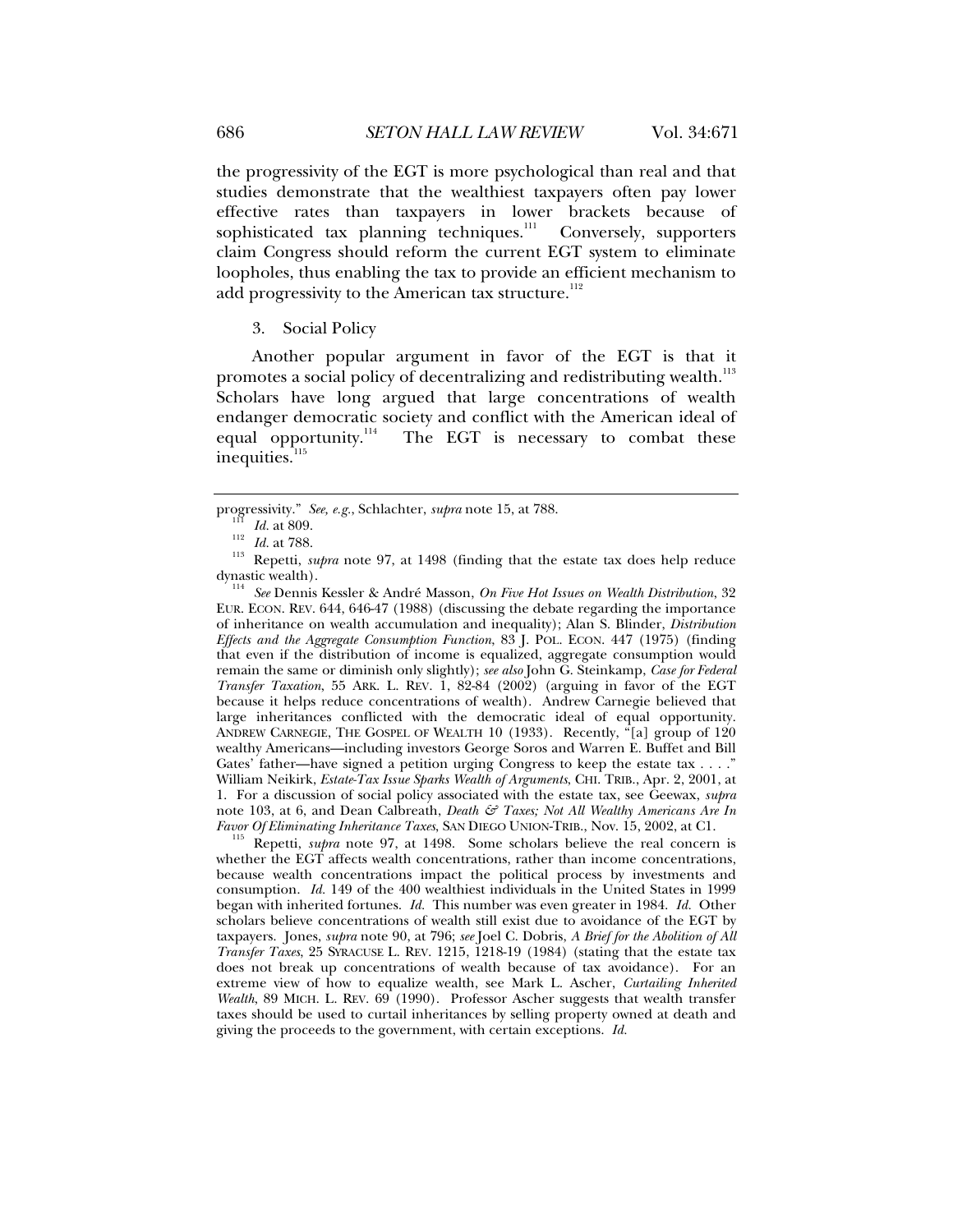the progressivity of the EGT is more psychological than real and that studies demonstrate that the wealthiest taxpayers often pay lower effective rates than taxpayers in lower brackets because of sophisticated tax planning techniques.[111] Conversely, supporters claim Congress should reform the current EGT system to eliminate loopholes, thus enabling the tax to provide an efficient mechanism to add progressivity to the American tax structure.[112]

### 3. Social Policy

Another popular argument in favor of the EGT is that it promotes a social policy of decentralizing and redistributing wealth.[113] Scholars have long argued that large concentrations of wealth endanger democratic society and conflict with the American ideal of equal opportunity.[114] The EGT is necessary to combat these inequities.[115]

---

progressivity." *See, e.g.*, Schlachter, *supra* note 15, at 788.

[111] *Id.* at 809.

[112] *Id.* at 788.

[113] Repetti, *supra* note 97, at 1498 (finding that the estate tax does help reduce dynastic wealth).

[114] *See* Dennis Kessler & André Masson, *On Five Hot Issues on Wealth Distribution*, 32 EUR. ECON. REV. 644, 646-47 (1988) (discussing the debate regarding the importance of inheritance on wealth accumulation and inequality); Alan S. Blinder, *Distribution Effects and the Aggregate Consumption Function*, 83 J. POL. ECON. 447 (1975) (finding that even if the distribution of income is equalized, aggregate consumption would remain the same or diminish only slightly); *see also* John G. Steinkamp, *Case for Federal Transfer Taxation*, 55 ARK. L. REV. 1, 82-84 (2002) (arguing in favor of the EGT because it helps reduce concentrations of wealth). Andrew Carnegie believed that large inheritances conflicted with the democratic ideal of equal opportunity. ANDREW CARNEGIE, THE GOSPEL OF WEALTH 10 (1933). Recently, "[a] group of 120 wealthy Americans—including investors George Soros and Warren E. Buffet and Bill Gates' father—have signed a petition urging Congress to keep the estate tax . . . ." William Neikirk, *Estate-Tax Issue Sparks Wealth of Arguments*, CHI. TRIB., Apr. 2, 2001, at 1. For a discussion of social policy associated with the estate tax, see Geewax, *supra* note 103, at 6, and Dean Calbreath, *Death & Taxes; Not All Wealthy Americans Are In Favor Of Eliminating Inheritance Taxes*, SAN DIEGO UNION-TRIB., Nov. 15, 2002, at C1.

[115] Repetti, *supra* note 97, at 1498. Some scholars believe the real concern is whether the EGT affects wealth concentrations, rather than income concentrations, because wealth concentrations impact the political process by investments and consumption. *Id.* 149 of the 400 wealthiest individuals in the United States in 1999 began with inherited fortunes. *Id.* This number was even greater in 1984. *Id.* Other scholars believe concentrations of wealth still exist due to avoidance of the EGT by taxpayers. Jones, *supra* note 90, at 796; *see* Joel C. Dobris, *A Brief for the Abolition of All Transfer Taxes*, 25 SYRACUSE L. REV. 1215, 1218-19 (1984) (stating that the estate tax does not break up concentrations of wealth because of tax avoidance). For an extreme view of how to equalize wealth, see Mark L. Ascher, *Curtailing Inherited Wealth*, 89 MICH. L. REV. 69 (1990). Professor Ascher suggests that wealth transfer taxes should be used to curtail inheritances by selling property owned at death and giving the proceeds to the government, with certain exceptions. *Id.*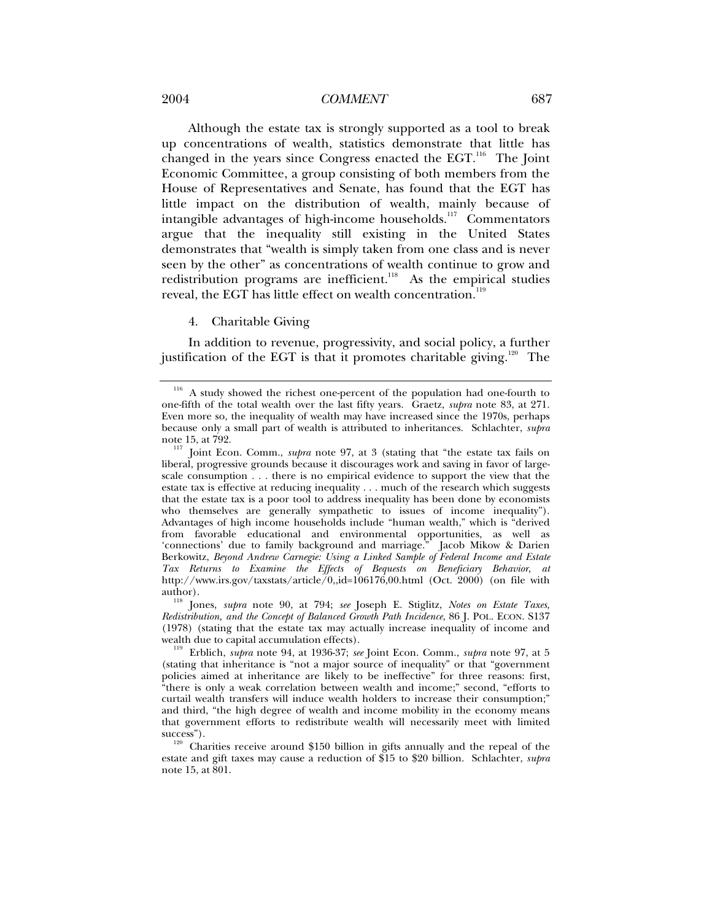Although the estate tax is strongly supported as a tool to break up concentrations of wealth, statistics demonstrate that little has changed in the years since Congress enacted the EGT.[116] The Joint Economic Committee, a group consisting of both members from the House of Representatives and Senate, has found that the EGT has little impact on the distribution of wealth, mainly because of intangible advantages of high-income households.[117] Commentators argue that the inequality still existing in the United States demonstrates that "wealth is simply taken from one class and is never seen by the other" as concentrations of wealth continue to grow and redistribution programs are inefficient.[118] As the empirical studies reveal, the EGT has little effect on wealth concentration.[119]

4. Charitable Giving

In addition to revenue, progressivity, and social policy, a further justification of the EGT is that it promotes charitable giving.[120] The

---

[116] A study showed the richest one-percent of the population had one-fourth to one-fifth of the total wealth over the last fifty years. Graetz, *supra* note 83, at 271. Even more so, the inequality of wealth may have increased since the 1970s, perhaps because only a small part of wealth is attributed to inheritances. Schlachter, *supra* note 15, at 792.

[117] Joint Econ. Comm., *supra* note 97, at 3 (stating that "the estate tax fails on liberal, progressive grounds because it discourages work and saving in favor of large-scale consumption . . . there is no empirical evidence to support the view that the estate tax is effective at reducing inequality . . . much of the research which suggests that the estate tax is a poor tool to address inequality has been done by economists who themselves are generally sympathetic to issues of income inequality"). Advantages of high income households include "human wealth," which is "derived from favorable educational and environmental opportunities, as well as 'connections' due to family background and marriage." Jacob Mikow & Darien Berkowitz, *Beyond Andrew Carnegie: Using a Linked Sample of Federal Income and Estate Tax Returns to Examine the Effects of Bequests on Beneficiary Behavior*, *at* http://www.irs.gov/taxstats/article/0,,id=106176,00.html (Oct. 2000) (on file with author).

[118] Jones, *supra* note 90, at 794; *see* Joseph E. Stiglitz, *Notes on Estate Taxes, Redistribution, and the Concept of Balanced Growth Path Incidence*, 86 J. POL. ECON. S137 (1978) (stating that the estate tax may actually increase inequality of income and wealth due to capital accumulation effects).

[119] Erblich, *supra* note 94, at 1936-37; *see* Joint Econ. Comm., *supra* note 97, at 5 (stating that inheritance is "not a major source of inequality" or that "government policies aimed at inheritance are likely to be ineffective" for three reasons: first, "there is only a weak correlation between wealth and income;" second, "efforts to curtail wealth transfers will induce wealth holders to increase their consumption;" and third, "the high degree of wealth and income mobility in the economy means that government efforts to redistribute wealth will necessarily meet with limited success").

[120] Charities receive around $150 billion in gifts annually and the repeal of the estate and gift taxes may cause a reduction of $15 to $20 billion. Schlachter, *supra* note 15, at 801.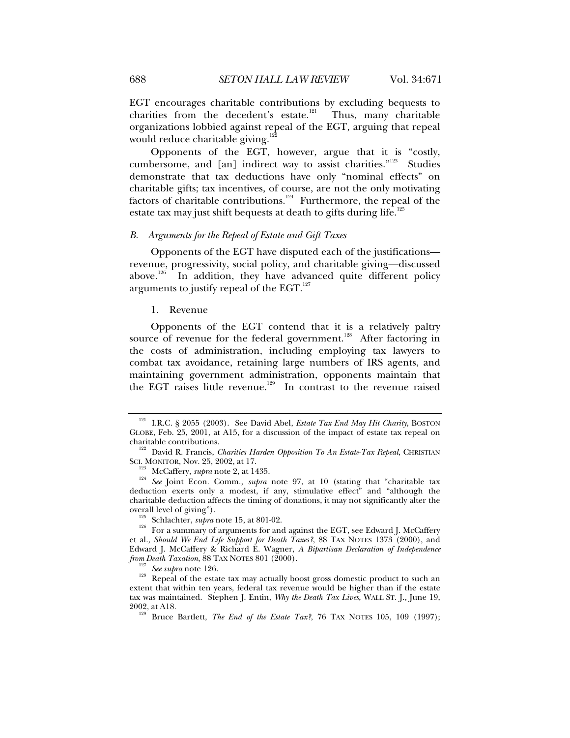EGT encourages charitable contributions by excluding bequests to charities from the decedent's estate.[121] Thus, many charitable organizations lobbied against repeal of the EGT, arguing that repeal would reduce charitable giving.[122]

Opponents of the EGT, however, argue that it is "costly, cumbersome, and [an] indirect way to assist charities."[123] Studies demonstrate that tax deductions have only "nominal effects" on charitable gifts; tax incentives, of course, are not the only motivating factors of charitable contributions.[124] Furthermore, the repeal of the estate tax may just shift bequests at death to gifts during life.[125]

### *B. Arguments for the Repeal of Estate and Gift Taxes*

Opponents of the EGT have disputed each of the justifications—revenue, progressivity, social policy, and charitable giving—discussed above.[126] In addition, they have advanced quite different policy arguments to justify repeal of the EGT.[127]

#### 1. Revenue

Opponents of the EGT contend that it is a relatively paltry source of revenue for the federal government.[128] After factoring in the costs of administration, including employing tax lawyers to combat tax avoidance, retaining large numbers of IRS agents, and maintaining government administration, opponents maintain that the EGT raises little revenue.[129] In contrast to the revenue raised

---

[121] I.R.C. § 2055 (2003). See David Abel, *Estate Tax End May Hit Charity*, BOSTON GLOBE, Feb. 25, 2001, at A15, for a discussion of the impact of estate tax repeal on charitable contributions.

[122] David R. Francis, *Charities Harden Opposition To An Estate-Tax Repeal*, CHRISTIAN SCI. MONITOR, Nov. 25, 2002, at 17.

[123] McCaffery, *supra* note 2, at 1435.

[124] *See* Joint Econ. Comm., *supra* note 97, at 10 (stating that "charitable tax deduction exerts only a modest, if any, stimulative effect" and "although the charitable deduction affects the timing of donations, it may not significantly alter the overall level of giving").

[125] Schlachter, *supra* note 15, at 801-02.

[126] For a summary of arguments for and against the EGT, see Edward J. McCaffery et al., *Should We End Life Support for Death Taxes?*, 88 TAX NOTES 1373 (2000), and Edward J. McCaffery & Richard E. Wagner, *A Bipartisan Declaration of Independence from Death Taxation*, 88 TAX NOTES 801 (2000).

[127] *See supra* note 126.

[128] Repeal of the estate tax may actually boost gross domestic product to such an extent that within ten years, federal tax revenue would be higher than if the estate tax was maintained. Stephen J. Entin, *Why the Death Tax Lives*, WALL ST. J., June 19, 2002, at A18.

[129] Bruce Bartlett, *The End of the Estate Tax?*, 76 TAX NOTES 105, 109 (1997);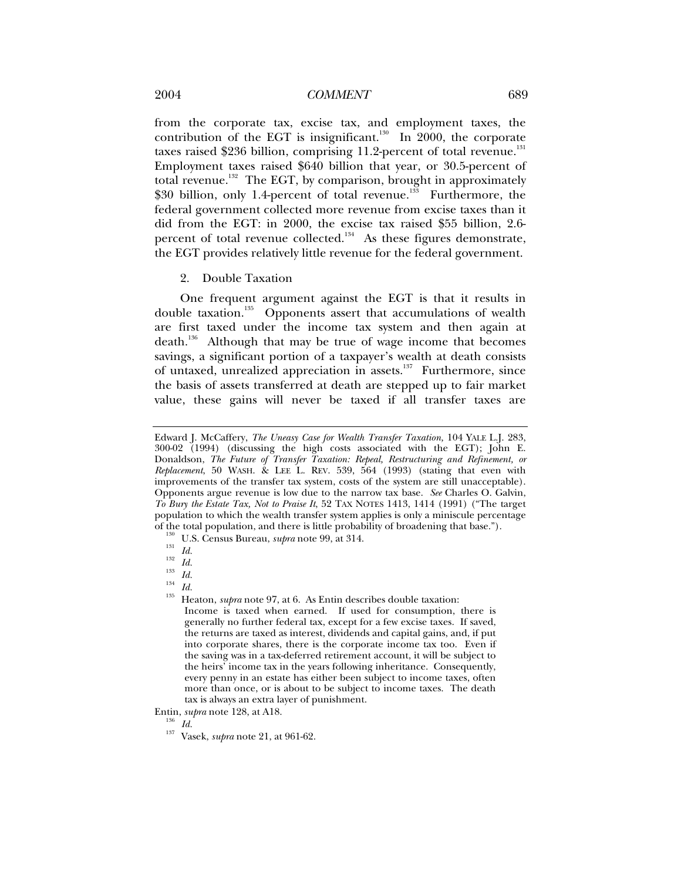from the corporate tax, excise tax, and employment taxes, the contribution of the EGT is insignificant.[130] In 2000, the corporate taxes raised $236 billion, comprising 11.2-percent of total revenue.[131] Employment taxes raised $640 billion that year, or 30.5-percent of total revenue.[132] The EGT, by comparison, brought in approximately $30 billion, only 1.4-percent of total revenue.[133] Furthermore, the federal government collected more revenue from excise taxes than it did from the EGT: in 2000, the excise tax raised $55 billion, 2.6-percent of total revenue collected.[134] As these figures demonstrate, the EGT provides relatively little revenue for the federal government.

2. Double Taxation

One frequent argument against the EGT is that it results in double taxation.[135] Opponents assert that accumulations of wealth are first taxed under the income tax system and then again at death.[136] Although that may be true of wage income that becomes savings, a significant portion of a taxpayer's wealth at death consists of untaxed, unrealized appreciation in assets.[137] Furthermore, since the basis of assets transferred at death are stepped up to fair market value, these gains will never be taxed if all transfer taxes are

---

Edward J. McCaffery, *The Uneasy Case for Wealth Transfer Taxation,* 104 YALE L.J. 283, 300-02 (1994) (discussing the high costs associated with the EGT); John E. Donaldson, *The Future of Transfer Taxation: Repeal, Restructuring and Refinement, or Replacement*, 50 WASH. & LEE L. REV. 539, 564 (1993) (stating that even with improvements of the transfer tax system, costs of the system are still unacceptable). Opponents argue revenue is low due to the narrow tax base. *See* Charles O. Galvin, *To Bury the Estate Tax, Not to Praise It*, 52 TAX NOTES 1413, 1414 (1991) ("The target population to which the wealth transfer system applies is only a miniscule percentage of the total population, and there is little probability of broadening that base.").

[130] U.S. Census Bureau, *supra* note 99, at 314.

[131] *Id.*

[132] *Id.*

[133] *Id.*

[134] *Id.*

[135] Heaton, *supra* note 97, at 6. As Entin describes double taxation:

> Income is taxed when earned. If used for consumption, there is generally no further federal tax, except for a few excise taxes. If saved, the returns are taxed as interest, dividends and capital gains, and, if put into corporate shares, there is the corporate income tax too. Even if the saving was in a tax-deferred retirement account, it will be subject to the heirs' income tax in the years following inheritance. Consequently, every penny in an estate has either been subject to income taxes, often more than once, or is about to be subject to income taxes. The death tax is always an extra layer of punishment.

Entin, *supra* note 128, at A18.

[136] *Id.*

[137] Vasek, *supra* note 21, at 961-62.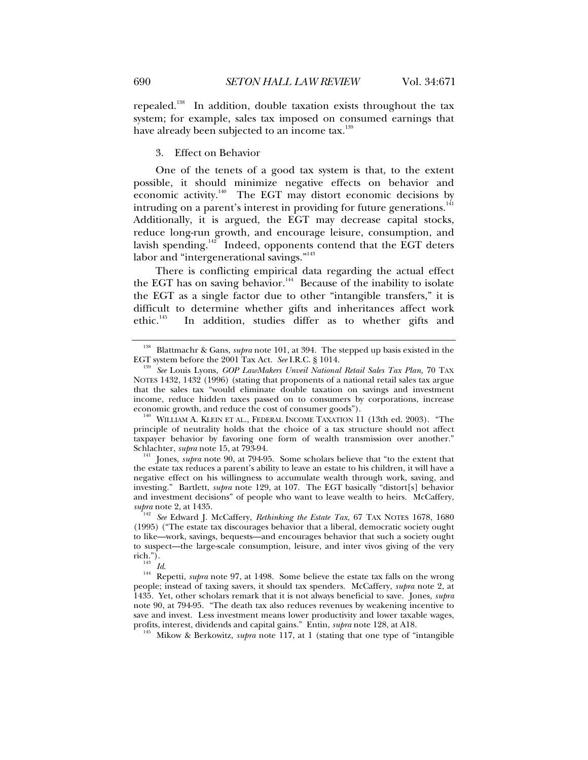repealed.[138] In addition, double taxation exists throughout the tax system; for example, sales tax imposed on consumed earnings that have already been subjected to an income tax.[139]

3. Effect on Behavior

One of the tenets of a good tax system is that, to the extent possible, it should minimize negative effects on behavior and economic activity.[140] The EGT may distort economic decisions by intruding on a parent's interest in providing for future generations.[141] Additionally, it is argued, the EGT may decrease capital stocks, reduce long-run growth, and encourage leisure, consumption, and lavish spending.[142] Indeed, opponents contend that the EGT deters labor and "intergenerational savings."[143]

There is conflicting empirical data regarding the actual effect the EGT has on saving behavior.[144] Because of the inability to isolate the EGT as a single factor due to other "intangible transfers," it is difficult to determine whether gifts and inheritances affect work ethic.[145] In addition, studies differ as to whether gifts and

---

[138] Blattmachr & Gans, *supra* note 101, at 394. The stepped up basis existed in the EGT system before the 2001 Tax Act. *See* I.R.C. § 1014.

[139] *See* Louis Lyons, *GOP LawMakers Unveil National Retail Sales Tax Plan*, 70 TAX NOTES 1432, 1432 (1996) (stating that proponents of a national retail sales tax argue that the sales tax "would eliminate double taxation on savings and investment income, reduce hidden taxes passed on to consumers by corporations, increase economic growth, and reduce the cost of consumer goods").

[140] WILLIAM A. KLEIN ET AL., FEDERAL INCOME TAXATION 11 (13th ed. 2003). "The principle of neutrality holds that the choice of a tax structure should not affect taxpayer behavior by favoring one form of wealth transmission over another." Schlachter, *supra* note 15, at 793-94.

[141] Jones, *supra* note 90, at 794-95. Some scholars believe that "to the extent that the estate tax reduces a parent's ability to leave an estate to his children, it will have a negative effect on his willingness to accumulate wealth through work, saving, and investing." Bartlett, *supra* note 129, at 107. The EGT basically "distort[s] behavior and investment decisions" of people who want to leave wealth to heirs. McCaffery, *supra* note 2, at 1435.

[142] *See* Edward J. McCaffery, *Rethinking the Estate Tax*, 67 TAX NOTES 1678, 1680 (1995) ("The estate tax discourages behavior that a liberal, democratic society ought to like—work, savings, bequests—and encourages behavior that such a society ought to suspect—the large-scale consumption, leisure, and inter vivos giving of the very rich.").

[143] *Id.*

[144] Repetti, *supra* note 97, at 1498. Some believe the estate tax falls on the wrong people; instead of taxing savers, it should tax spenders. McCaffery, *supra* note 2, at 1435. Yet, other scholars remark that it is not always beneficial to save. Jones, *supra* note 90, at 794-95. "The death tax also reduces revenues by weakening incentive to save and invest. Less investment means lower productivity and lower taxable wages, profits, interest, dividends and capital gains." Entin, *supra* note 128, at A18.

[145] Mikow & Berkowitz, *supra* note 117, at 1 (stating that one type of "intangible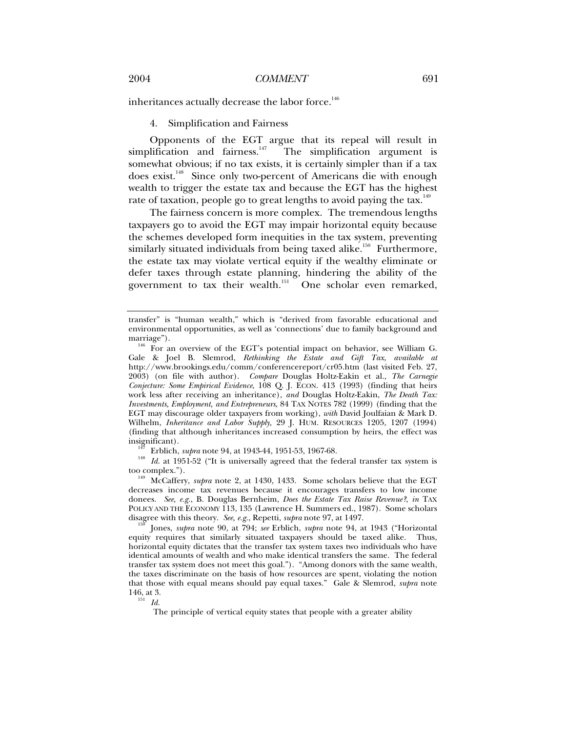inheritances actually decrease the labor force.[146]

4. Simplification and Fairness

Opponents of the EGT argue that its repeal will result in simplification and fairness.[147] The simplification argument is somewhat obvious; if no tax exists, it is certainly simpler than if a tax does exist.[148] Since only two-percent of Americans die with enough wealth to trigger the estate tax and because the EGT has the highest rate of taxation, people go to great lengths to avoid paying the tax.[149]

The fairness concern is more complex. The tremendous lengths taxpayers go to avoid the EGT may impair horizontal equity because the schemes developed form inequities in the tax system, preventing similarly situated individuals from being taxed alike.[150] Furthermore, the estate tax may violate vertical equity if the wealthy eliminate or defer taxes through estate planning, hindering the ability of the government to tax their wealth.[151] One scholar even remarked,

---

transfer" is "human wealth," which is "derived from favorable educational and environmental opportunities, as well as 'connections' due to family background and marriage").

[146] For an overview of the EGT's potential impact on behavior, see William G. Gale & Joel B. Slemrod, *Rethinking the Estate and Gift Tax*, *available at* http://www.brookings.edu/comm/conferencereport/cr05.htm (last visited Feb. 27, 2003) (on file with author). *Compare* Douglas Holtz-Eakin et al., *The Carnegie Conjecture: Some Empirical Evidence*, 108 Q. J. ECON. 413 (1993) (finding that heirs work less after receiving an inheritance), *and* Douglas Holtz-Eakin, *The Death Tax: Investments, Employment, and Entrepreneurs*, 84 TAX NOTES 782 (1999) (finding that the EGT may discourage older taxpayers from working), *with* David Joulfaian & Mark D. Wilhelm, *Inheritance and Labor Supply,* 29 J. HUM. RESOURCES 1205, 1207 (1994) (finding that although inheritances increased consumption by heirs, the effect was insignificant).

[147] Erblich, *supra* note 94, at 1943-44, 1951-53, 1967-68.

[148] *Id.* at 1951-52 ("It is universally agreed that the federal transfer tax system is too complex.").

[149] McCaffery, *supra* note 2, at 1430, 1433. Some scholars believe that the EGT decreases income tax revenues because it encourages transfers to low income donees. *See, e.g.*, B. Douglas Bernheim, *Does the Estate Tax Raise Revenue?*, *in* TAX POLICY AND THE ECONOMY 113, 135 (Lawrence H. Summers ed., 1987). Some scholars disagree with this theory. *See, e.g.*, Repetti, *supra* note 97, at 1497.

[150] Jones, *supra* note 90, at 794; *see* Erblich, *supra* note 94, at 1943 ("Horizontal equity requires that similarly situated taxpayers should be taxed alike. Thus, horizontal equity dictates that the transfer tax system taxes two individuals who have identical amounts of wealth and who make identical transfers the same. The federal transfer tax system does not meet this goal."). "Among donors with the same wealth, the taxes discriminate on the basis of how resources are spent, violating the notion that those with equal means should pay equal taxes." Gale & Slemrod, *supra* note 146, at 3.

[151] *Id.*

The principle of vertical equity states that people with a greater ability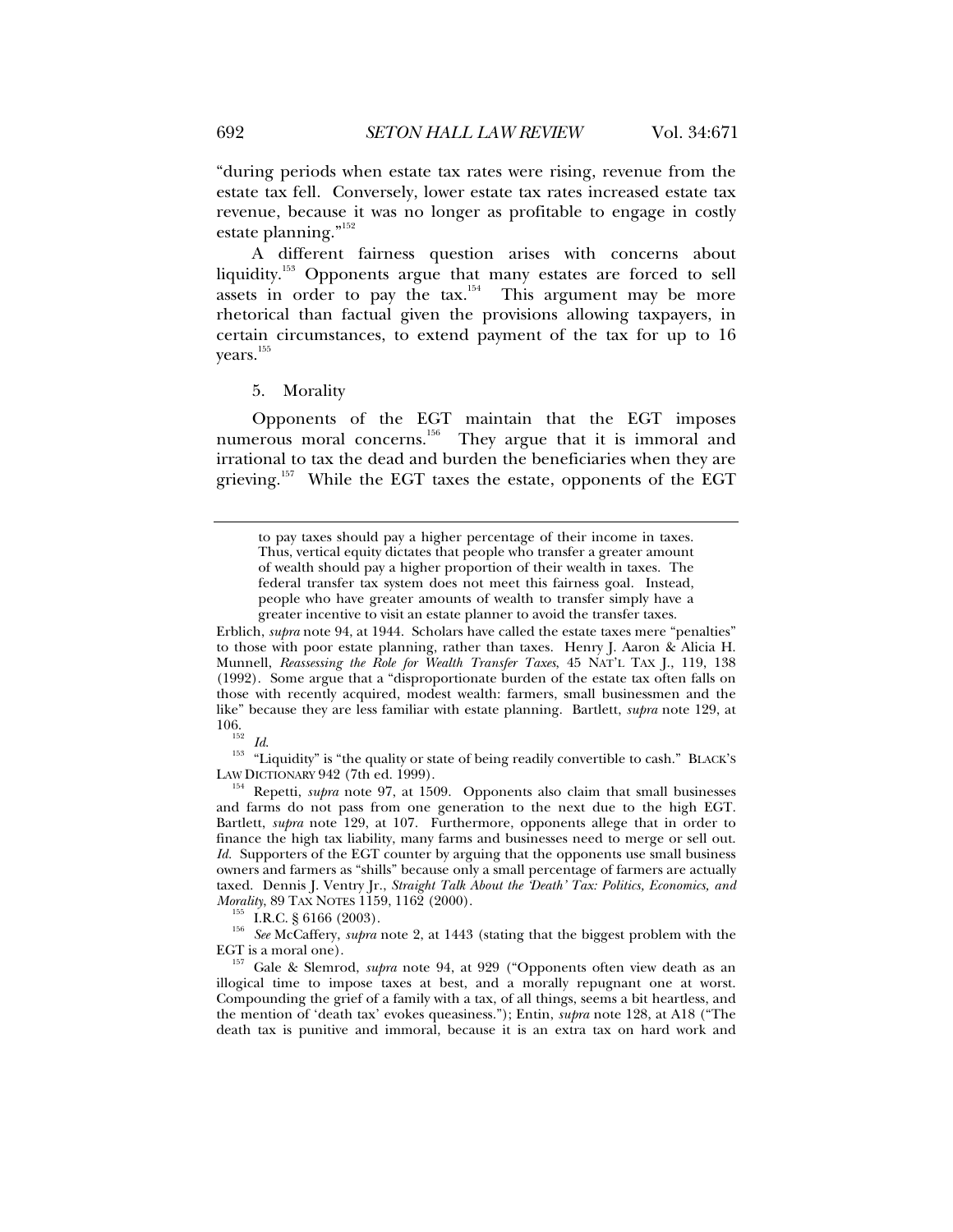"during periods when estate tax rates were rising, revenue from the estate tax fell. Conversely, lower estate tax rates increased estate tax revenue, because it was no longer as profitable to engage in costly estate planning."[152]

A different fairness question arises with concerns about liquidity.[153] Opponents argue that many estates are forced to sell assets in order to pay the tax.[154] This argument may be more rhetorical than factual given the provisions allowing taxpayers, in certain circumstances, to extend payment of the tax for up to 16 years.[155]

5. Morality

Opponents of the EGT maintain that the EGT imposes numerous moral concerns.[156] They argue that it is immoral and irrational to tax the dead and burden the beneficiaries when they are grieving.[157] While the EGT taxes the estate, opponents of the EGT

---

> to pay taxes should pay a higher percentage of their income in taxes. Thus, vertical equity dictates that people who transfer a greater amount of wealth should pay a higher proportion of their wealth in taxes. The federal transfer tax system does not meet this fairness goal. Instead, people who have greater amounts of wealth to transfer simply have a greater incentive to visit an estate planner to avoid the transfer taxes.

Erblich, *supra* note 94, at 1944. Scholars have called the estate taxes mere "penalties" to those with poor estate planning, rather than taxes. Henry J. Aaron & Alicia H. Munnell, *Reassessing the Role for Wealth Transfer Taxes*, 45 NAT'L TAX J., 119, 138 (1992). Some argue that a "disproportionate burden of the estate tax often falls on those with recently acquired, modest wealth: farmers, small businessmen and the like" because they are less familiar with estate planning. Bartlett, *supra* note 129, at 106.

[152] *Id.*

[153] "Liquidity" is "the quality or state of being readily convertible to cash." BLACK'S LAW DICTIONARY 942 (7th ed. 1999).

[154] Repetti, *supra* note 97, at 1509. Opponents also claim that small businesses and farms do not pass from one generation to the next due to the high EGT. Bartlett, *supra* note 129, at 107. Furthermore, opponents allege that in order to finance the high tax liability, many farms and businesses need to merge or sell out. *Id.* Supporters of the EGT counter by arguing that the opponents use small business owners and farmers as "shills" because only a small percentage of farmers are actually taxed. Dennis J. Ventry Jr., *Straight Talk About the 'Death' Tax: Politics, Economics, and Morality*, 89 TAX NOTES 1159, 1162 (2000).

[155] I.R.C. § 6166 (2003).

[156] *See* McCaffery, *supra* note 2, at 1443 (stating that the biggest problem with the EGT is a moral one).

[157] Gale & Slemrod, *supra* note 94, at 929 ("Opponents often view death as an illogical time to impose taxes at best, and a morally repugnant one at worst. Compounding the grief of a family with a tax, of all things, seems a bit heartless, and the mention of 'death tax' evokes queasiness."); Entin, *supra* note 128, at A18 ("The death tax is punitive and immoral, because it is an extra tax on hard work and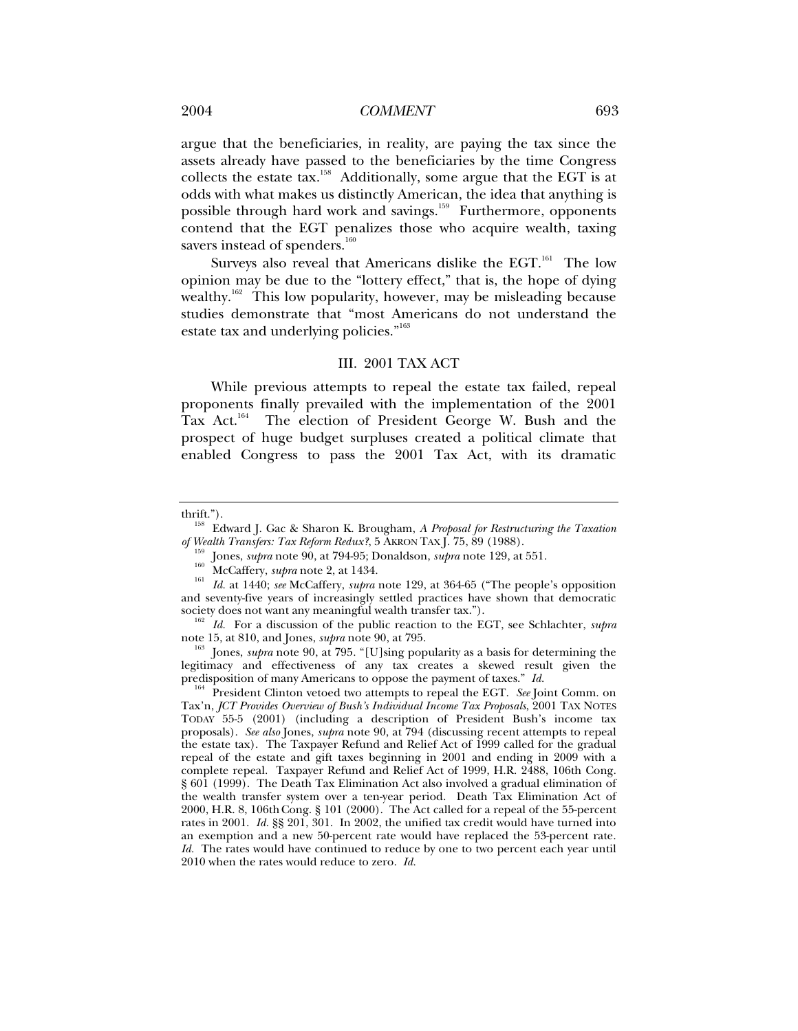argue that the beneficiaries, in reality, are paying the tax since the assets already have passed to the beneficiaries by the time Congress collects the estate tax.[158] Additionally, some argue that the EGT is at odds with what makes us distinctly American, the idea that anything is possible through hard work and savings.[159] Furthermore, opponents contend that the EGT penalizes those who acquire wealth, taxing savers instead of spenders.[160]

Surveys also reveal that Americans dislike the EGT.[161] The low opinion may be due to the "lottery effect," that is, the hope of dying wealthy.[162] This low popularity, however, may be misleading because studies demonstrate that "most Americans do not understand the estate tax and underlying policies."[163]

## III. 2001 TAX ACT

While previous attempts to repeal the estate tax failed, repeal proponents finally prevailed with the implementation of the 2001 Tax Act.[164] The election of President George W. Bush and the prospect of huge budget surpluses created a political climate that enabled Congress to pass the 2001 Tax Act, with its dramatic

---

thrift.").

[158] Edward J. Gac & Sharon K. Brougham, *A Proposal for Restructuring the Taxation of Wealth Transfers: Tax Reform Redux?*, 5 AKRON TAX J. 75, 89 (1988).

[159] Jones, *supra* note 90, at 794-95; Donaldson, *supra* note 129, at 551.

[160] McCaffery, *supra* note 2, at 1434.

[161] *Id.* at 1440; *see* McCaffery, *supra* note 129, at 364-65 ("The people's opposition and seventy-five years of increasingly settled practices have shown that democratic society does not want any meaningful wealth transfer tax.").

[162] *Id.* For a discussion of the public reaction to the EGT, see Schlachter, *supra* note 15, at 810, and Jones, *supra* note 90, at 795.

[163] Jones, *supra* note 90, at 795. "[U]sing popularity as a basis for determining the legitimacy and effectiveness of any tax creates a skewed result given the predisposition of many Americans to oppose the payment of taxes." *Id.*

[164] President Clinton vetoed two attempts to repeal the EGT. *See* Joint Comm. on Tax'n, *JCT Provides Overview of Bush's Individual Income Tax Proposals*, 2001 TAX NOTES TODAY 55-5 (2001) (including a description of President Bush's income tax proposals). *See also* Jones, *supra* note 90, at 794 (discussing recent attempts to repeal the estate tax). The Taxpayer Refund and Relief Act of 1999 called for the gradual repeal of the estate and gift taxes beginning in 2001 and ending in 2009 with a complete repeal. Taxpayer Refund and Relief Act of 1999, H.R. 2488, 106th Cong. § 601 (1999). The Death Tax Elimination Act also involved a gradual elimination of the wealth transfer system over a ten-year period. Death Tax Elimination Act of 2000, H.R. 8, 106th Cong. § 101 (2000). The Act called for a repeal of the 55-percent rates in 2001. *Id.* §§ 201, 301. In 2002, the unified tax credit would have turned into an exemption and a new 50-percent rate would have replaced the 53-percent rate. *Id.* The rates would have continued to reduce by one to two percent each year until 2010 when the rates would reduce to zero. *Id.*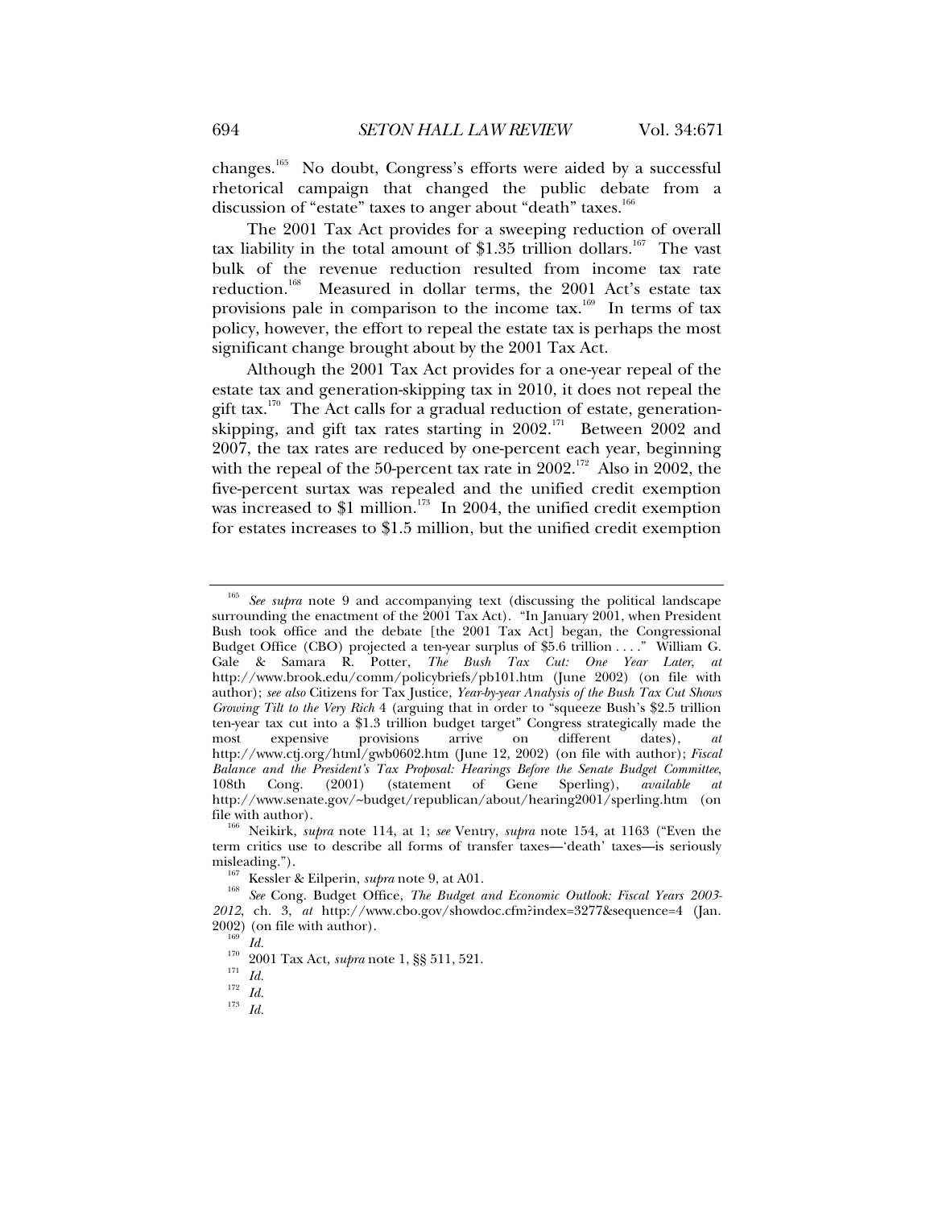changes.[165] No doubt, Congress's efforts were aided by a successful rhetorical campaign that changed the public debate from a discussion of "estate" taxes to anger about "death" taxes.[166]

The 2001 Tax Act provides for a sweeping reduction of overall tax liability in the total amount of $1.35 trillion dollars.[167] The vast bulk of the revenue reduction resulted from income tax rate reduction.[168] Measured in dollar terms, the 2001 Act's estate tax provisions pale in comparison to the income tax.[169] In terms of tax policy, however, the effort to repeal the estate tax is perhaps the most significant change brought about by the 2001 Tax Act.

Although the 2001 Tax Act provides for a one-year repeal of the estate tax and generation-skipping tax in 2010, it does not repeal the gift tax.[170] The Act calls for a gradual reduction of estate, generation-skipping, and gift tax rates starting in 2002.[171] Between 2002 and 2007, the tax rates are reduced by one-percent each year, beginning with the repeal of the 50-percent tax rate in 2002.[172] Also in 2002, the five-percent surtax was repealed and the unified credit exemption was increased to $1 million.[173] In 2004, the unified credit exemption for estates increases to $1.5 million, but the unified credit exemption

---

[165] *See supra* note 9 and accompanying text (discussing the political landscape surrounding the enactment of the 2001 Tax Act). "In January 2001, when President Bush took office and the debate [the 2001 Tax Act] began, the Congressional Budget Office (CBO) projected a ten-year surplus of $5.6 trillion . . . ." William G. Gale & Samara R. Potter, *The Bush Tax Cut: One Year Later*, *at* http://www.brook.edu/comm/policybriefs/pb101.htm (June 2002) (on file with author); *see also* Citizens for Tax Justice, *Year-by-year Analysis of the Bush Tax Cut Shows Growing Tilt to the Very Rich* 4 (arguing that in order to "squeeze Bush's $2.5 trillion ten-year tax cut into a $1.3 trillion budget target" Congress strategically made the most expensive provisions arrive on different dates), *at* http://www.ctj.org/html/gwb0602.htm (June 12, 2002) (on file with author); *Fiscal Balance and the President's Tax Proposal: Hearings Before the Senate Budget Committee*, 108th Cong. (2001) (statement of Gene Sperling), *available at* http://www.senate.gov/~budget/republican/about/hearing2001/sperling.htm (on file with author).

[166] Neikirk, *supra* note 114, at 1; *see* Ventry, *supra* note 154, at 1163 ("Even the term critics use to describe all forms of transfer taxes—'death' taxes—is seriously misleading.").

[167] Kessler & Eilperin, *supra* note 9, at A01.

[168] *See* Cong. Budget Office, *The Budget and Economic Outlook: Fiscal Years 2003-2012*, ch. 3, *at* http://www.cbo.gov/showdoc.cfm?index=3277&sequence=4 (Jan. 2002) (on file with author).

[169] *Id.*

[170] 2001 Tax Act, *supra* note 1, §§ 511, 521.

[171] *Id.*

[172] *Id.*

[173] *Id.*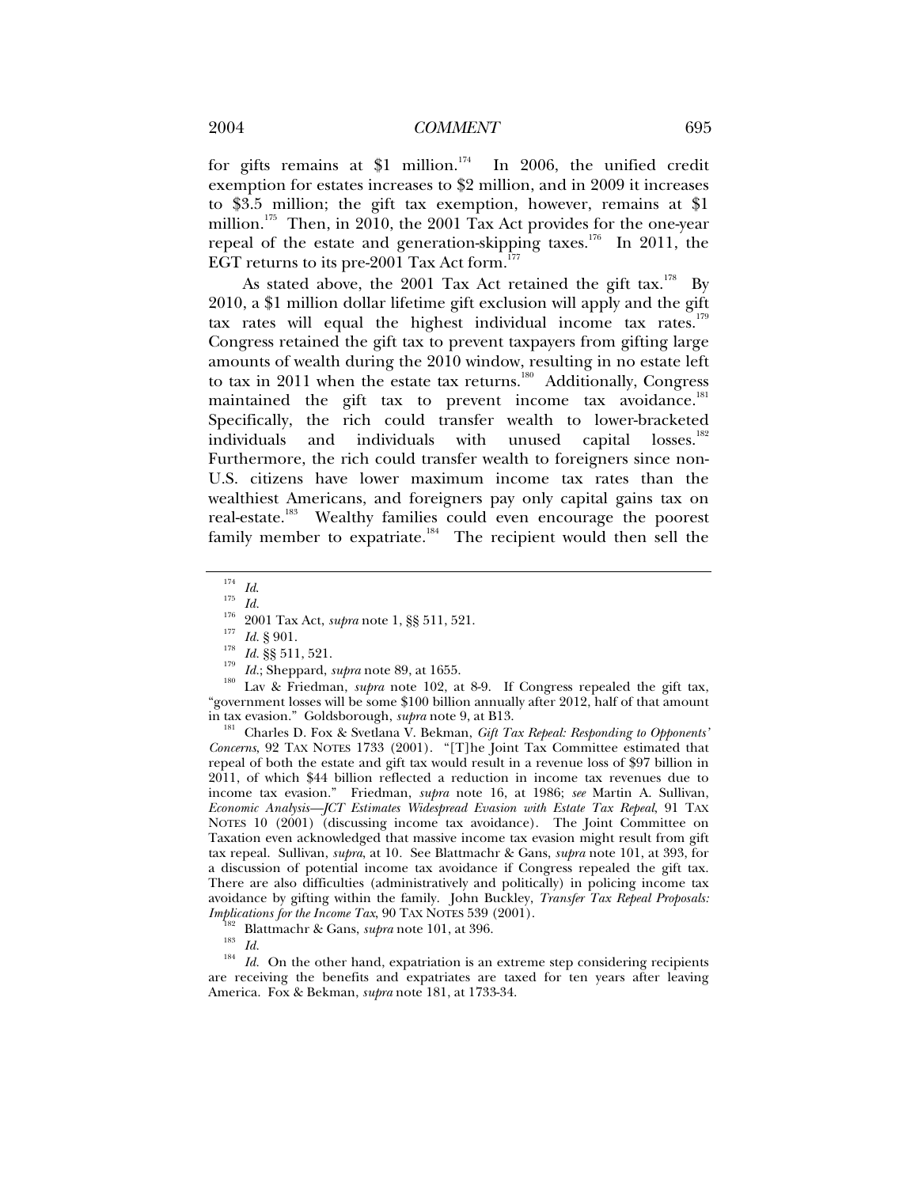for gifts remains at $1 million.[174] In 2006, the unified credit exemption for estates increases to $2 million, and in 2009 it increases to $3.5 million; the gift tax exemption, however, remains at $1 million.[175] Then, in 2010, the 2001 Tax Act provides for the one-year repeal of the estate and generation-skipping taxes.[176] In 2011, the EGT returns to its pre-2001 Tax Act form.[177]

As stated above, the 2001 Tax Act retained the gift tax.[178] By 2010, a $1 million dollar lifetime gift exclusion will apply and the gift tax rates will equal the highest individual income tax rates.[179] Congress retained the gift tax to prevent taxpayers from gifting large amounts of wealth during the 2010 window, resulting in no estate left to tax in 2011 when the estate tax returns.[180] Additionally, Congress maintained the gift tax to prevent income tax avoidance.[181] Specifically, the rich could transfer wealth to lower-bracketed individuals and individuals with unused capital losses.[182] Furthermore, the rich could transfer wealth to foreigners since non-U.S. citizens have lower maximum income tax rates than the wealthiest Americans, and foreigners pay only capital gains tax on real-estate.[183] Wealthy families could even encourage the poorest family member to expatriate.[184] The recipient would then sell the

---

[174] *Id.*

[175] *Id.*

[176] 2001 Tax Act, *supra* note 1, §§ 511, 521.

[177] *Id.* § 901.

[178] *Id.* §§ 511, 521.

[179] *Id.*; Sheppard, *supra* note 89, at 1655.

[180] Lav & Friedman, *supra* note 102, at 8-9. If Congress repealed the gift tax, "government losses will be some $100 billion annually after 2012, half of that amount in tax evasion." Goldsborough, *supra* note 9, at B13.

[181] Charles D. Fox & Svetlana V. Bekman, *Gift Tax Repeal: Responding to Opponents' Concerns*, 92 TAX NOTES 1733 (2001). "[T]he Joint Tax Committee estimated that repeal of both the estate and gift tax would result in a revenue loss of $97 billion in 2011, of which $44 billion reflected a reduction in income tax revenues due to income tax evasion." Friedman, *supra* note 16, at 1986; *see* Martin A. Sullivan, *Economic Analysis—JCT Estimates Widespread Evasion with Estate Tax Repeal*, 91 TAX NOTES 10 (2001) (discussing income tax avoidance). The Joint Committee on Taxation even acknowledged that massive income tax evasion might result from gift tax repeal. Sullivan, *supra*, at 10. See Blattmachr & Gans, *supra* note 101, at 393, for a discussion of potential income tax avoidance if Congress repealed the gift tax. There are also difficulties (administratively and politically) in policing income tax avoidance by gifting within the family. John Buckley, *Transfer Tax Repeal Proposals: Implications for the Income Tax*, 90 TAX NOTES 539 (2001).

[182] Blattmachr & Gans, *supra* note 101, at 396.

[183] *Id.*

[184] *Id.* On the other hand, expatriation is an extreme step considering recipients are receiving the benefits and expatriates are taxed for ten years after leaving America. Fox & Bekman, *supra* note 181, at 1733-34.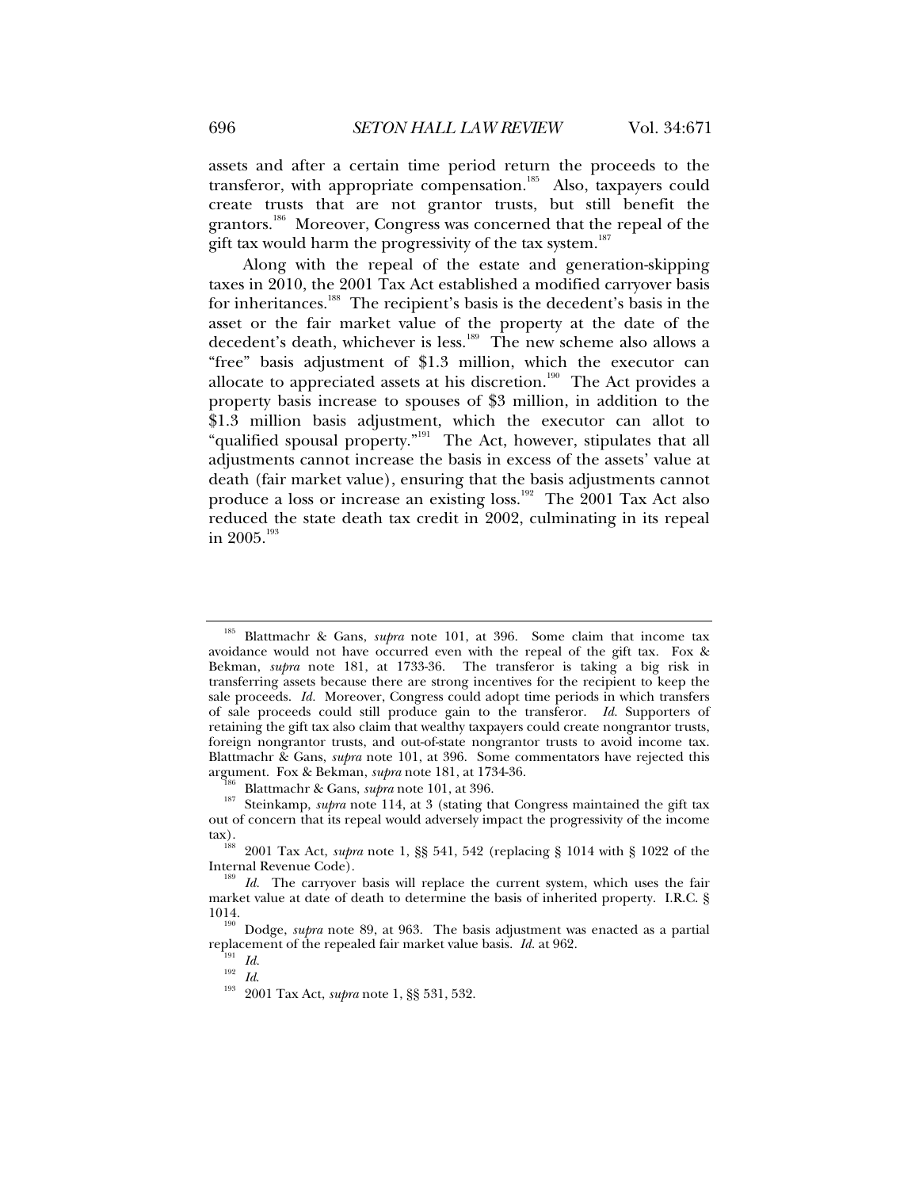assets and after a certain time period return the proceeds to the transferor, with appropriate compensation.[185] Also, taxpayers could create trusts that are not grantor trusts, but still benefit the grantors.[186] Moreover, Congress was concerned that the repeal of the gift tax would harm the progressivity of the tax system.[187]

Along with the repeal of the estate and generation-skipping taxes in 2010, the 2001 Tax Act established a modified carryover basis for inheritances.[188] The recipient's basis is the decedent's basis in the asset or the fair market value of the property at the date of the decedent's death, whichever is less.[189] The new scheme also allows a "free" basis adjustment of $1.3 million, which the executor can allocate to appreciated assets at his discretion.[190] The Act provides a property basis increase to spouses of $3 million, in addition to the $1.3 million basis adjustment, which the executor can allot to "qualified spousal property."[191] The Act, however, stipulates that all adjustments cannot increase the basis in excess of the assets' value at death (fair market value), ensuring that the basis adjustments cannot produce a loss or increase an existing loss.[192] The 2001 Tax Act also reduced the state death tax credit in 2002, culminating in its repeal in 2005.[193]

---

[185] Blattmachr & Gans, *supra* note 101, at 396. Some claim that income tax avoidance would not have occurred even with the repeal of the gift tax. Fox & Bekman, *supra* note 181, at 1733-36. The transferor is taking a big risk in transferring assets because there are strong incentives for the recipient to keep the sale proceeds. *Id.* Moreover, Congress could adopt time periods in which transfers of sale proceeds could still produce gain to the transferor. *Id.* Supporters of retaining the gift tax also claim that wealthy taxpayers could create nongrantor trusts, foreign nongrantor trusts, and out-of-state nongrantor trusts to avoid income tax. Blattmachr & Gans, *supra* note 101, at 396. Some commentators have rejected this argument. Fox & Bekman, *supra* note 181, at 1734-36.

[186] Blattmachr & Gans, *supra* note 101, at 396.

[187] Steinkamp, *supra* note 114, at 3 (stating that Congress maintained the gift tax out of concern that its repeal would adversely impact the progressivity of the income tax).

[188] 2001 Tax Act, *supra* note 1, §§ 541, 542 (replacing § 1014 with § 1022 of the Internal Revenue Code).

[189] *Id.* The carryover basis will replace the current system, which uses the fair market value at date of death to determine the basis of inherited property. I.R.C. § 1014.

[190] Dodge, *supra* note 89, at 963. The basis adjustment was enacted as a partial replacement of the repealed fair market value basis. *Id.* at 962.

[191] *Id.*

[192] *Id.*

[193] 2001 Tax Act, *supra* note 1, §§ 531, 532.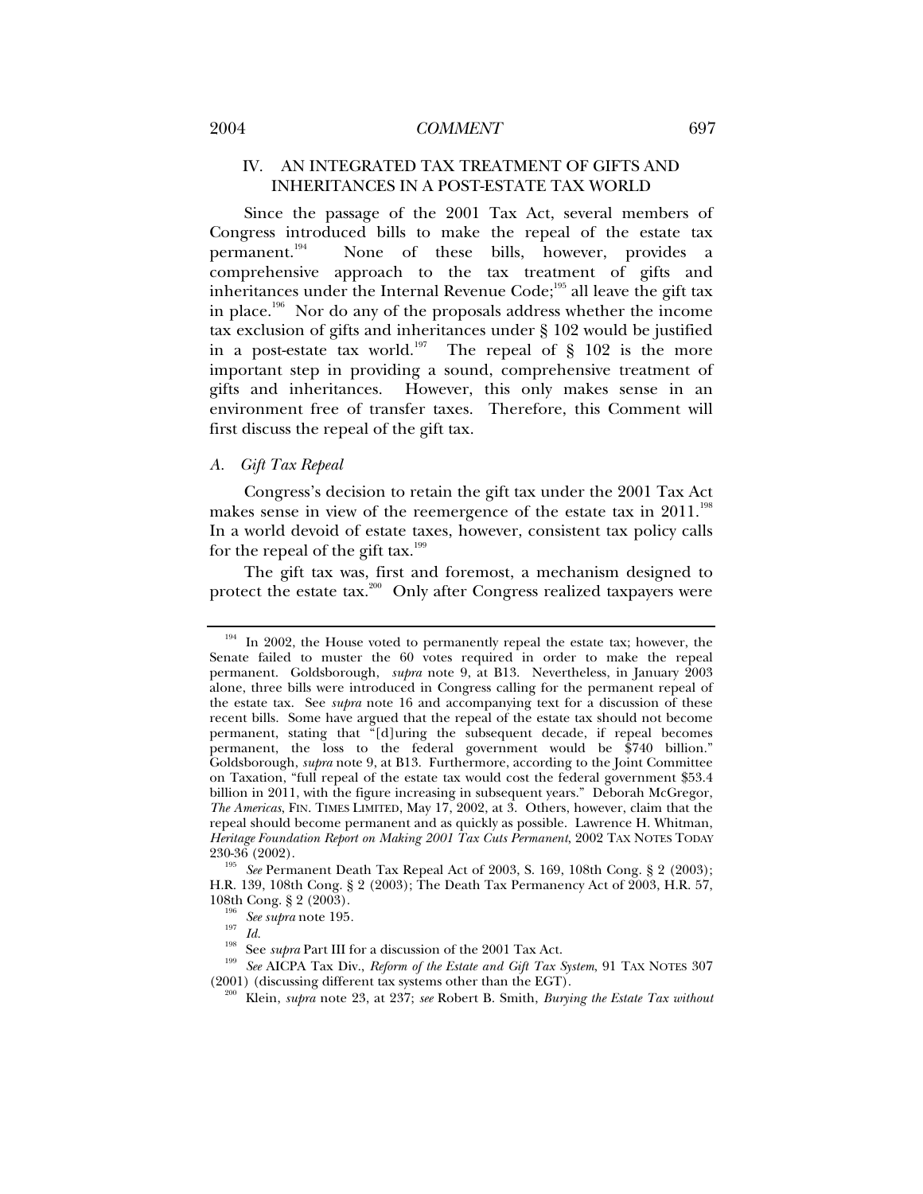## IV. AN INTEGRATED TAX TREATMENT OF GIFTS AND INHERITANCES IN A POST-ESTATE TAX WORLD

Since the passage of the 2001 Tax Act, several members of Congress introduced bills to make the repeal of the estate tax permanent.[194] None of these bills, however, provides a comprehensive approach to the tax treatment of gifts and inheritances under the Internal Revenue Code;[195] all leave the gift tax in place.[196] Nor do any of the proposals address whether the income tax exclusion of gifts and inheritances under § 102 would be justified in a post-estate tax world.[197] The repeal of § 102 is the more important step in providing a sound, comprehensive treatment of gifts and inheritances. However, this only makes sense in an environment free of transfer taxes. Therefore, this Comment will first discuss the repeal of the gift tax.

### *A. Gift Tax Repeal*

Congress's decision to retain the gift tax under the 2001 Tax Act makes sense in view of the reemergence of the estate tax in 2011.[198] In a world devoid of estate taxes, however, consistent tax policy calls for the repeal of the gift tax.[199]

The gift tax was, first and foremost, a mechanism designed to protect the estate tax.[200] Only after Congress realized taxpayers were

---

[194] In 2002, the House voted to permanently repeal the estate tax; however, the Senate failed to muster the 60 votes required in order to make the repeal permanent. Goldsborough, *supra* note 9, at B13. Nevertheless, in January 2003 alone, three bills were introduced in Congress calling for the permanent repeal of the estate tax. See *supra* note 16 and accompanying text for a discussion of these recent bills. Some have argued that the repeal of the estate tax should not become permanent, stating that "[d]uring the subsequent decade, if repeal becomes permanent, the loss to the federal government would be $740 billion." Goldsborough, *supra* note 9, at B13. Furthermore, according to the Joint Committee on Taxation, "full repeal of the estate tax would cost the federal government $53.4 billion in 2011, with the figure increasing in subsequent years." Deborah McGregor, *The Americas*, FIN. TIMES LIMITED, May 17, 2002, at 3. Others, however, claim that the repeal should become permanent and as quickly as possible. Lawrence H. Whitman, *Heritage Foundation Report on Making 2001 Tax Cuts Permanent*, 2002 TAX NOTES TODAY 230-36 (2002).

[195] *See* Permanent Death Tax Repeal Act of 2003, S. 169, 108th Cong. § 2 (2003); H.R. 139, 108th Cong. § 2 (2003); The Death Tax Permanency Act of 2003, H.R. 57, 108th Cong. § 2 (2003).

[196] *See supra* note 195.

[197] *Id.*

[198] See *supra* Part III for a discussion of the 2001 Tax Act.

[199] *See* AICPA Tax Div., *Reform of the Estate and Gift Tax System*, 91 TAX NOTES 307 (2001) (discussing different tax systems other than the EGT).

[200] Klein, *supra* note 23, at 237; *see* Robert B. Smith, *Burying the Estate Tax without*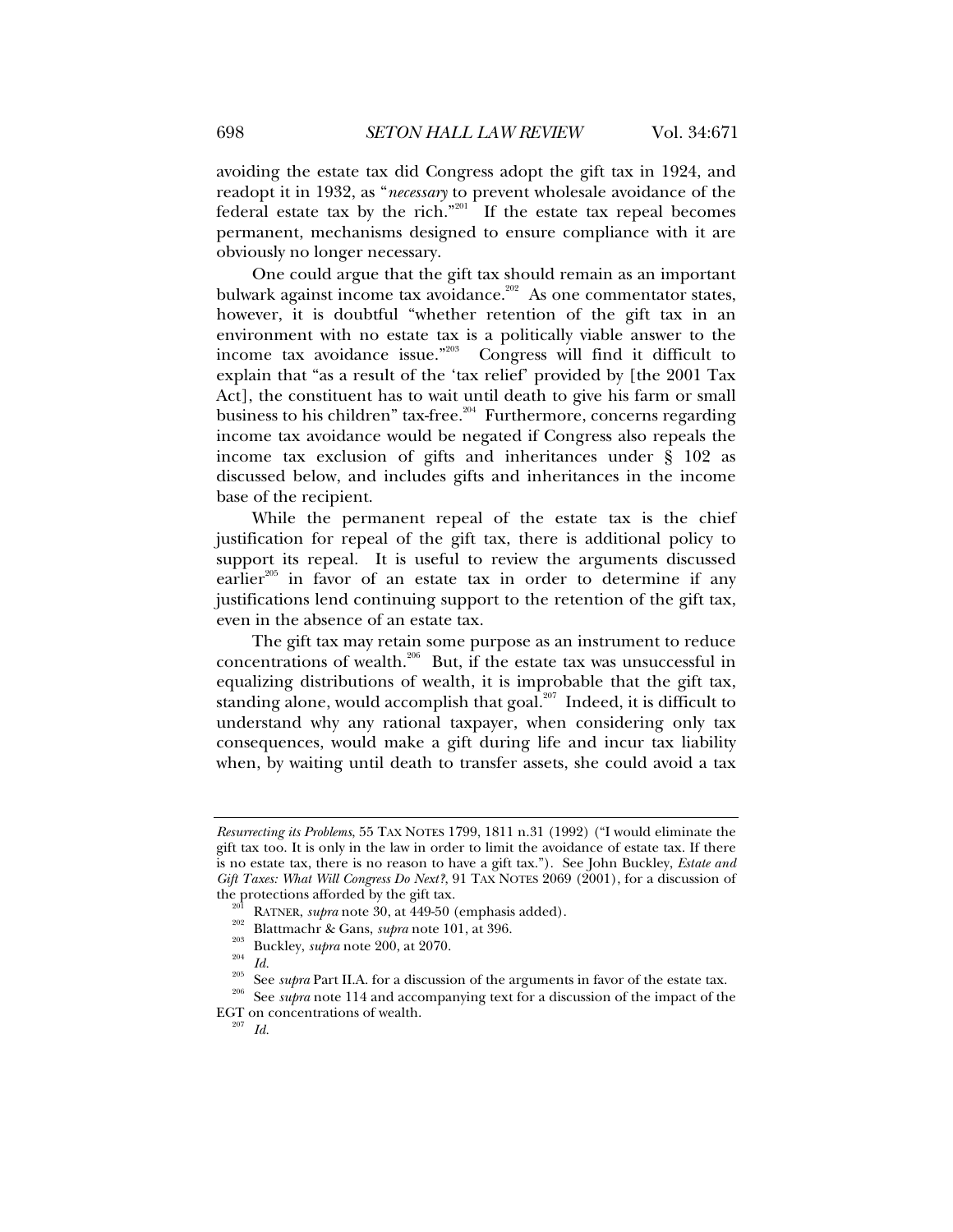avoiding the estate tax did Congress adopt the gift tax in 1924, and readopt it in 1932, as "*necessary* to prevent wholesale avoidance of the federal estate tax by the rich."[201] If the estate tax repeal becomes permanent, mechanisms designed to ensure compliance with it are obviously no longer necessary.

One could argue that the gift tax should remain as an important bulwark against income tax avoidance.[202] As one commentator states, however, it is doubtful "whether retention of the gift tax in an environment with no estate tax is a politically viable answer to the income tax avoidance issue."[203] Congress will find it difficult to explain that "as a result of the 'tax relief' provided by [the 2001 Tax Act], the constituent has to wait until death to give his farm or small business to his children" tax-free.[204] Furthermore, concerns regarding income tax avoidance would be negated if Congress also repeals the income tax exclusion of gifts and inheritances under § 102 as discussed below, and includes gifts and inheritances in the income base of the recipient.

While the permanent repeal of the estate tax is the chief justification for repeal of the gift tax, there is additional policy to support its repeal. It is useful to review the arguments discussed earlier[205] in favor of an estate tax in order to determine if any justifications lend continuing support to the retention of the gift tax, even in the absence of an estate tax.

The gift tax may retain some purpose as an instrument to reduce concentrations of wealth.[206] But, if the estate tax was unsuccessful in equalizing distributions of wealth, it is improbable that the gift tax, standing alone, would accomplish that goal.[207] Indeed, it is difficult to understand why any rational taxpayer, when considering only tax consequences, would make a gift during life and incur tax liability when, by waiting until death to transfer assets, she could avoid a tax

---

*Resurrecting its Problems*, 55 TAX NOTES 1799, 1811 n.31 (1992) ("I would eliminate the gift tax too. It is only in the law in order to limit the avoidance of estate tax. If there is no estate tax, there is no reason to have a gift tax."). See John Buckley, *Estate and Gift Taxes: What Will Congress Do Next?*, 91 TAX NOTES 2069 (2001), for a discussion of the protections afforded by the gift tax.

[201] RATNER, *supra* note 30, at 449-50 (emphasis added).

[202] Blattmachr & Gans, *supra* note 101, at 396.

[203] Buckley, *supra* note 200, at 2070.

[204] *Id.*

[205] See *supra* Part II.A. for a discussion of the arguments in favor of the estate tax.

[206] See *supra* note 114 and accompanying text for a discussion of the impact of the EGT on concentrations of wealth.

[207] *Id.*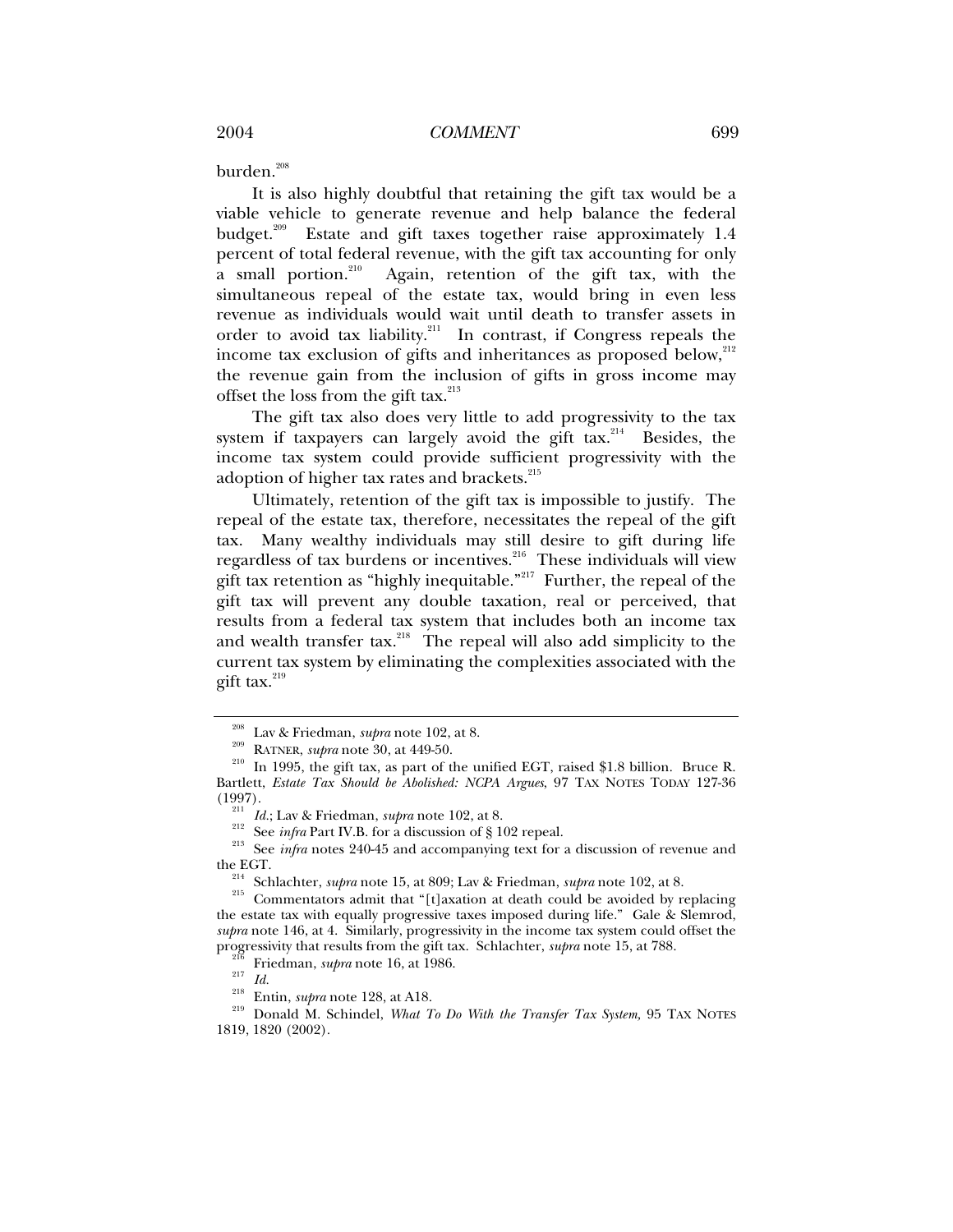burden.[208]

It is also highly doubtful that retaining the gift tax would be a viable vehicle to generate revenue and help balance the federal budget.[209] Estate and gift taxes together raise approximately 1.4 percent of total federal revenue, with the gift tax accounting for only a small portion.[210] Again, retention of the gift tax, with the simultaneous repeal of the estate tax, would bring in even less revenue as individuals would wait until death to transfer assets in order to avoid tax liability.[211] In contrast, if Congress repeals the income tax exclusion of gifts and inheritances as proposed below,[212] the revenue gain from the inclusion of gifts in gross income may offset the loss from the gift tax.[213]

The gift tax also does very little to add progressivity to the tax system if taxpayers can largely avoid the gift tax.[214] Besides, the income tax system could provide sufficient progressivity with the adoption of higher tax rates and brackets.[215]

Ultimately, retention of the gift tax is impossible to justify. The repeal of the estate tax, therefore, necessitates the repeal of the gift tax. Many wealthy individuals may still desire to gift during life regardless of tax burdens or incentives.[216] These individuals will view gift tax retention as "highly inequitable."[217] Further, the repeal of the gift tax will prevent any double taxation, real or perceived, that results from a federal tax system that includes both an income tax and wealth transfer tax.[218] The repeal will also add simplicity to the current tax system by eliminating the complexities associated with the gift tax.[219]

---

[208] Lav & Friedman, *supra* note 102, at 8.

[209] RATNER, *supra* note 30, at 449-50.

[210] In 1995, the gift tax, as part of the unified EGT, raised $1.8 billion. Bruce R. Bartlett, *Estate Tax Should be Abolished: NCPA Argues*, 97 TAX NOTES TODAY 127-36 (1997).

[211] *Id.*; Lav & Friedman, *supra* note 102, at 8.

[212] See *infra* Part IV.B. for a discussion of § 102 repeal.

[213] See *infra* notes 240-45 and accompanying text for a discussion of revenue and the EGT.

[214] Schlachter, *supra* note 15, at 809; Lav & Friedman, *supra* note 102, at 8.

[215] Commentators admit that "[t]axation at death could be avoided by replacing the estate tax with equally progressive taxes imposed during life." Gale & Slemrod, *supra* note 146, at 4. Similarly, progressivity in the income tax system could offset the progressivity that results from the gift tax. Schlachter, *supra* note 15, at 788.

[216] Friedman, *supra* note 16, at 1986.

[217] *Id.*

[218] Entin, *supra* note 128, at A18.

[219] Donald M. Schindel, *What To Do With the Transfer Tax System,* 95 TAX NOTES 1819, 1820 (2002).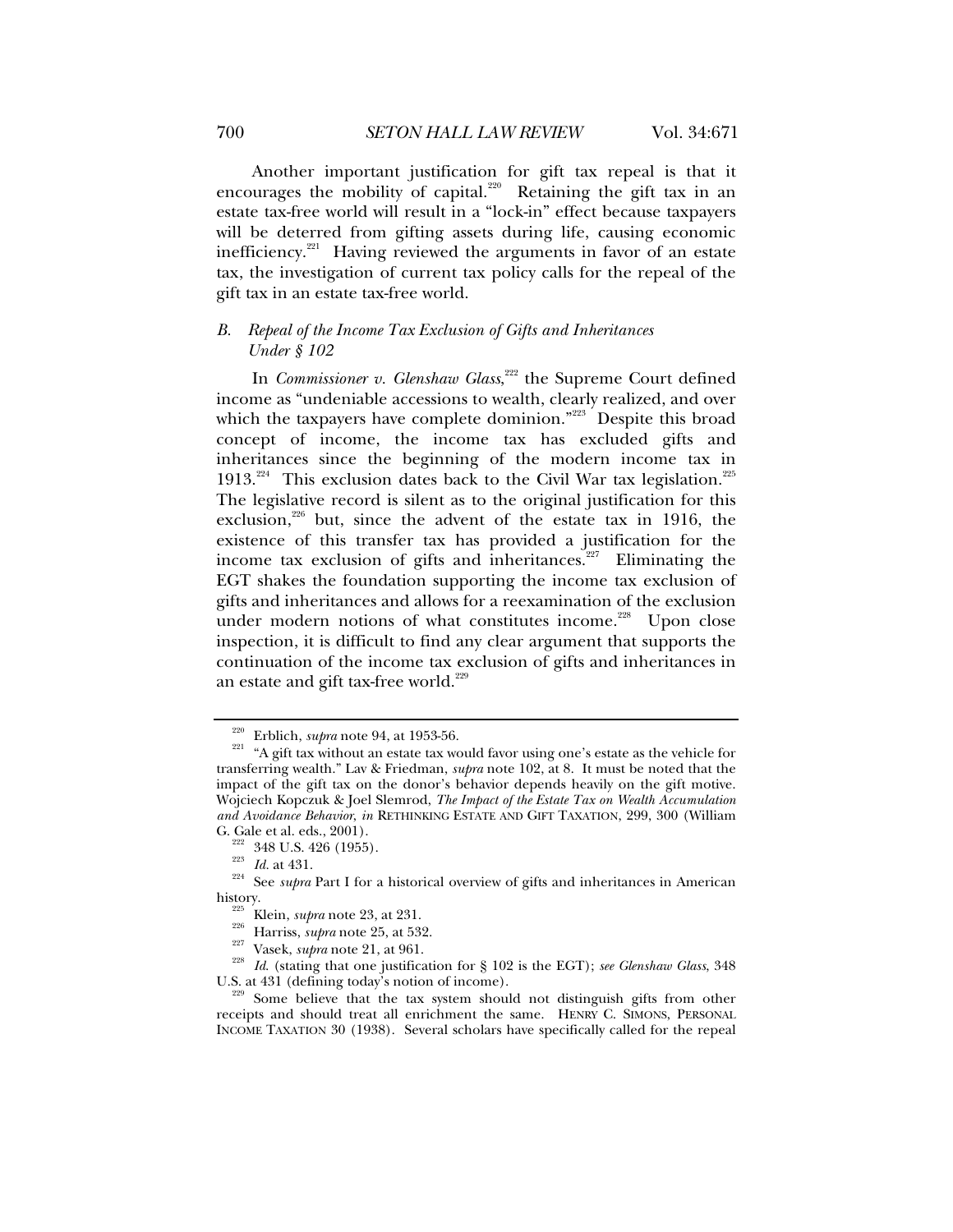Another important justification for gift tax repeal is that it encourages the mobility of capital.[220] Retaining the gift tax in an estate tax-free world will result in a "lock-in" effect because taxpayers will be deterred from gifting assets during life, causing economic inefficiency.[221] Having reviewed the arguments in favor of an estate tax, the investigation of current tax policy calls for the repeal of the gift tax in an estate tax-free world.

### *B. Repeal of the Income Tax Exclusion of Gifts and Inheritances Under § 102*

In *Commissioner v. Glenshaw Glass*,[222] the Supreme Court defined income as "undeniable accessions to wealth, clearly realized, and over which the taxpayers have complete dominion."[223] Despite this broad concept of income, the income tax has excluded gifts and inheritances since the beginning of the modern income tax in 1913.[224] This exclusion dates back to the Civil War tax legislation.[225] The legislative record is silent as to the original justification for this exclusion,[226] but, since the advent of the estate tax in 1916, the existence of this transfer tax has provided a justification for the income tax exclusion of gifts and inheritances.[227] Eliminating the EGT shakes the foundation supporting the income tax exclusion of gifts and inheritances and allows for a reexamination of the exclusion under modern notions of what constitutes income.[228] Upon close inspection, it is difficult to find any clear argument that supports the continuation of the income tax exclusion of gifts and inheritances in an estate and gift tax-free world.[229]

---

[220] Erblich, *supra* note 94, at 1953-56.

[221] "A gift tax without an estate tax would favor using one's estate as the vehicle for transferring wealth." Lav & Friedman, *supra* note 102, at 8. It must be noted that the impact of the gift tax on the donor's behavior depends heavily on the gift motive. Wojciech Kopczuk & Joel Slemrod, *The Impact of the Estate Tax on Wealth Accumulation and Avoidance Behavior*, *in* RETHINKING ESTATE AND GIFT TAXATION, 299, 300 (William G. Gale et al. eds., 2001).

[222] 348 U.S. 426 (1955).

[223] *Id.* at 431.

[224] See *supra* Part I for a historical overview of gifts and inheritances in American history.

[225] Klein, *supra* note 23, at 231.

[226] Harriss, *supra* note 25, at 532.

[227] Vasek, *supra* note 21, at 961.

[228] *Id.* (stating that one justification for § 102 is the EGT); *see Glenshaw Glass*, 348 U.S. at 431 (defining today's notion of income).

[229] Some believe that the tax system should not distinguish gifts from other receipts and should treat all enrichment the same. HENRY C. SIMONS, PERSONAL INCOME TAXATION 30 (1938). Several scholars have specifically called for the repeal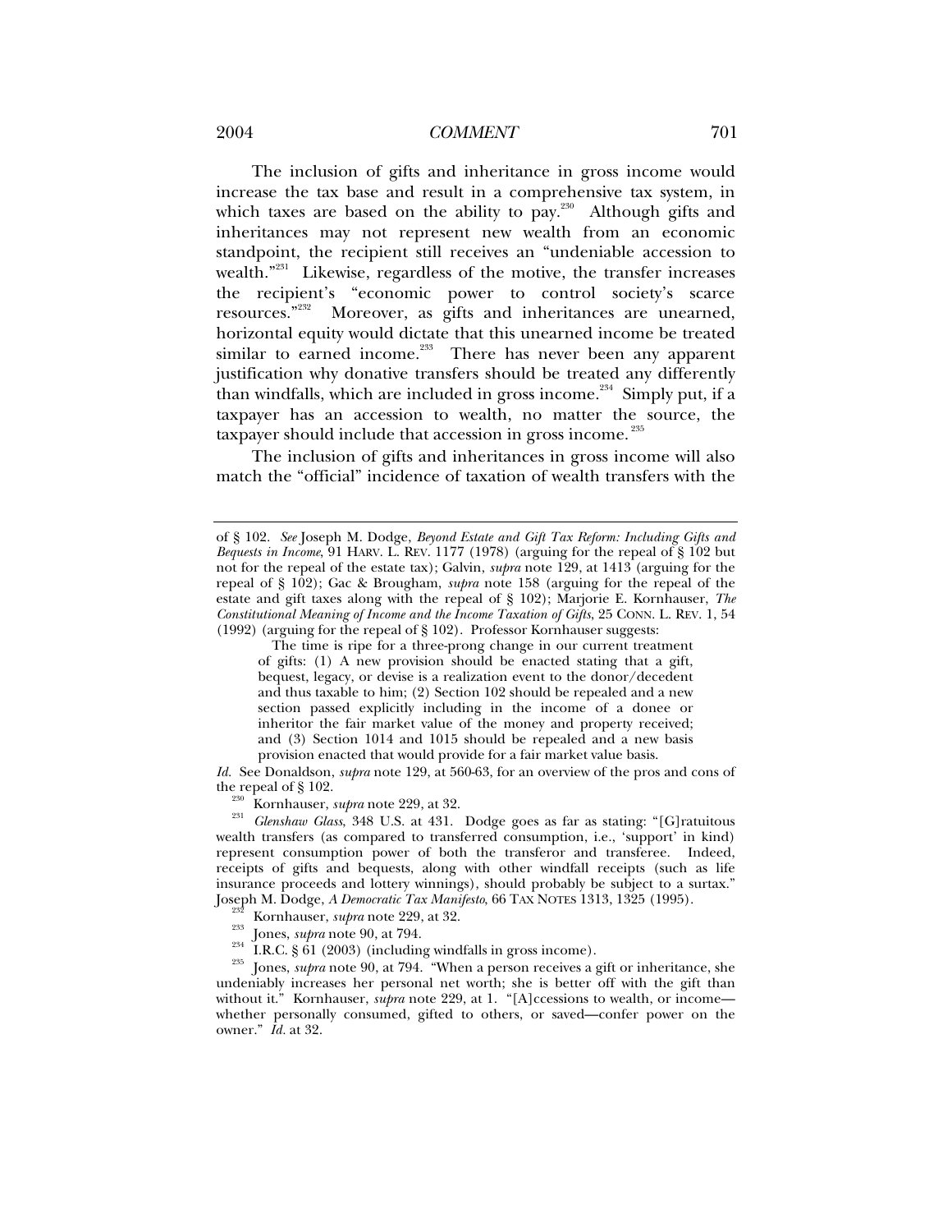The inclusion of gifts and inheritance in gross income would increase the tax base and result in a comprehensive tax system, in which taxes are based on the ability to pay.[230] Although gifts and inheritances may not represent new wealth from an economic standpoint, the recipient still receives an "undeniable accession to wealth."[231] Likewise, regardless of the motive, the transfer increases the recipient's "economic power to control society's scarce resources."[232] Moreover, as gifts and inheritances are unearned, horizontal equity would dictate that this unearned income be treated similar to earned income.[233] There has never been any apparent justification why donative transfers should be treated any differently than windfalls, which are included in gross income.[234] Simply put, if a taxpayer has an accession to wealth, no matter the source, the taxpayer should include that accession in gross income.[235]

The inclusion of gifts and inheritances in gross income will also match the "official" incidence of taxation of wealth transfers with the

---

of § 102. *See* Joseph M. Dodge, *Beyond Estate and Gift Tax Reform: Including Gifts and Bequests in Income*, 91 HARV. L. REV. 1177 (1978) (arguing for the repeal of § 102 but not for the repeal of the estate tax); Galvin, *supra* note 129, at 1413 (arguing for the repeal of § 102); Gac & Brougham, *supra* note 158 (arguing for the repeal of the estate and gift taxes along with the repeal of § 102); Marjorie E. Kornhauser, *The Constitutional Meaning of Income and the Income Taxation of Gifts*, 25 CONN. L. REV. 1, 54 (1992) (arguing for the repeal of § 102). Professor Kornhauser suggests:

> The time is ripe for a three-prong change in our current treatment of gifts: (1) A new provision should be enacted stating that a gift, bequest, legacy, or devise is a realization event to the donor/decedent and thus taxable to him; (2) Section 102 should be repealed and a new section passed explicitly including in the income of a donee or inheritor the fair market value of the money and property received; and (3) Section 1014 and 1015 should be repealed and a new basis provision enacted that would provide for a fair market value basis.

*Id.* See Donaldson, *supra* note 129, at 560-63, for an overview of the pros and cons of the repeal of § 102.

[230] Kornhauser, *supra* note 229, at 32.

[231] *Glenshaw Glass*, 348 U.S. at 431. Dodge goes as far as stating: "[G]ratuitous wealth transfers (as compared to transferred consumption, i.e., 'support' in kind) represent consumption power of both the transferor and transferee. Indeed, receipts of gifts and bequests, along with other windfall receipts (such as life insurance proceeds and lottery winnings), should probably be subject to a surtax." Joseph M. Dodge, *A Democratic Tax Manifesto*, 66 TAX NOTES 1313, 1325 (1995).

[232] Kornhauser, *supra* note 229, at 32.

[233] Jones, *supra* note 90, at 794.

[234] I.R.C. § 61 (2003) (including windfalls in gross income).

[235] Jones, *supra* note 90, at 794. "When a person receives a gift or inheritance, she undeniably increases her personal net worth; she is better off with the gift than without it." Kornhauser, *supra* note 229, at 1. "[A]ccessions to wealth, or income—whether personally consumed, gifted to others, or saved—confer power on the owner." *Id.* at 32.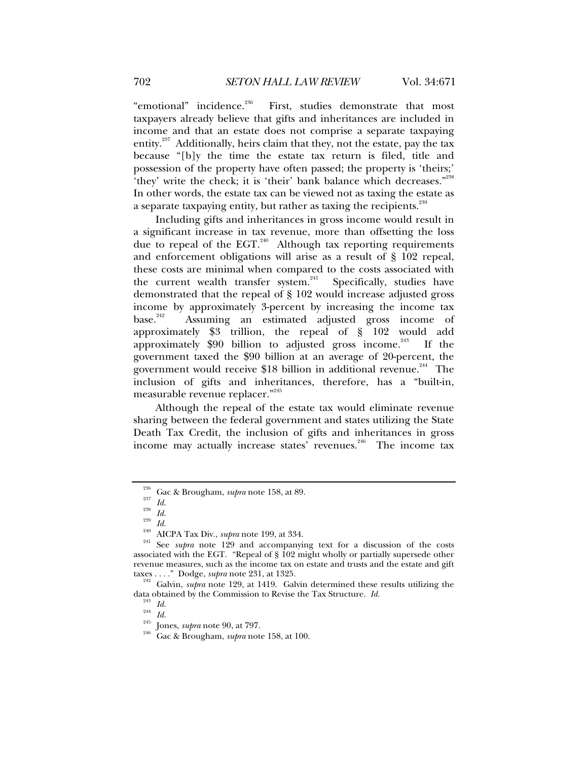"emotional" incidence.[236] First, studies demonstrate that most taxpayers already believe that gifts and inheritances are included in income and that an estate does not comprise a separate taxpaying entity.[237] Additionally, heirs claim that they, not the estate, pay the tax because "[b]y the time the estate tax return is filed, title and possession of the property have often passed; the property is 'theirs;' 'they' write the check; it is 'their' bank balance which decreases."[238] In other words, the estate tax can be viewed not as taxing the estate as a separate taxpaying entity, but rather as taxing the recipients.[239]

Including gifts and inheritances in gross income would result in a significant increase in tax revenue, more than offsetting the loss due to repeal of the EGT.[240] Although tax reporting requirements and enforcement obligations will arise as a result of § 102 repeal, these costs are minimal when compared to the costs associated with the current wealth transfer system.[241] Specifically, studies have demonstrated that the repeal of § 102 would increase adjusted gross income by approximately 3-percent by increasing the income tax base.[242] Assuming an estimated adjusted gross income of approximately $3 trillion, the repeal of § 102 would add approximately $90 billion to adjusted gross income.[243] If the government taxed the $90 billion at an average of 20-percent, the government would receive $18 billion in additional revenue.[244] The inclusion of gifts and inheritances, therefore, has a "built-in, measurable revenue replacer."[245]

Although the repeal of the estate tax would eliminate revenue sharing between the federal government and states utilizing the State Death Tax Credit, the inclusion of gifts and inheritances in gross income may actually increase states' revenues.[246] The income tax

---

[236] Gac & Brougham, *supra* note 158, at 89.

[237] *Id.*

[238] *Id.*

[239] *Id.*

[240] AICPA Tax Div., *supra* note 199, at 334.

[241] See *supra* note 129 and accompanying text for a discussion of the costs associated with the EGT. "Repeal of § 102 might wholly or partially supersede other revenue measures, such as the income tax on estate and trusts and the estate and gift taxes . . . ." Dodge, *supra* note 231, at 1325.

[242] Galvin, *supra* note 129, at 1419. Galvin determined these results utilizing the data obtained by the Commission to Revise the Tax Structure. *Id.*

[243] *Id.*

[244] *Id.*

[245] Jones, *supra* note 90, at 797.

[246] Gac & Brougham, *supra* note 158, at 100.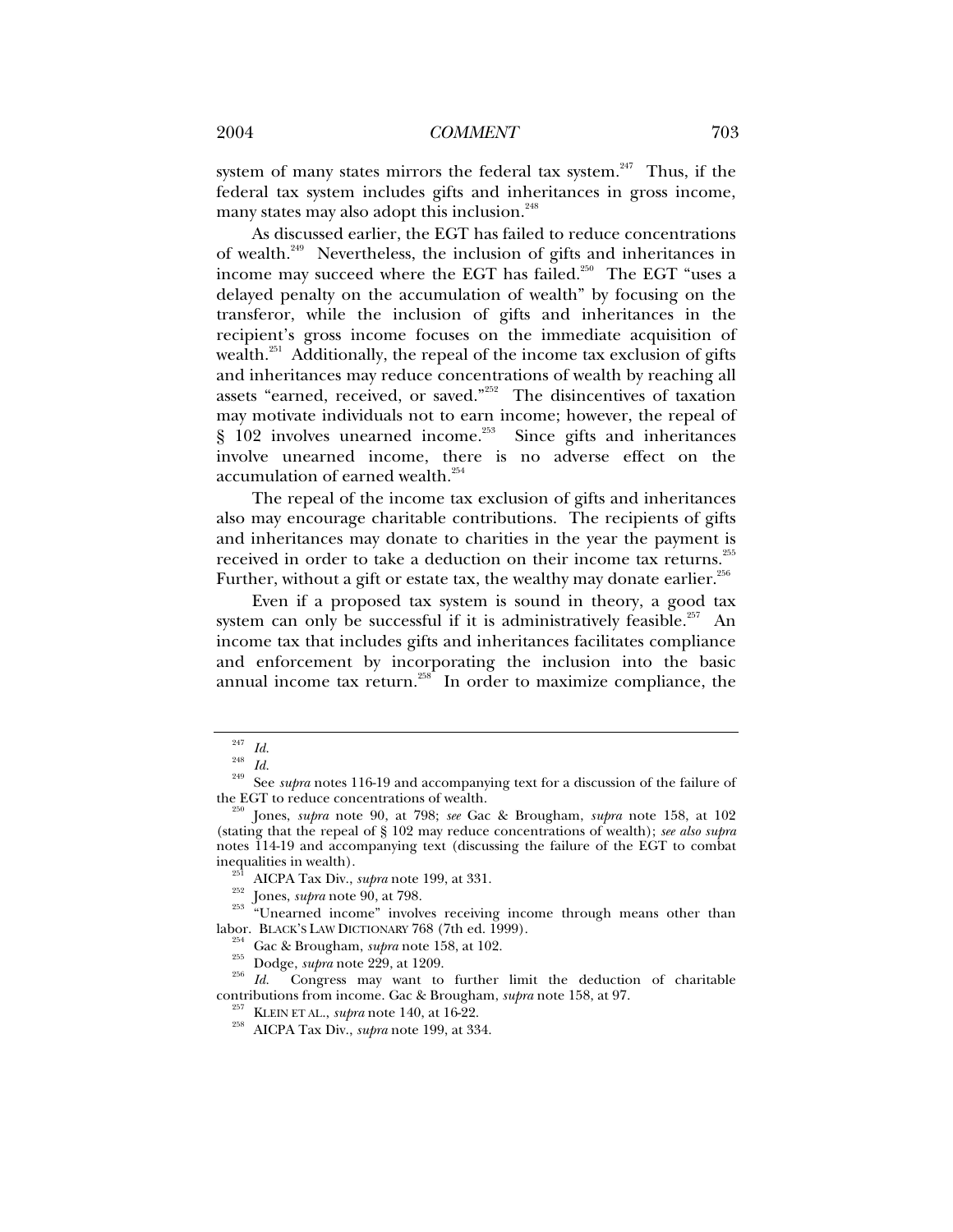system of many states mirrors the federal tax system.[247] Thus, if the federal tax system includes gifts and inheritances in gross income, many states may also adopt this inclusion.[248]

As discussed earlier, the EGT has failed to reduce concentrations of wealth.[249] Nevertheless, the inclusion of gifts and inheritances in income may succeed where the EGT has failed.[250] The EGT "uses a delayed penalty on the accumulation of wealth" by focusing on the transferor, while the inclusion of gifts and inheritances in the recipient's gross income focuses on the immediate acquisition of wealth.[251] Additionally, the repeal of the income tax exclusion of gifts and inheritances may reduce concentrations of wealth by reaching all assets "earned, received, or saved."[252] The disincentives of taxation may motivate individuals not to earn income; however, the repeal of § 102 involves unearned income.[253] Since gifts and inheritances involve unearned income, there is no adverse effect on the accumulation of earned wealth.[254]

The repeal of the income tax exclusion of gifts and inheritances also may encourage charitable contributions. The recipients of gifts and inheritances may donate to charities in the year the payment is received in order to take a deduction on their income tax returns.[255] Further, without a gift or estate tax, the wealthy may donate earlier.[256]

Even if a proposed tax system is sound in theory, a good tax system can only be successful if it is administratively feasible.[257] An income tax that includes gifts and inheritances facilitates compliance and enforcement by incorporating the inclusion into the basic annual income tax return.[258] In order to maximize compliance, the

---

[247] *Id.*

[248] *Id.*

[249] See *supra* notes 116-19 and accompanying text for a discussion of the failure of the EGT to reduce concentrations of wealth.

[250] Jones, *supra* note 90, at 798; *see* Gac & Brougham, *supra* note 158, at 102 (stating that the repeal of § 102 may reduce concentrations of wealth); *see also supra* notes 114-19 and accompanying text (discussing the failure of the EGT to combat inequalities in wealth).

[251] AICPA Tax Div., *supra* note 199, at 331.

[252] Jones, *supra* note 90, at 798.

[253] "Unearned income" involves receiving income through means other than labor. BLACK'S LAW DICTIONARY 768 (7th ed. 1999).

[254] Gac & Brougham, *supra* note 158, at 102.

[255] Dodge, *supra* note 229, at 1209.

[256] *Id.* Congress may want to further limit the deduction of charitable contributions from income. Gac & Brougham, *supra* note 158, at 97.

[257] KLEIN ET AL., *supra* note 140, at 16-22.

[258] AICPA Tax Div., *supra* note 199, at 334.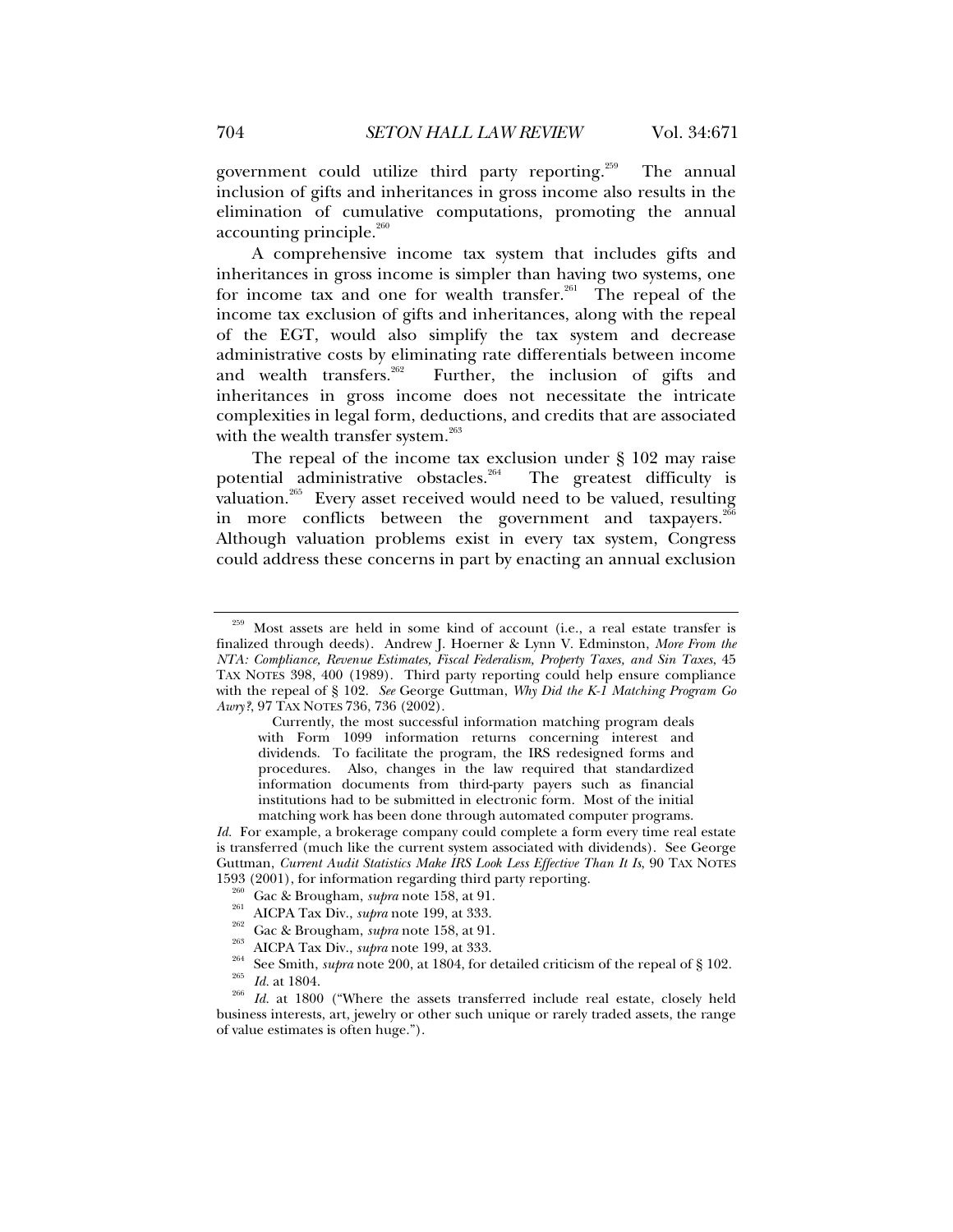government could utilize third party reporting.[259] The annual inclusion of gifts and inheritances in gross income also results in the elimination of cumulative computations, promoting the annual accounting principle.[260]

A comprehensive income tax system that includes gifts and inheritances in gross income is simpler than having two systems, one for income tax and one for wealth transfer.[261] The repeal of the income tax exclusion of gifts and inheritances, along with the repeal of the EGT, would also simplify the tax system and decrease administrative costs by eliminating rate differentials between income and wealth transfers.[262] Further, the inclusion of gifts and inheritances in gross income does not necessitate the intricate complexities in legal form, deductions, and credits that are associated with the wealth transfer system.[263]

The repeal of the income tax exclusion under § 102 may raise potential administrative obstacles.[264] The greatest difficulty is valuation.[265] Every asset received would need to be valued, resulting in more conflicts between the government and taxpayers.[266] Although valuation problems exist in every tax system, Congress could address these concerns in part by enacting an annual exclusion

---

[259] Most assets are held in some kind of account (i.e., a real estate transfer is finalized through deeds). Andrew J. Hoerner & Lynn V. Edminston, *More From the NTA: Compliance, Revenue Estimates, Fiscal Federalism, Property Taxes, and Sin Taxes*, 45 TAX NOTES 398, 400 (1989). Third party reporting could help ensure compliance with the repeal of § 102. *See* George Guttman, *Why Did the K-1 Matching Program Go Awry?*, 97 TAX NOTES 736, 736 (2002).

> Currently, the most successful information matching program deals with Form 1099 information returns concerning interest and dividends. To facilitate the program, the IRS redesigned forms and procedures. Also, changes in the law required that standardized information documents from third-party payers such as financial institutions had to be submitted in electronic form. Most of the initial matching work has been done through automated computer programs.

*Id.* For example, a brokerage company could complete a form every time real estate is transferred (much like the current system associated with dividends). See George Guttman, *Current Audit Statistics Make IRS Look Less Effective Than It Is*, 90 TAX NOTES 1593 (2001), for information regarding third party reporting.

[260] Gac & Brougham, *supra* note 158, at 91.

[261] AICPA Tax Div., *supra* note 199, at 333.

[262] Gac & Brougham, *supra* note 158, at 91.

[263] AICPA Tax Div., *supra* note 199, at 333.

[264] See Smith, *supra* note 200, at 1804, for detailed criticism of the repeal of § 102.

[265] *Id.* at 1804.

[266] *Id.* at 1800 ("Where the assets transferred include real estate, closely held business interests, art, jewelry or other such unique or rarely traded assets, the range of value estimates is often huge.").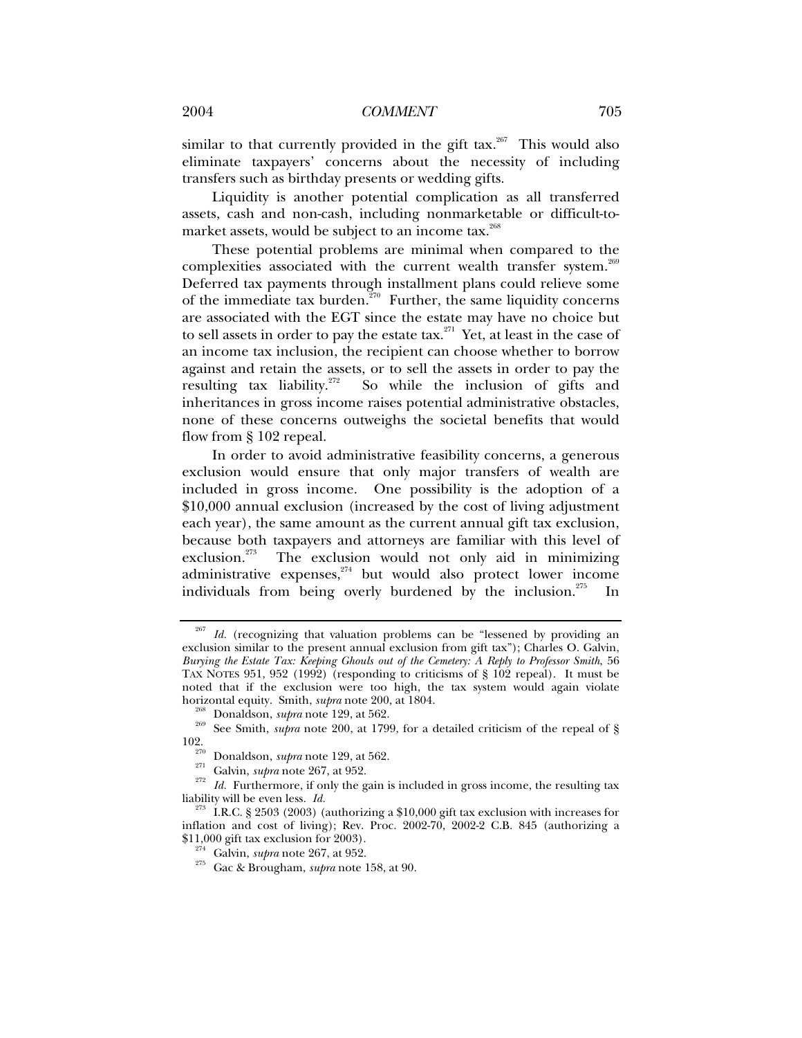similar to that currently provided in the gift tax.[267] This would also eliminate taxpayers' concerns about the necessity of including transfers such as birthday presents or wedding gifts.

Liquidity is another potential complication as all transferred assets, cash and non-cash, including nonmarketable or difficult-to-market assets, would be subject to an income tax.[268]

These potential problems are minimal when compared to the complexities associated with the current wealth transfer system.[269] Deferred tax payments through installment plans could relieve some of the immediate tax burden.[270] Further, the same liquidity concerns are associated with the EGT since the estate may have no choice but to sell assets in order to pay the estate tax.[271] Yet, at least in the case of an income tax inclusion, the recipient can choose whether to borrow against and retain the assets, or to sell the assets in order to pay the resulting tax liability.[272] So while the inclusion of gifts and inheritances in gross income raises potential administrative obstacles, none of these concerns outweighs the societal benefits that would flow from § 102 repeal.

In order to avoid administrative feasibility concerns, a generous exclusion would ensure that only major transfers of wealth are included in gross income. One possibility is the adoption of a $10,000 annual exclusion (increased by the cost of living adjustment each year), the same amount as the current annual gift tax exclusion, because both taxpayers and attorneys are familiar with this level of exclusion.[273] The exclusion would not only aid in minimizing administrative expenses,[274] but would also protect lower income individuals from being overly burdened by the inclusion.[275] In

---

[267] *Id.* (recognizing that valuation problems can be "lessened by providing an exclusion similar to the present annual exclusion from gift tax"); Charles O. Galvin, *Burying the Estate Tax: Keeping Ghouls out of the Cemetery: A Reply to Professor Smith*, 56 TAX NOTES 951, 952 (1992) (responding to criticisms of § 102 repeal). It must be noted that if the exclusion were too high, the tax system would again violate horizontal equity. Smith, *supra* note 200, at 1804.

[268] Donaldson, *supra* note 129, at 562.

[269] See Smith, *supra* note 200, at 1799, for a detailed criticism of the repeal of § 102.

[270] Donaldson, *supra* note 129, at 562.

[271] Galvin, *supra* note 267, at 952.

[272] *Id.* Furthermore, if only the gain is included in gross income, the resulting tax liability will be even less. *Id.*

[273] I.R.C. § 2503 (2003) (authorizing a $10,000 gift tax exclusion with increases for inflation and cost of living); Rev. Proc. 2002-70, 2002-2 C.B. 845 (authorizing a $11,000 gift tax exclusion for 2003).

[274] Galvin, *supra* note 267, at 952.

[275] Gac & Brougham, *supra* note 158, at 90.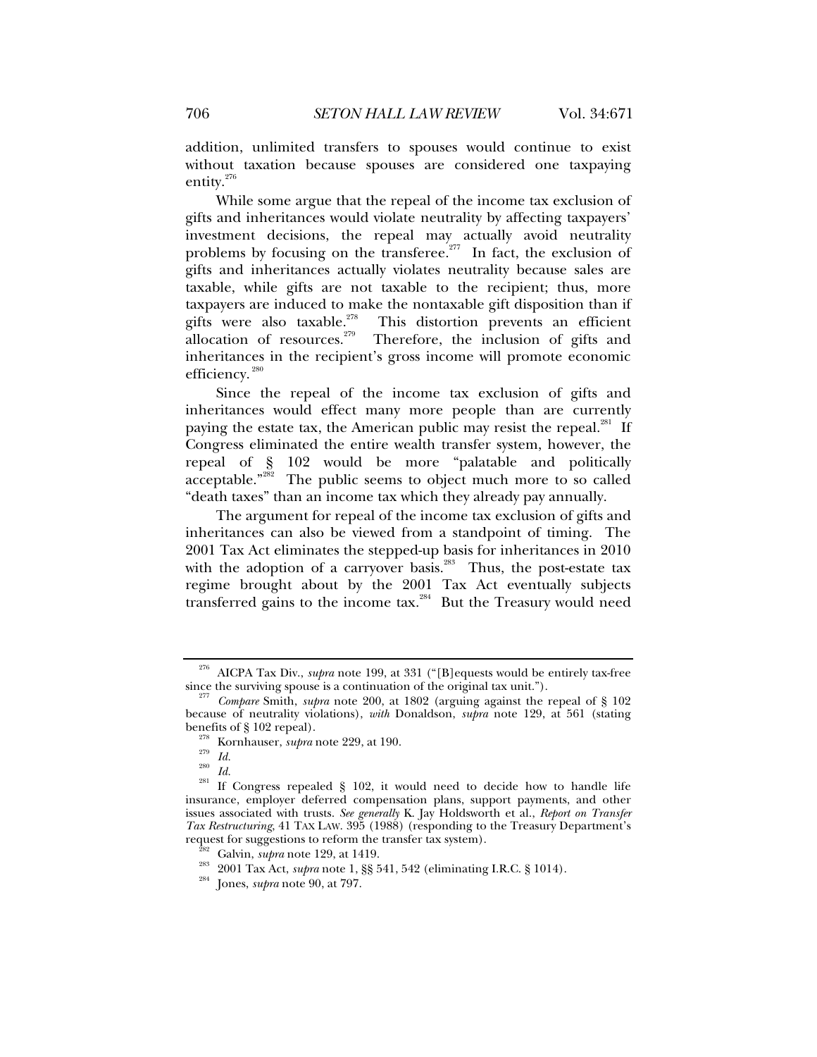addition, unlimited transfers to spouses would continue to exist without taxation because spouses are considered one taxpaying entity.[276]

While some argue that the repeal of the income tax exclusion of gifts and inheritances would violate neutrality by affecting taxpayers' investment decisions, the repeal may actually avoid neutrality problems by focusing on the transferee.[277] In fact, the exclusion of gifts and inheritances actually violates neutrality because sales are taxable, while gifts are not taxable to the recipient; thus, more taxpayers are induced to make the nontaxable gift disposition than if gifts were also taxable.[278] This distortion prevents an efficient allocation of resources.[279] Therefore, the inclusion of gifts and inheritances in the recipient's gross income will promote economic efficiency.[280]

Since the repeal of the income tax exclusion of gifts and inheritances would effect many more people than are currently paying the estate tax, the American public may resist the repeal.[281] If Congress eliminated the entire wealth transfer system, however, the repeal of § 102 would be more "palatable and politically acceptable."[282] The public seems to object much more to so called "death taxes" than an income tax which they already pay annually.

The argument for repeal of the income tax exclusion of gifts and inheritances can also be viewed from a standpoint of timing. The 2001 Tax Act eliminates the stepped-up basis for inheritances in 2010 with the adoption of a carryover basis.[283] Thus, the post-estate tax regime brought about by the 2001 Tax Act eventually subjects transferred gains to the income tax.[284] But the Treasury would need

---

[276] AICPA Tax Div., *supra* note 199, at 331 ("[B]equests would be entirely tax-free since the surviving spouse is a continuation of the original tax unit.").

[277] *Compare* Smith, *supra* note 200, at 1802 (arguing against the repeal of § 102 because of neutrality violations), *with* Donaldson, *supra* note 129, at 561 (stating benefits of § 102 repeal).

[278] Kornhauser, *supra* note 229, at 190.

[279] *Id.*

[280] *Id.*

[281] If Congress repealed § 102, it would need to decide how to handle life insurance, employer deferred compensation plans, support payments, and other issues associated with trusts. *See generally* K. Jay Holdsworth et al., *Report on Transfer Tax Restructuring*, 41 TAX LAW. 395 (1988) (responding to the Treasury Department's request for suggestions to reform the transfer tax system).

[282] Galvin, *supra* note 129, at 1419.

[283] 2001 Tax Act, *supra* note 1, §§ 541, 542 (eliminating I.R.C. § 1014).

[284] Jones, *supra* note 90, at 797.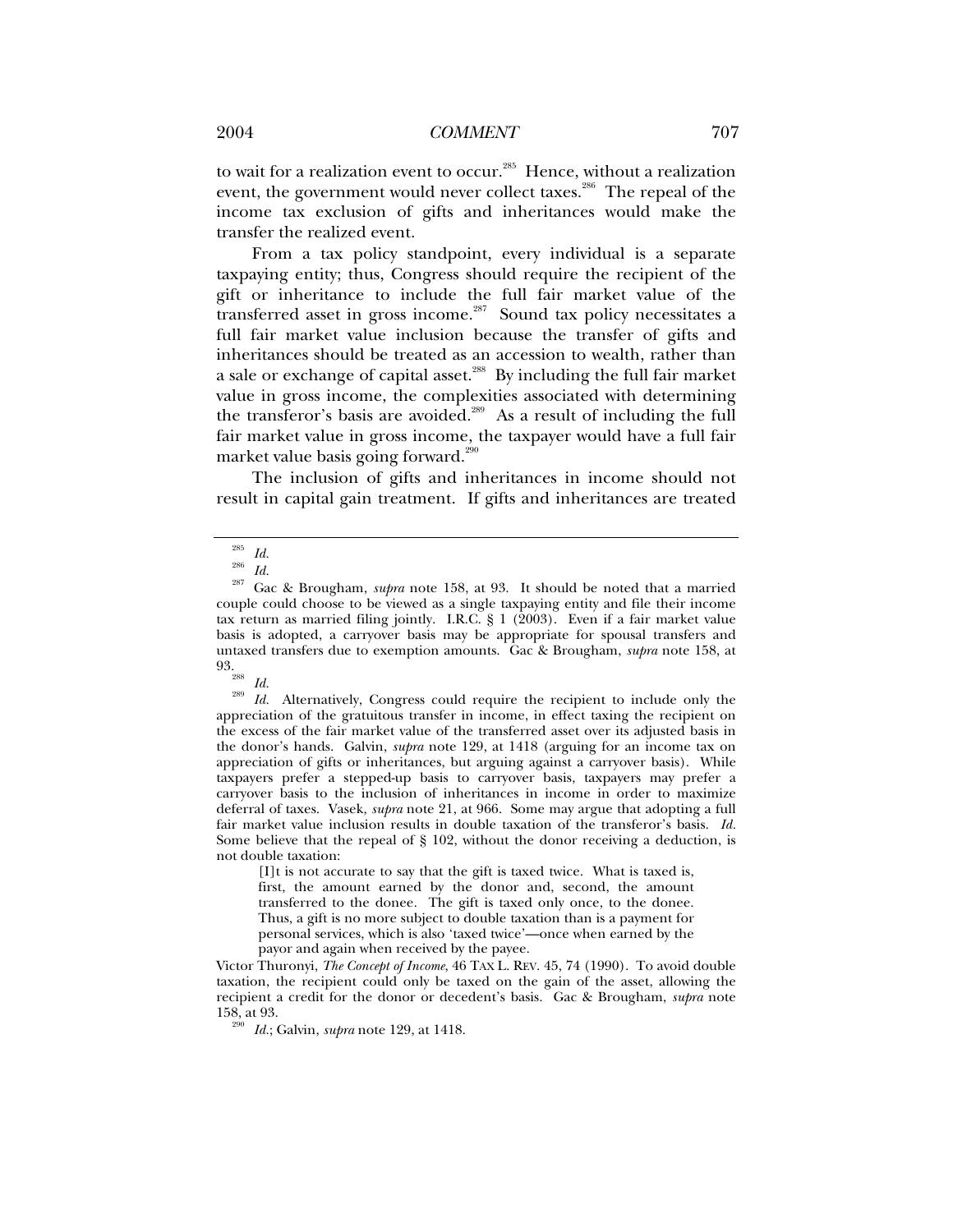to wait for a realization event to occur.[285] Hence, without a realization event, the government would never collect taxes.[286] The repeal of the income tax exclusion of gifts and inheritances would make the transfer the realized event.

From a tax policy standpoint, every individual is a separate taxpaying entity; thus, Congress should require the recipient of the gift or inheritance to include the full fair market value of the transferred asset in gross income.[287] Sound tax policy necessitates a full fair market value inclusion because the transfer of gifts and inheritances should be treated as an accession to wealth, rather than a sale or exchange of capital asset.[288] By including the full fair market value in gross income, the complexities associated with determining the transferor's basis are avoided.[289] As a result of including the full fair market value in gross income, the taxpayer would have a full fair market value basis going forward.[290]

The inclusion of gifts and inheritances in income should not result in capital gain treatment. If gifts and inheritances are treated

---

[285] *Id.*

[286] *Id.*

[287] Gac & Brougham, *supra* note 158, at 93. It should be noted that a married couple could choose to be viewed as a single taxpaying entity and file their income tax return as married filing jointly. I.R.C. § 1 (2003). Even if a fair market value basis is adopted, a carryover basis may be appropriate for spousal transfers and untaxed transfers due to exemption amounts. Gac & Brougham, *supra* note 158, at 93.

[288] *Id.*

[289] *Id.* Alternatively, Congress could require the recipient to include only the appreciation of the gratuitous transfer in income, in effect taxing the recipient on the excess of the fair market value of the transferred asset over its adjusted basis in the donor's hands. Galvin, *supra* note 129, at 1418 (arguing for an income tax on appreciation of gifts or inheritances, but arguing against a carryover basis). While taxpayers prefer a stepped-up basis to carryover basis, taxpayers may prefer a carryover basis to the inclusion of inheritances in income in order to maximize deferral of taxes. Vasek, *supra* note 21, at 966. Some may argue that adopting a full fair market value inclusion results in double taxation of the transferor's basis. *Id.* Some believe that the repeal of § 102, without the donor receiving a deduction, is not double taxation:

> [I]t is not accurate to say that the gift is taxed twice. What is taxed is, first, the amount earned by the donor and, second, the amount transferred to the donee. The gift is taxed only once, to the donee. Thus, a gift is no more subject to double taxation than is a payment for personal services, which is also 'taxed twice'—once when earned by the payor and again when received by the payee.

Victor Thuronyi, *The Concept of Income*, 46 TAX L. REV. 45, 74 (1990). To avoid double taxation, the recipient could only be taxed on the gain of the asset, allowing the recipient a credit for the donor or decedent's basis. Gac & Brougham, *supra* note 158, at 93.

[290] *Id.*; Galvin, *supra* note 129, at 1418.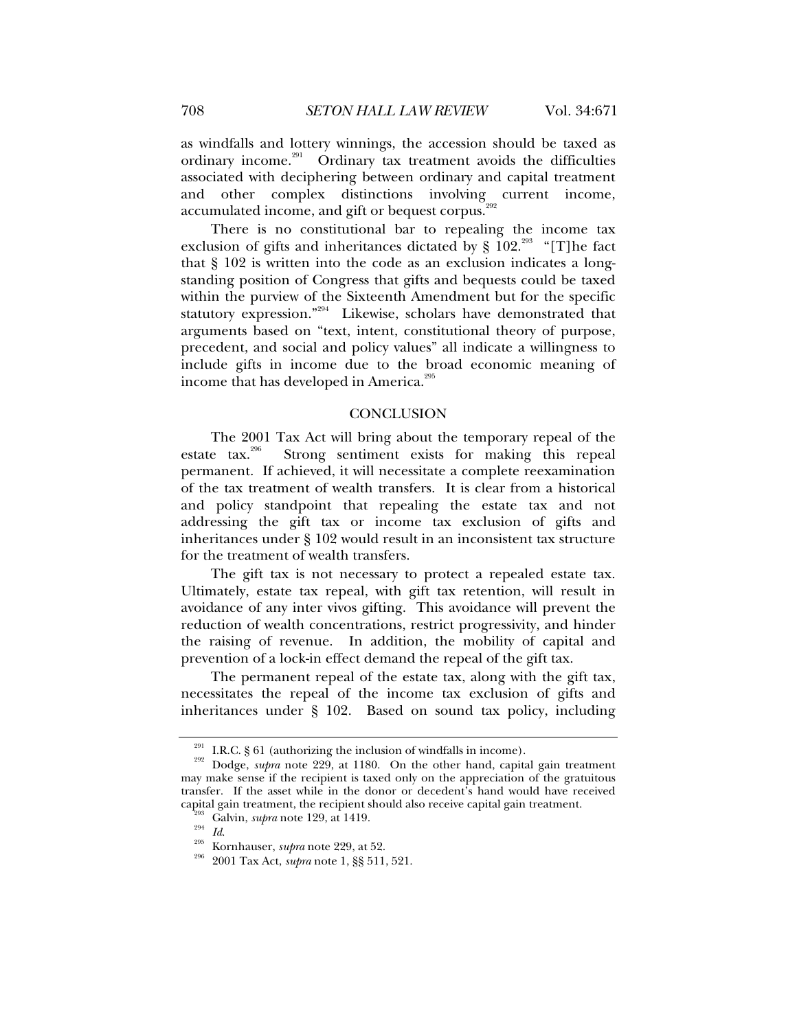as windfalls and lottery winnings, the accession should be taxed as ordinary income.[291] Ordinary tax treatment avoids the difficulties associated with deciphering between ordinary and capital treatment and other complex distinctions involving current income, accumulated income, and gift or bequest corpus.[292]

There is no constitutional bar to repealing the income tax exclusion of gifts and inheritances dictated by § 102.[293] "[T]he fact that § 102 is written into the code as an exclusion indicates a long-standing position of Congress that gifts and bequests could be taxed within the purview of the Sixteenth Amendment but for the specific statutory expression."[294] Likewise, scholars have demonstrated that arguments based on "text, intent, constitutional theory of purpose, precedent, and social and policy values" all indicate a willingness to include gifts in income due to the broad economic meaning of income that has developed in America.[295]

## CONCLUSION

The 2001 Tax Act will bring about the temporary repeal of the estate tax.[296] Strong sentiment exists for making this repeal permanent. If achieved, it will necessitate a complete reexamination of the tax treatment of wealth transfers. It is clear from a historical and policy standpoint that repealing the estate tax and not addressing the gift tax or income tax exclusion of gifts and inheritances under § 102 would result in an inconsistent tax structure for the treatment of wealth transfers.

The gift tax is not necessary to protect a repealed estate tax. Ultimately, estate tax repeal, with gift tax retention, will result in avoidance of any inter vivos gifting. This avoidance will prevent the reduction of wealth concentrations, restrict progressivity, and hinder the raising of revenue. In addition, the mobility of capital and prevention of a lock-in effect demand the repeal of the gift tax.

The permanent repeal of the estate tax, along with the gift tax, necessitates the repeal of the income tax exclusion of gifts and inheritances under § 102. Based on sound tax policy, including

---

[291] I.R.C. § 61 (authorizing the inclusion of windfalls in income).

[292] Dodge, *supra* note 229, at 1180. On the other hand, capital gain treatment may make sense if the recipient is taxed only on the appreciation of the gratuitous transfer. If the asset while in the donor or decedent's hand would have received capital gain treatment, the recipient should also receive capital gain treatment.

[293] Galvin, *supra* note 129, at 1419.

[294] *Id.*

[295] Kornhauser, *supra* note 229, at 52.

[296] 2001 Tax Act, *supra* note 1, §§ 511, 521.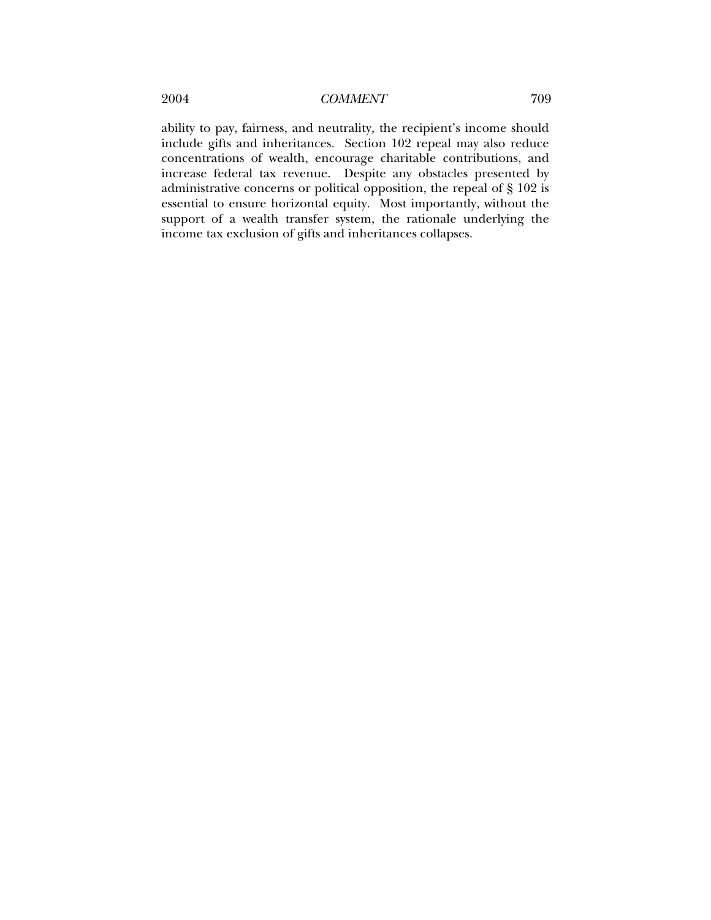ability to pay, fairness, and neutrality, the recipient's income should include gifts and inheritances. Section 102 repeal may also reduce concentrations of wealth, encourage charitable contributions, and increase federal tax revenue. Despite any obstacles presented by administrative concerns or political opposition, the repeal of § 102 is essential to ensure horizontal equity. Most importantly, without the support of a wealth transfer system, the rationale underlying the income tax exclusion of gifts and inheritances collapses.